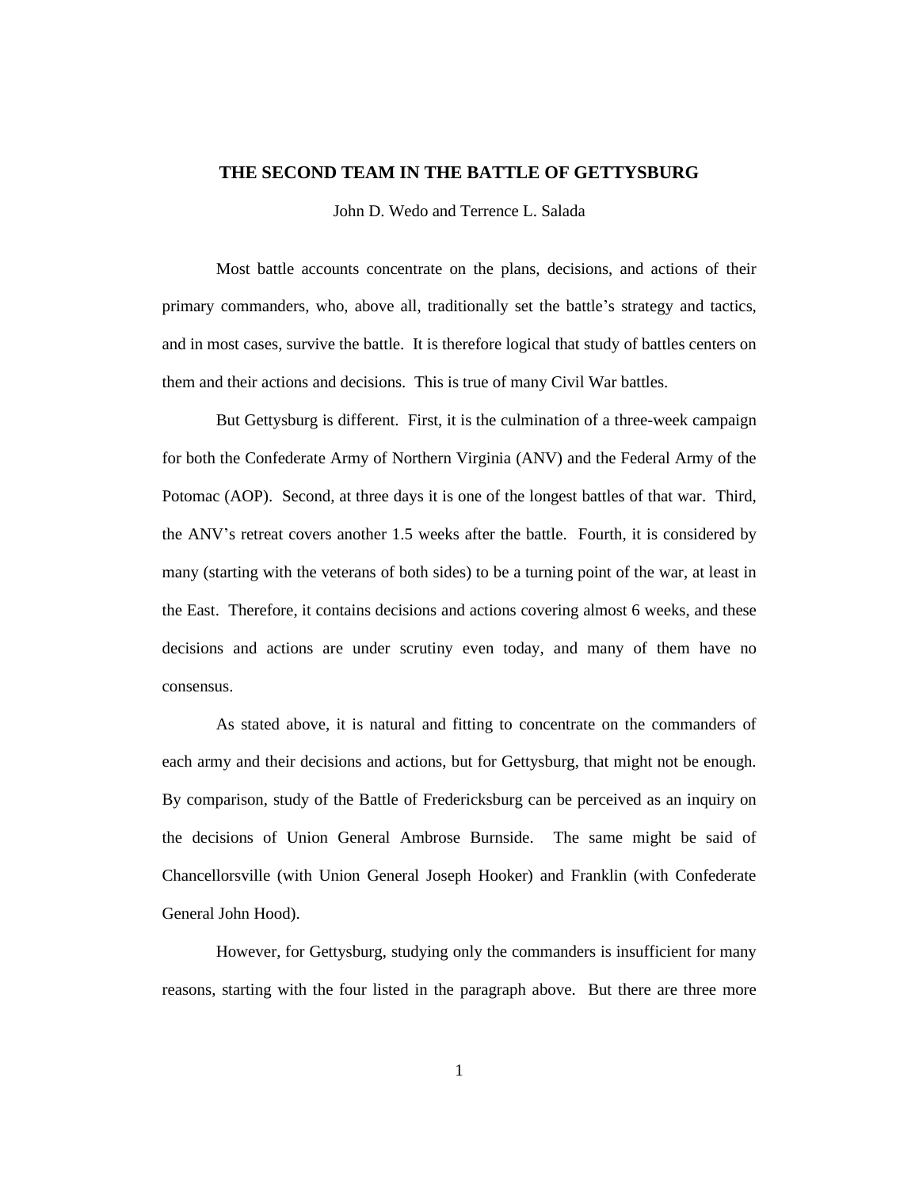# THE SECOND TEAM IN THE BATTLE OF GETTYSBURG

John D. Wedo and Terrence L. Salada

Most battle accounts concentrate on the plans, decisions, and actions of their primary commanders, who, above all, traditionally set the battle's strategy and tactics, and in most cases, survive the battle. It is therefore logical that study of battles centers on them and their actions and decisions. This is true of many Civil War battles.

But Gettysburg is different. First, it is the culmination of a three-week campaign for both the Confederate Army of Northern Virginia (ANV) and the Federal Army of the Potomac (AOP). Second, at three days it is one of the longest battles of that war. Third, the ANV's retreat covers another 1.5 weeks after the battle. Fourth, it is considered by many (starting with the veterans of both sides) to be a turning point of the war, at least in the East. Therefore, it contains decisions and actions covering almost 6 weeks, and these decisions and actions are under scrutiny even today, and many of them have no consensus.

As stated above, it is natural and fitting to concentrate on the commanders of each army and their decisions and actions, but for Gettysburg, that might not be enough. By comparison, study of the Battle of Fredericksburg can be perceived as an inquiry on the decisions of Union General Ambrose Burnside. The same might be said of Chancellorsville (with Union General Joseph Hooker) and Franklin (with Confederate General John Hood).

However, for Gettysburg, studying only the commanders is insufficient for many reasons, starting with the four listed in the paragraph above. But there are three more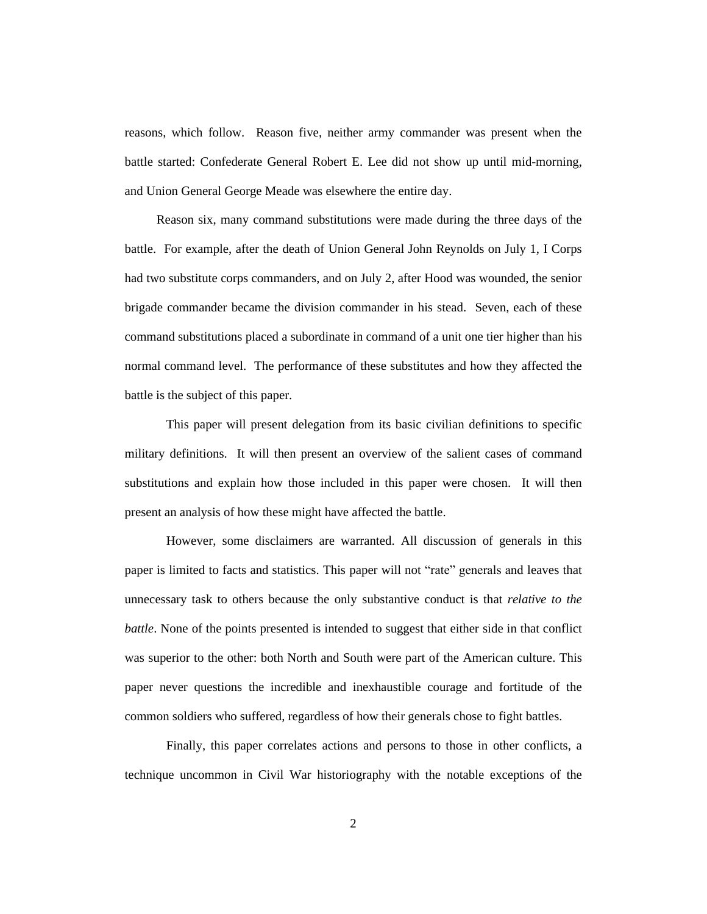reasons, which follow. Reason five, neither army commander was present when the battle started: Confederate General Robert E. Lee did not show up until mid-morning, and Union General George Meade was elsewhere the entire day.

Reason six, many command substitutions were made during the three days of the battle. For example, after the death of Union General John Reynolds on July 1, I Corps had two substitute corps commanders, and on July 2, after Hood was wounded, the senior brigade commander became the division commander in his stead. Seven, each of these command substitutions placed a subordinate in command of a unit one tier higher than his normal command level. The performance of these substitutes and how they affected the battle is the subject of this paper.

This paper will present delegation from its basic civilian definitions to specific military definitions. It will then present an overview of the salient cases of command substitutions and explain how those included in this paper were chosen. It will then present an analysis of how these might have affected the battle.

However, some disclaimers are warranted. All discussion of generals in this paper is limited to facts and statistics. This paper will not "rate" generals and leaves that unnecessary task to others because the only substantive conduct is that *relative to the battle*. None of the points presented is intended to suggest that either side in that conflict was superior to the other: both North and South were part of the American culture. This paper never questions the incredible and inexhaustible courage and fortitude of the common soldiers who suffered, regardless of how their generals chose to fight battles.

Finally, this paper correlates actions and persons to those in other conflicts, a technique uncommon in Civil War historiography with the notable exceptions of the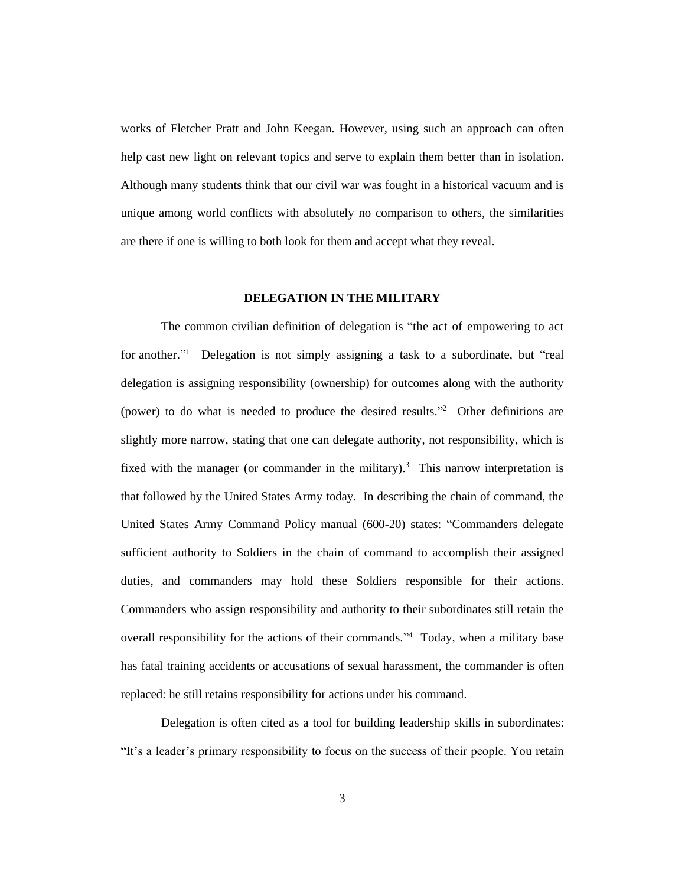works of Fletcher Pratt and John Keegan. However, using such an approach can often help cast new light on relevant topics and serve to explain them better than in isolation. Although many students think that our civil war was fought in a historical vacuum and is unique among world conflicts with absolutely no comparison to others, the similarities are there if one is willing to both look for them and accept what they reveal.

## DELEGATION IN THE MILITARY

The common civilian definition of delegation is "the act of empowering to act for another."[1] Delegation is not simply assigning a task to a subordinate, but "real delegation is assigning responsibility (ownership) for outcomes along with the authority (power) to do what is needed to produce the desired results."[2] Other definitions are slightly more narrow, stating that one can delegate authority, not responsibility, which is fixed with the manager (or commander in the military).[3] This narrow interpretation is that followed by the United States Army today. In describing the chain of command, the United States Army Command Policy manual (600-20) states: "Commanders delegate sufficient authority to Soldiers in the chain of command to accomplish their assigned duties, and commanders may hold these Soldiers responsible for their actions. Commanders who assign responsibility and authority to their subordinates still retain the overall responsibility for the actions of their commands."[4] Today, when a military base has fatal training accidents or accusations of sexual harassment, the commander is often replaced: he still retains responsibility for actions under his command.

Delegation is often cited as a tool for building leadership skills in subordinates: "It's a leader's primary responsibility to focus on the success of their people. You retain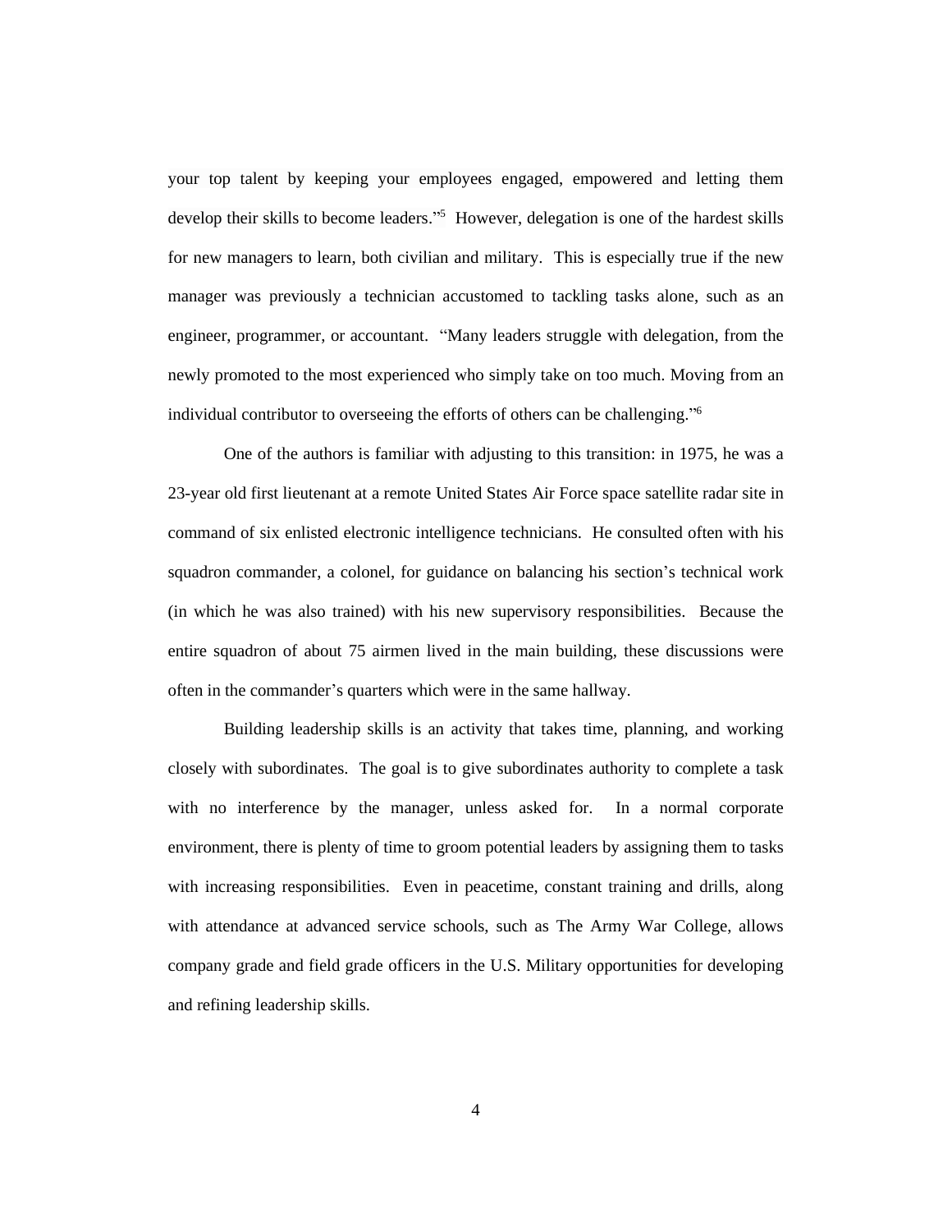your top talent by keeping your employees engaged, empowered and letting them develop their skills to become leaders."[5] However, delegation is one of the hardest skills for new managers to learn, both civilian and military. This is especially true if the new manager was previously a technician accustomed to tackling tasks alone, such as an engineer, programmer, or accountant. "Many leaders struggle with delegation, from the newly promoted to the most experienced who simply take on too much. Moving from an individual contributor to overseeing the efforts of others can be challenging."[6]

One of the authors is familiar with adjusting to this transition: in 1975, he was a 23-year old first lieutenant at a remote United States Air Force space satellite radar site in command of six enlisted electronic intelligence technicians. He consulted often with his squadron commander, a colonel, for guidance on balancing his section's technical work (in which he was also trained) with his new supervisory responsibilities. Because the entire squadron of about 75 airmen lived in the main building, these discussions were often in the commander's quarters which were in the same hallway.

Building leadership skills is an activity that takes time, planning, and working closely with subordinates. The goal is to give subordinates authority to complete a task with no interference by the manager, unless asked for. In a normal corporate environment, there is plenty of time to groom potential leaders by assigning them to tasks with increasing responsibilities. Even in peacetime, constant training and drills, along with attendance at advanced service schools, such as The Army War College, allows company grade and field grade officers in the U.S. Military opportunities for developing and refining leadership skills.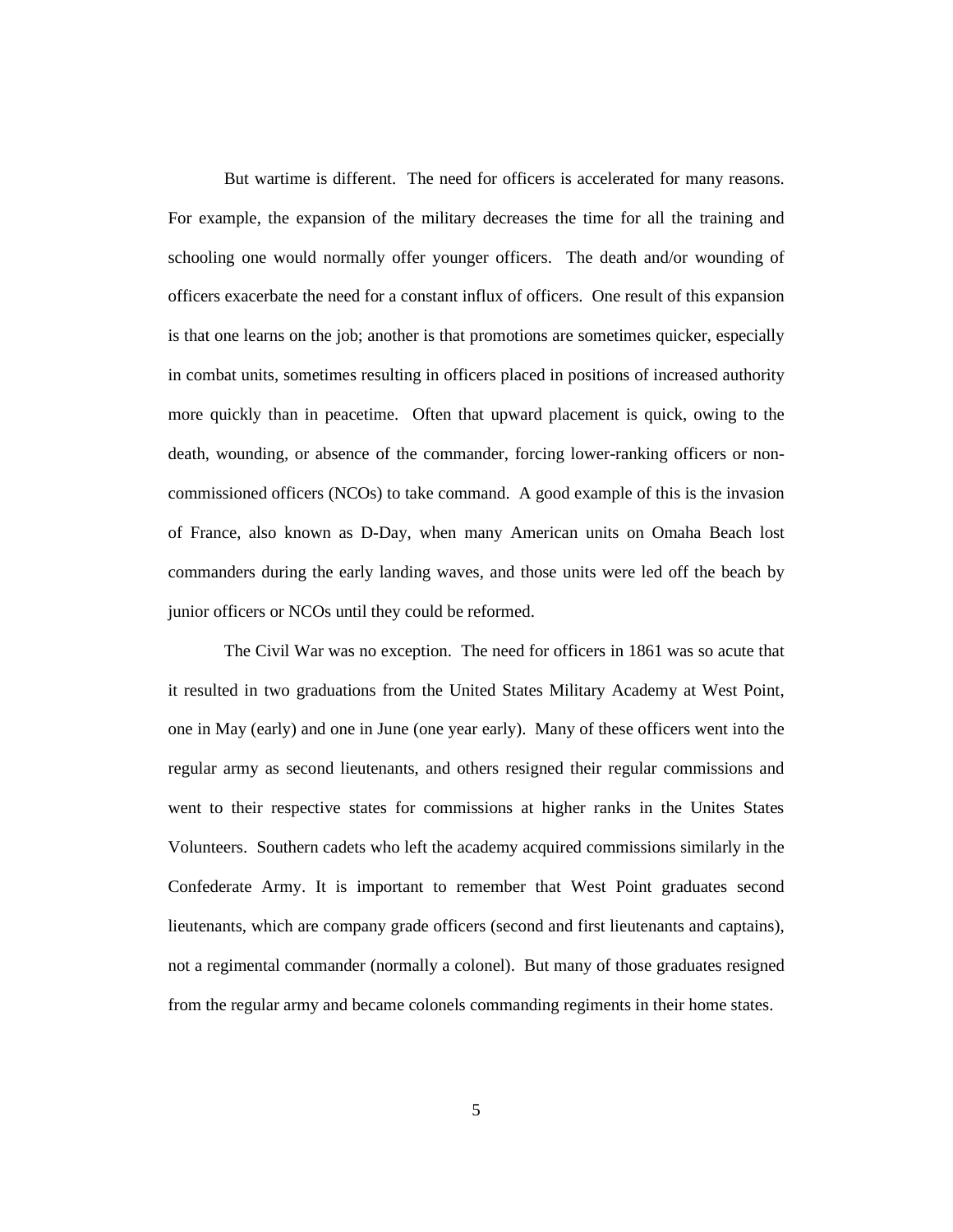But wartime is different. The need for officers is accelerated for many reasons. For example, the expansion of the military decreases the time for all the training and schooling one would normally offer younger officers. The death and/or wounding of officers exacerbate the need for a constant influx of officers. One result of this expansion is that one learns on the job; another is that promotions are sometimes quicker, especially in combat units, sometimes resulting in officers placed in positions of increased authority more quickly than in peacetime. Often that upward placement is quick, owing to the death, wounding, or absence of the commander, forcing lower-ranking officers or non-commissioned officers (NCOs) to take command. A good example of this is the invasion of France, also known as D-Day, when many American units on Omaha Beach lost commanders during the early landing waves, and those units were led off the beach by junior officers or NCOs until they could be reformed.

The Civil War was no exception. The need for officers in 1861 was so acute that it resulted in two graduations from the United States Military Academy at West Point, one in May (early) and one in June (one year early). Many of these officers went into the regular army as second lieutenants, and others resigned their regular commissions and went to their respective states for commissions at higher ranks in the Unites States Volunteers. Southern cadets who left the academy acquired commissions similarly in the Confederate Army. It is important to remember that West Point graduates second lieutenants, which are company grade officers (second and first lieutenants and captains), not a regimental commander (normally a colonel). But many of those graduates resigned from the regular army and became colonels commanding regiments in their home states.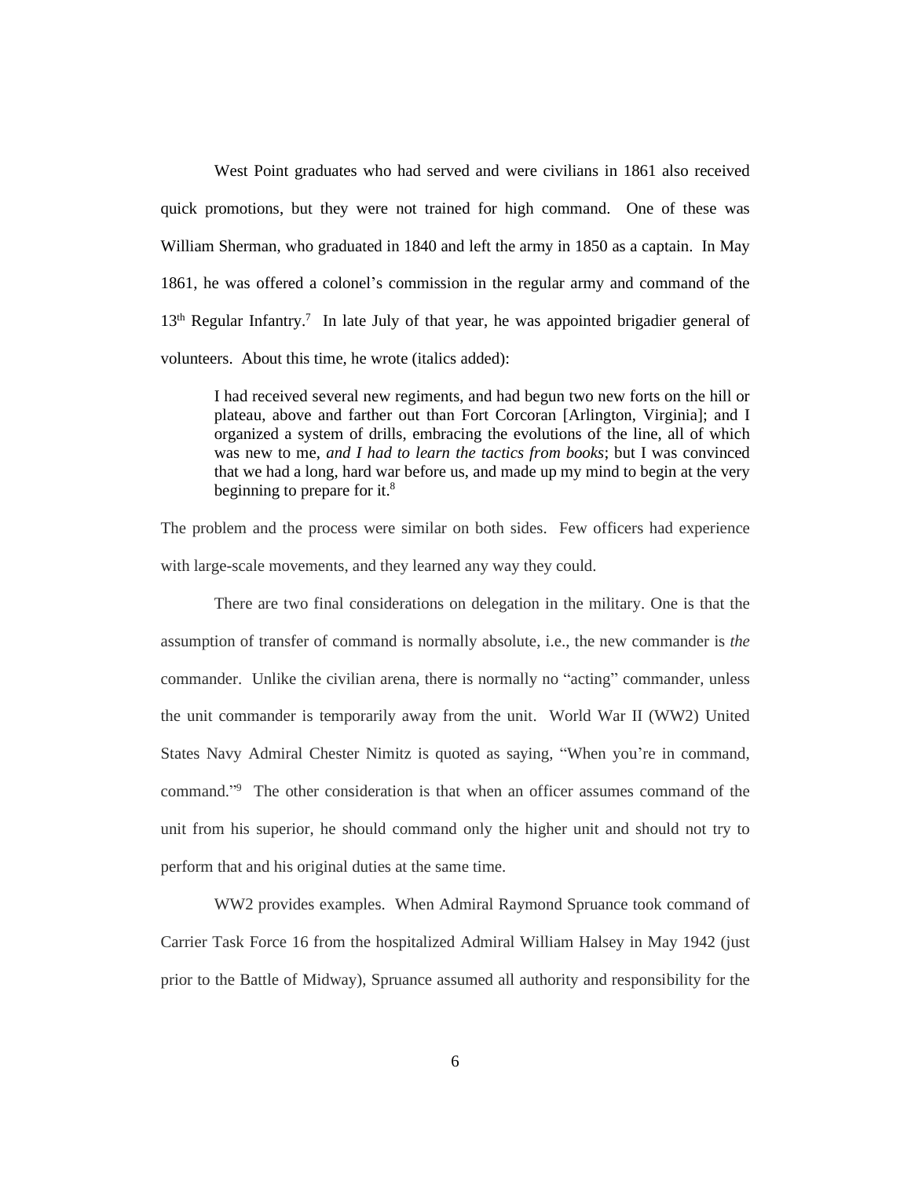West Point graduates who had served and were civilians in 1861 also received quick promotions, but they were not trained for high command. One of these was William Sherman, who graduated in 1840 and left the army in 1850 as a captain. In May 1861, he was offered a colonel's commission in the regular army and command of the 13th Regular Infantry.[7] In late July of that year, he was appointed brigadier general of volunteers. About this time, he wrote (italics added):

> I had received several new regiments, and had begun two new forts on the hill or plateau, above and farther out than Fort Corcoran [Arlington, Virginia]; and I organized a system of drills, embracing the evolutions of the line, all of which was new to me, *and I had to learn the tactics from books*; but I was convinced that we had a long, hard war before us, and made up my mind to begin at the very beginning to prepare for it.[8]

The problem and the process were similar on both sides. Few officers had experience with large-scale movements, and they learned any way they could.

There are two final considerations on delegation in the military. One is that the assumption of transfer of command is normally absolute, i.e., the new commander is *the* commander. Unlike the civilian arena, there is normally no "acting" commander, unless the unit commander is temporarily away from the unit. World War II (WW2) United States Navy Admiral Chester Nimitz is quoted as saying, "When you're in command, command."[9] The other consideration is that when an officer assumes command of the unit from his superior, he should command only the higher unit and should not try to perform that and his original duties at the same time.

WW2 provides examples. When Admiral Raymond Spruance took command of Carrier Task Force 16 from the hospitalized Admiral William Halsey in May 1942 (just prior to the Battle of Midway), Spruance assumed all authority and responsibility for the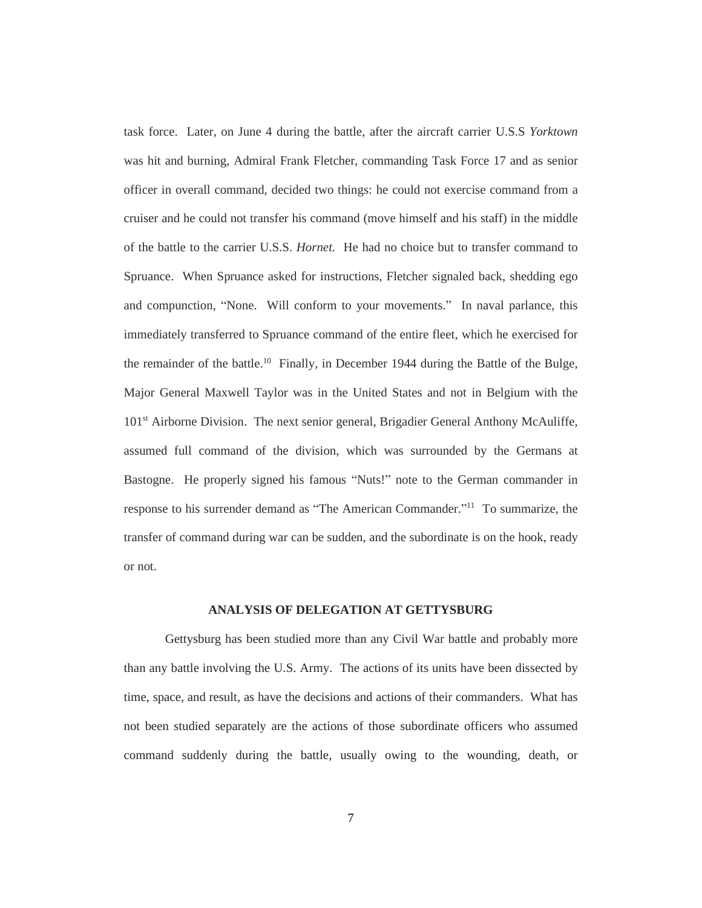task force. Later, on June 4 during the battle, after the aircraft carrier U.S.S *Yorktown* was hit and burning, Admiral Frank Fletcher, commanding Task Force 17 and as senior officer in overall command, decided two things: he could not exercise command from a cruiser and he could not transfer his command (move himself and his staff) in the middle of the battle to the carrier U.S.S. *Hornet.* He had no choice but to transfer command to Spruance. When Spruance asked for instructions, Fletcher signaled back, shedding ego and compunction, "None. Will conform to your movements." In naval parlance, this immediately transferred to Spruance command of the entire fleet, which he exercised for the remainder of the battle.[10] Finally, in December 1944 during the Battle of the Bulge, Major General Maxwell Taylor was in the United States and not in Belgium with the 101st Airborne Division. The next senior general, Brigadier General Anthony McAuliffe, assumed full command of the division, which was surrounded by the Germans at Bastogne. He properly signed his famous "Nuts!" note to the German commander in response to his surrender demand as "The American Commander."[11] To summarize, the transfer of command during war can be sudden, and the subordinate is on the hook, ready or not.

## ANALYSIS OF DELEGATION AT GETTYSBURG

Gettysburg has been studied more than any Civil War battle and probably more than any battle involving the U.S. Army. The actions of its units have been dissected by time, space, and result, as have the decisions and actions of their commanders. What has not been studied separately are the actions of those subordinate officers who assumed command suddenly during the battle, usually owing to the wounding, death, or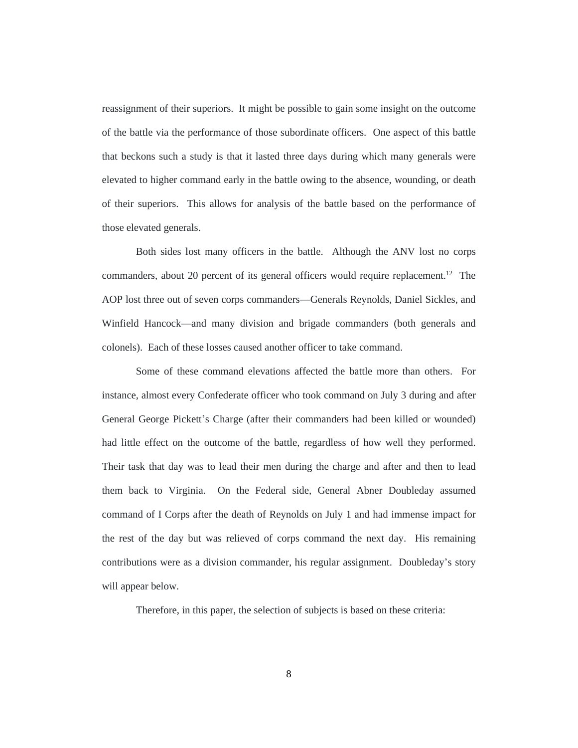reassignment of their superiors. It might be possible to gain some insight on the outcome of the battle via the performance of those subordinate officers. One aspect of this battle that beckons such a study is that it lasted three days during which many generals were elevated to higher command early in the battle owing to the absence, wounding, or death of their superiors. This allows for analysis of the battle based on the performance of those elevated generals.

Both sides lost many officers in the battle. Although the ANV lost no corps commanders, about 20 percent of its general officers would require replacement.[12] The AOP lost three out of seven corps commanders—Generals Reynolds, Daniel Sickles, and Winfield Hancock—and many division and brigade commanders (both generals and colonels). Each of these losses caused another officer to take command.

Some of these command elevations affected the battle more than others. For instance, almost every Confederate officer who took command on July 3 during and after General George Pickett's Charge (after their commanders had been killed or wounded) had little effect on the outcome of the battle, regardless of how well they performed. Their task that day was to lead their men during the charge and after and then to lead them back to Virginia. On the Federal side, General Abner Doubleday assumed command of I Corps after the death of Reynolds on July 1 and had immense impact for the rest of the day but was relieved of corps command the next day. His remaining contributions were as a division commander, his regular assignment. Doubleday's story will appear below.

Therefore, in this paper, the selection of subjects is based on these criteria: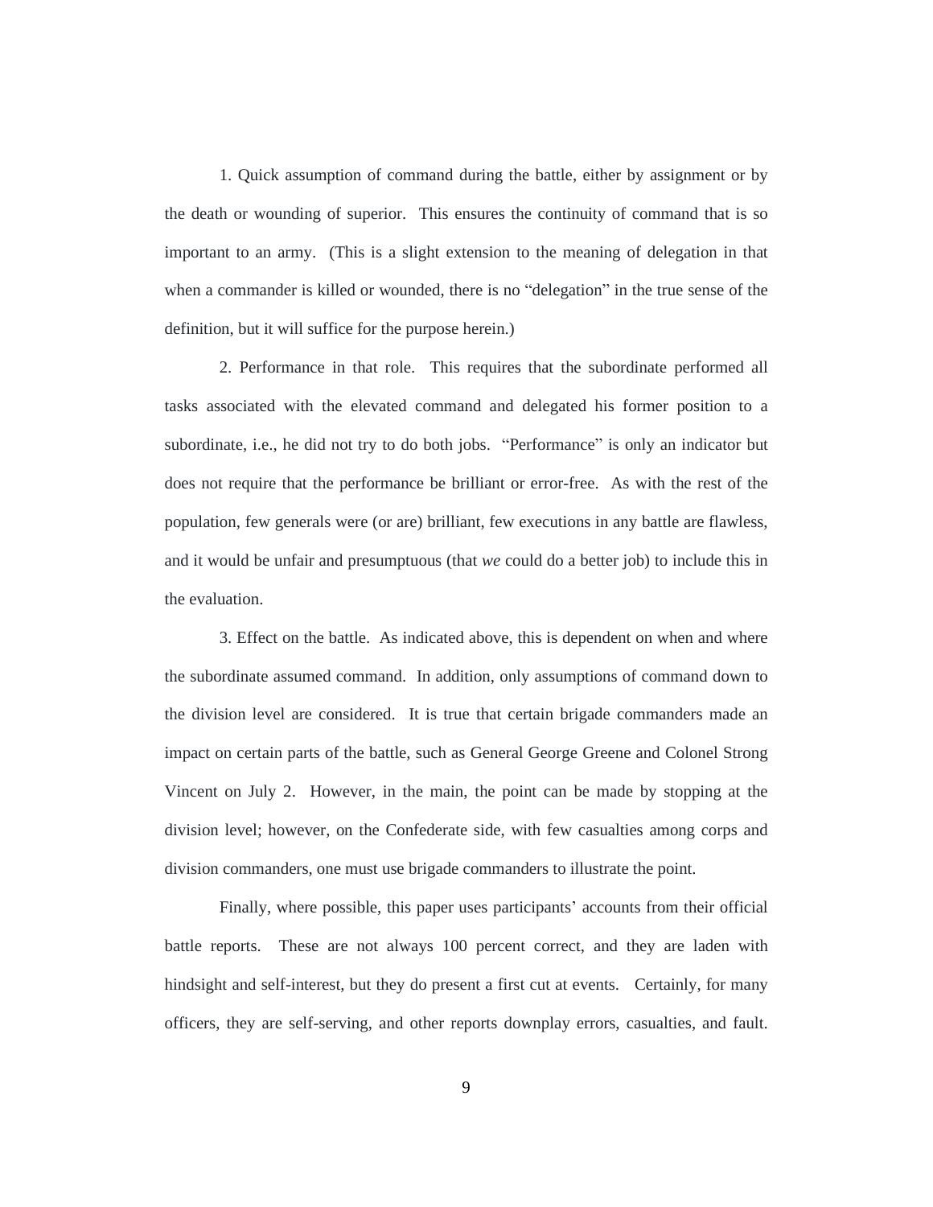1. Quick assumption of command during the battle, either by assignment or by the death or wounding of superior. This ensures the continuity of command that is so important to an army. (This is a slight extension to the meaning of delegation in that when a commander is killed or wounded, there is no "delegation" in the true sense of the definition, but it will suffice for the purpose herein.)

2. Performance in that role. This requires that the subordinate performed all tasks associated with the elevated command and delegated his former position to a subordinate, i.e., he did not try to do both jobs. "Performance" is only an indicator but does not require that the performance be brilliant or error-free. As with the rest of the population, few generals were (or are) brilliant, few executions in any battle are flawless, and it would be unfair and presumptuous (that *we* could do a better job) to include this in the evaluation.

3. Effect on the battle. As indicated above, this is dependent on when and where the subordinate assumed command. In addition, only assumptions of command down to the division level are considered. It is true that certain brigade commanders made an impact on certain parts of the battle, such as General George Greene and Colonel Strong Vincent on July 2. However, in the main, the point can be made by stopping at the division level; however, on the Confederate side, with few casualties among corps and division commanders, one must use brigade commanders to illustrate the point.

Finally, where possible, this paper uses participants' accounts from their official battle reports. These are not always 100 percent correct, and they are laden with hindsight and self-interest, but they do present a first cut at events. Certainly, for many officers, they are self-serving, and other reports downplay errors, casualties, and fault.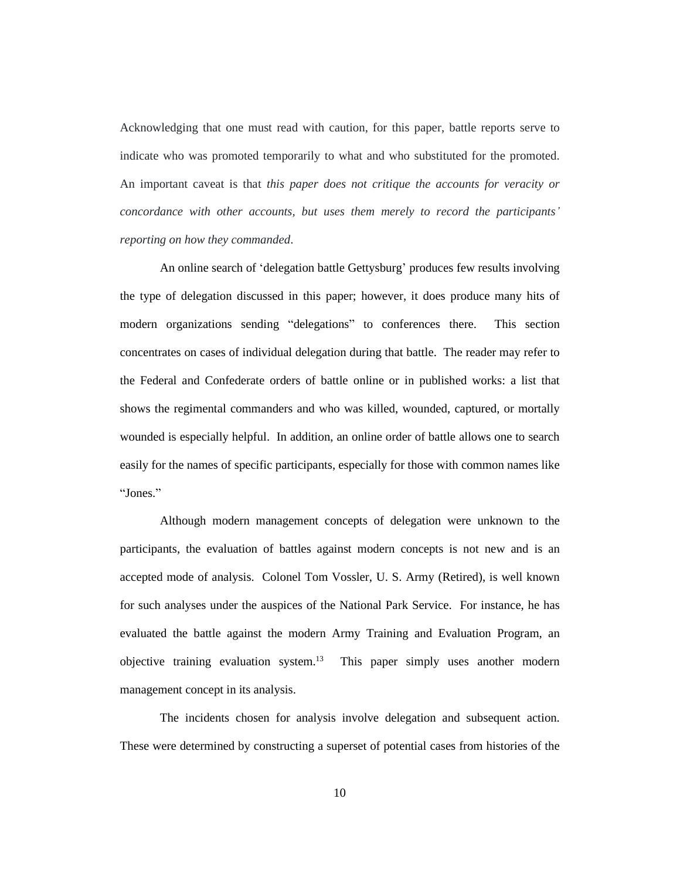Acknowledging that one must read with caution, for this paper, battle reports serve to indicate who was promoted temporarily to what and who substituted for the promoted. An important caveat is that *this paper does not critique the accounts for veracity or concordance with other accounts, but uses them merely to record the participants' reporting on how they commanded*.

An online search of 'delegation battle Gettysburg' produces few results involving the type of delegation discussed in this paper; however, it does produce many hits of modern organizations sending "delegations" to conferences there. This section concentrates on cases of individual delegation during that battle. The reader may refer to the Federal and Confederate orders of battle online or in published works: a list that shows the regimental commanders and who was killed, wounded, captured, or mortally wounded is especially helpful. In addition, an online order of battle allows one to search easily for the names of specific participants, especially for those with common names like "Jones."

Although modern management concepts of delegation were unknown to the participants, the evaluation of battles against modern concepts is not new and is an accepted mode of analysis. Colonel Tom Vossler, U. S. Army (Retired), is well known for such analyses under the auspices of the National Park Service. For instance, he has evaluated the battle against the modern Army Training and Evaluation Program, an objective training evaluation system.[13] This paper simply uses another modern management concept in its analysis.

The incidents chosen for analysis involve delegation and subsequent action. These were determined by constructing a superset of potential cases from histories of the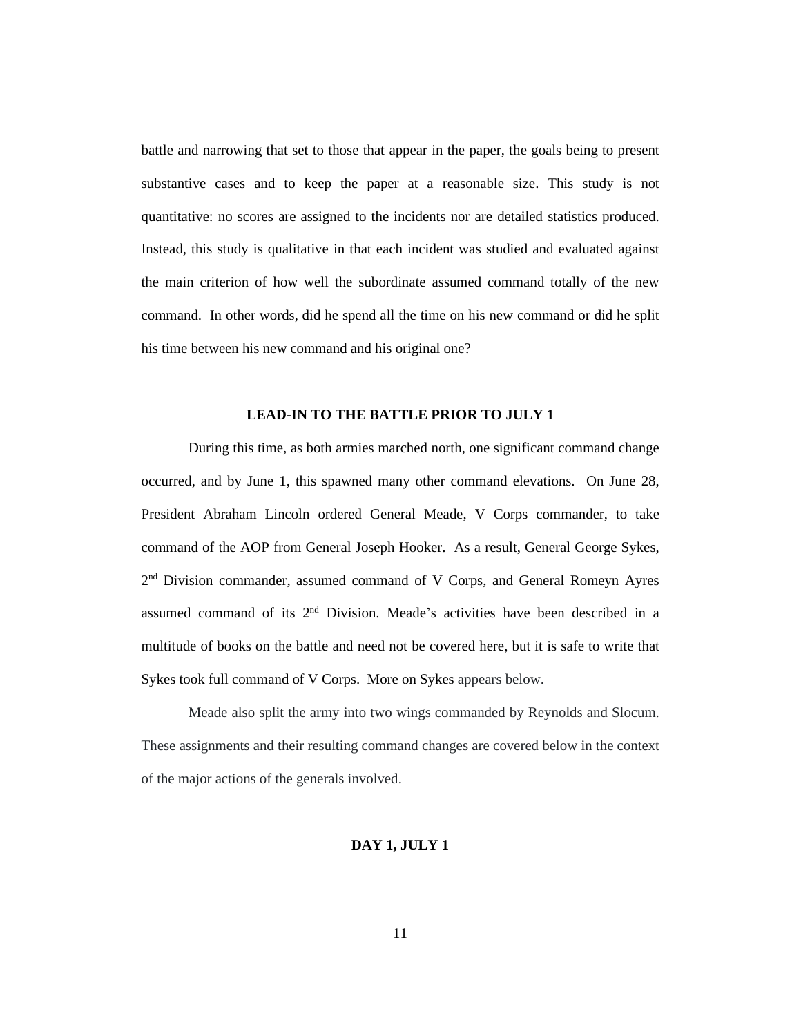battle and narrowing that set to those that appear in the paper, the goals being to present substantive cases and to keep the paper at a reasonable size. This study is not quantitative: no scores are assigned to the incidents nor are detailed statistics produced. Instead, this study is qualitative in that each incident was studied and evaluated against the main criterion of how well the subordinate assumed command totally of the new command. In other words, did he spend all the time on his new command or did he split his time between his new command and his original one?

## LEAD-IN TO THE BATTLE PRIOR TO JULY 1

During this time, as both armies marched north, one significant command change occurred, and by June 1, this spawned many other command elevations. On June 28, President Abraham Lincoln ordered General Meade, V Corps commander, to take command of the AOP from General Joseph Hooker. As a result, General George Sykes, 2nd Division commander, assumed command of V Corps, and General Romeyn Ayres assumed command of its 2nd Division. Meade's activities have been described in a multitude of books on the battle and need not be covered here, but it is safe to write that Sykes took full command of V Corps. More on Sykes appears below.

Meade also split the army into two wings commanded by Reynolds and Slocum. These assignments and their resulting command changes are covered below in the context of the major actions of the generals involved.

## DAY 1, JULY 1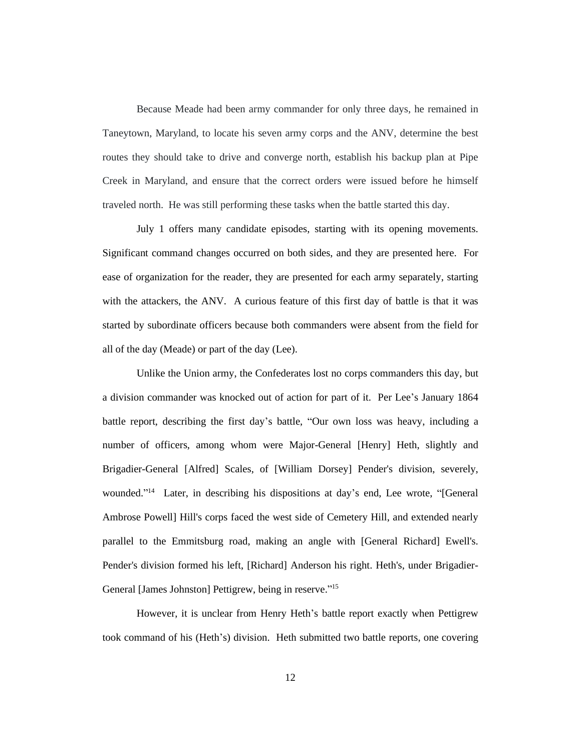Because Meade had been army commander for only three days, he remained in Taneytown, Maryland, to locate his seven army corps and the ANV, determine the best routes they should take to drive and converge north, establish his backup plan at Pipe Creek in Maryland, and ensure that the correct orders were issued before he himself traveled north. He was still performing these tasks when the battle started this day.

July 1 offers many candidate episodes, starting with its opening movements. Significant command changes occurred on both sides, and they are presented here. For ease of organization for the reader, they are presented for each army separately, starting with the attackers, the ANV. A curious feature of this first day of battle is that it was started by subordinate officers because both commanders were absent from the field for all of the day (Meade) or part of the day (Lee).

Unlike the Union army, the Confederates lost no corps commanders this day, but a division commander was knocked out of action for part of it. Per Lee's January 1864 battle report, describing the first day's battle, "Our own loss was heavy, including a number of officers, among whom were Major-General [Henry] Heth, slightly and Brigadier-General [Alfred] Scales, of [William Dorsey] Pender's division, severely, wounded."[14] Later, in describing his dispositions at day's end, Lee wrote, "[General Ambrose Powell] Hill's corps faced the west side of Cemetery Hill, and extended nearly parallel to the Emmitsburg road, making an angle with [General Richard] Ewell's. Pender's division formed his left, [Richard] Anderson his right. Heth's, under Brigadier-General [James Johnston] Pettigrew, being in reserve."[15]

However, it is unclear from Henry Heth's battle report exactly when Pettigrew took command of his (Heth's) division. Heth submitted two battle reports, one covering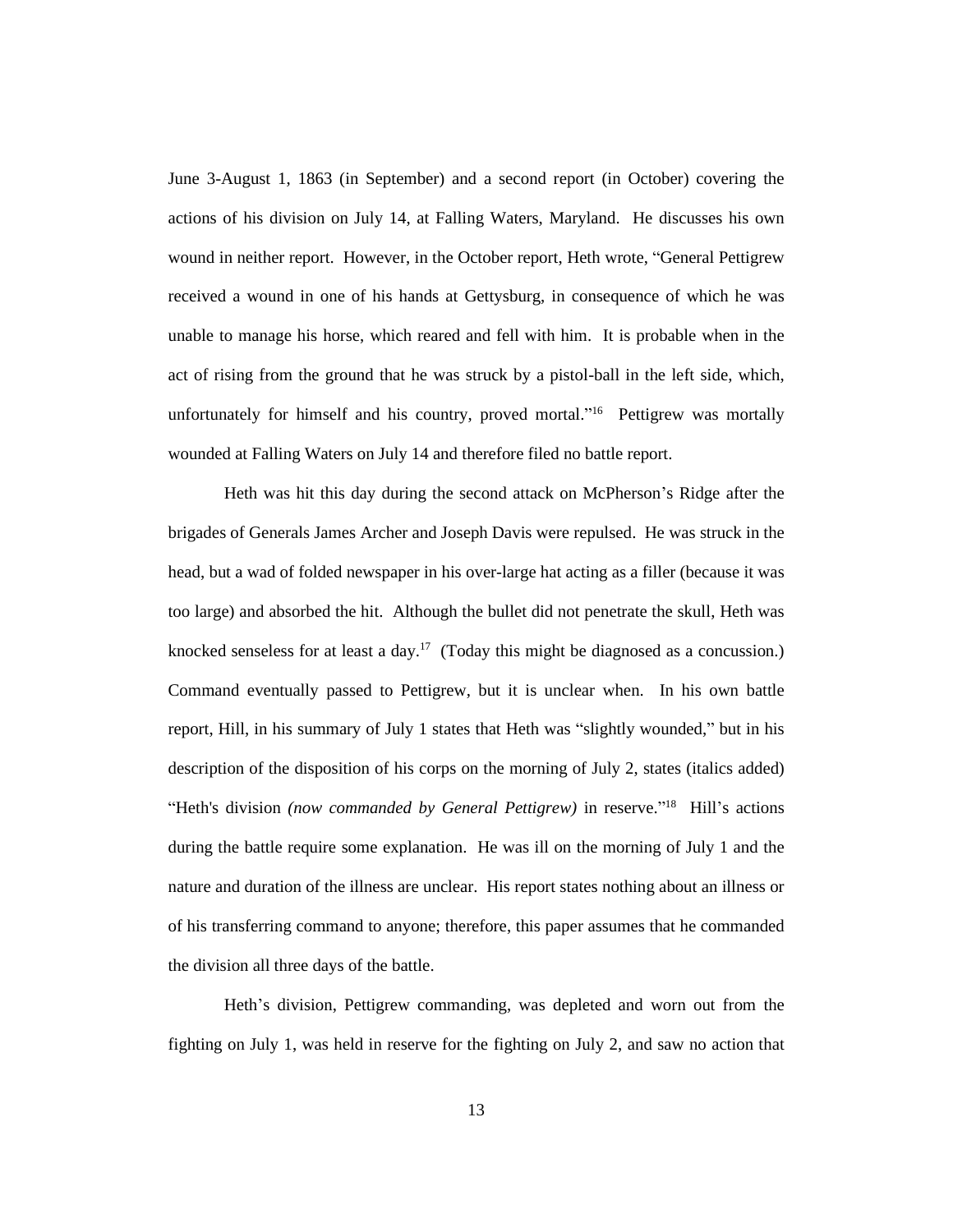June 3-August 1, 1863 (in September) and a second report (in October) covering the actions of his division on July 14, at Falling Waters, Maryland. He discusses his own wound in neither report. However, in the October report, Heth wrote, "General Pettigrew received a wound in one of his hands at Gettysburg, in consequence of which he was unable to manage his horse, which reared and fell with him. It is probable when in the act of rising from the ground that he was struck by a pistol-ball in the left side, which, unfortunately for himself and his country, proved mortal."[16] Pettigrew was mortally wounded at Falling Waters on July 14 and therefore filed no battle report.

Heth was hit this day during the second attack on McPherson's Ridge after the brigades of Generals James Archer and Joseph Davis were repulsed. He was struck in the head, but a wad of folded newspaper in his over-large hat acting as a filler (because it was too large) and absorbed the hit. Although the bullet did not penetrate the skull, Heth was knocked senseless for at least a day.[17] (Today this might be diagnosed as a concussion.) Command eventually passed to Pettigrew, but it is unclear when. In his own battle report, Hill, in his summary of July 1 states that Heth was "slightly wounded," but in his description of the disposition of his corps on the morning of July 2, states (italics added) "Heth's division *(now commanded by General Pettigrew)* in reserve."[18] Hill's actions during the battle require some explanation. He was ill on the morning of July 1 and the nature and duration of the illness are unclear. His report states nothing about an illness or of his transferring command to anyone; therefore, this paper assumes that he commanded the division all three days of the battle.

Heth's division, Pettigrew commanding, was depleted and worn out from the fighting on July 1, was held in reserve for the fighting on July 2, and saw no action that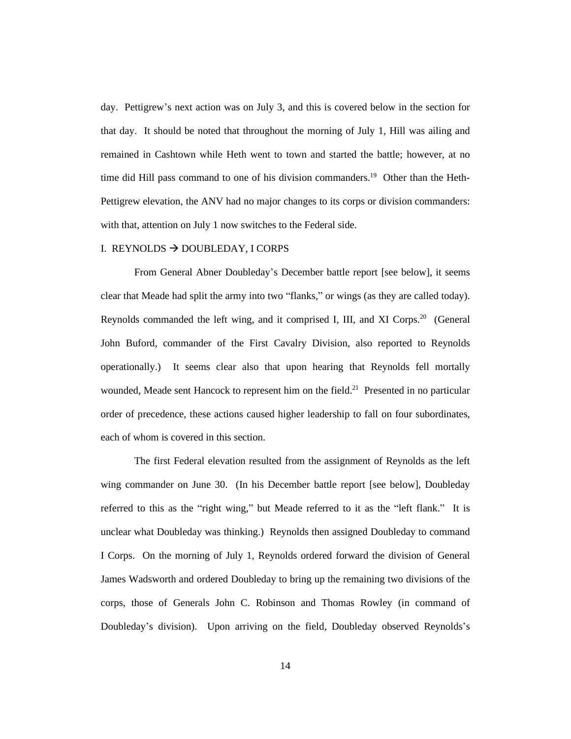day. Pettigrew's next action was on July 3, and this is covered below in the section for that day. It should be noted that throughout the morning of July 1, Hill was ailing and remained in Cashtown while Heth went to town and started the battle; however, at no time did Hill pass command to one of his division commanders.[19] Other than the Heth-Pettigrew elevation, the ANV had no major changes to its corps or division commanders: with that, attention on July 1 now switches to the Federal side.

## I. REYNOLDS → DOUBLEDAY, I CORPS

From General Abner Doubleday's December battle report [see below], it seems clear that Meade had split the army into two "flanks," or wings (as they are called today). Reynolds commanded the left wing, and it comprised I, III, and XI Corps.[20] (General John Buford, commander of the First Cavalry Division, also reported to Reynolds operationally.) It seems clear also that upon hearing that Reynolds fell mortally wounded, Meade sent Hancock to represent him on the field.[21] Presented in no particular order of precedence, these actions caused higher leadership to fall on four subordinates, each of whom is covered in this section.

The first Federal elevation resulted from the assignment of Reynolds as the left wing commander on June 30. (In his December battle report [see below], Doubleday referred to this as the "right wing," but Meade referred to it as the "left flank." It is unclear what Doubleday was thinking.) Reynolds then assigned Doubleday to command I Corps. On the morning of July 1, Reynolds ordered forward the division of General James Wadsworth and ordered Doubleday to bring up the remaining two divisions of the corps, those of Generals John C. Robinson and Thomas Rowley (in command of Doubleday's division). Upon arriving on the field, Doubleday observed Reynolds's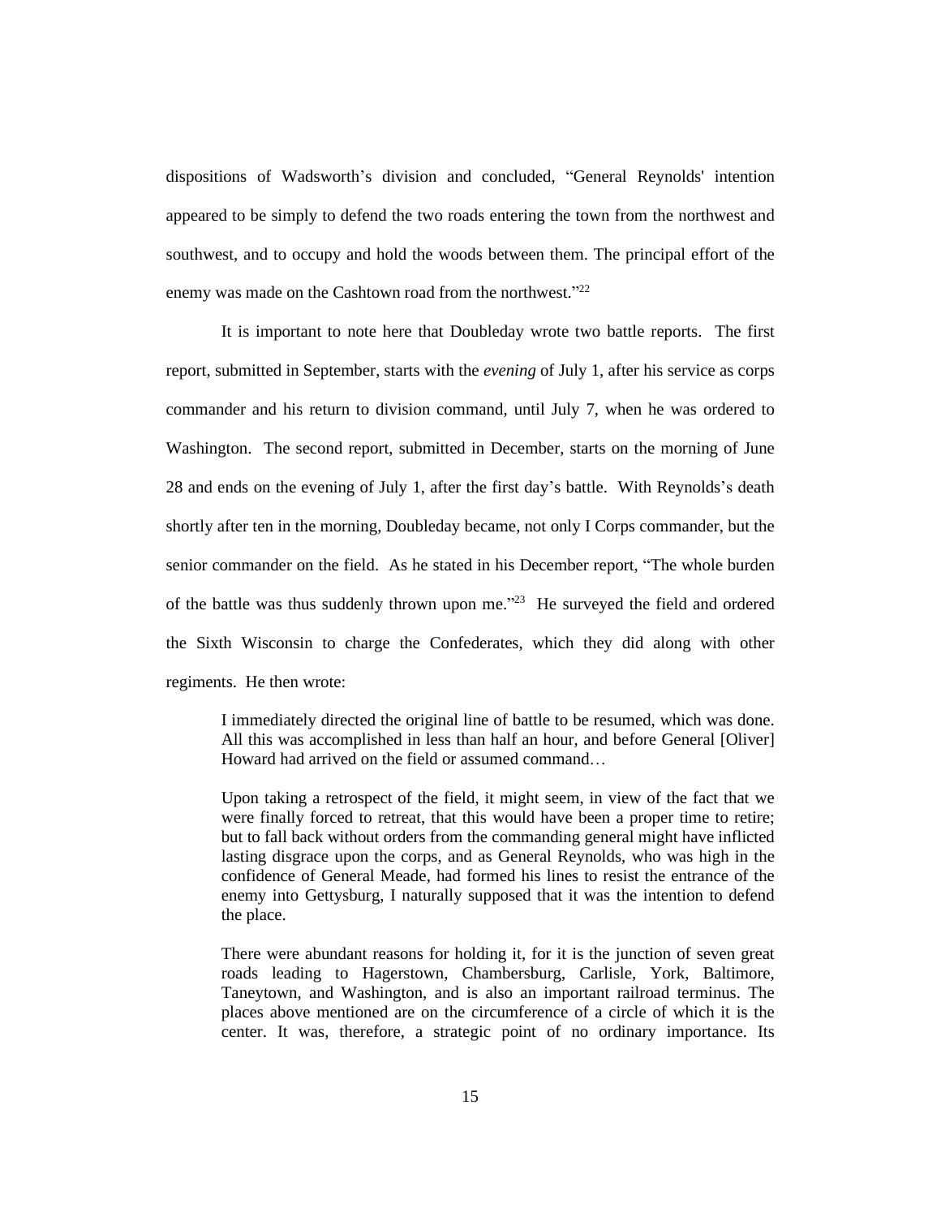dispositions of Wadsworth's division and concluded, "General Reynolds' intention appeared to be simply to defend the two roads entering the town from the northwest and southwest, and to occupy and hold the woods between them. The principal effort of the enemy was made on the Cashtown road from the northwest."[22]

It is important to note here that Doubleday wrote two battle reports. The first report, submitted in September, starts with the *evening* of July 1, after his service as corps commander and his return to division command, until July 7, when he was ordered to Washington. The second report, submitted in December, starts on the morning of June 28 and ends on the evening of July 1, after the first day's battle. With Reynolds's death shortly after ten in the morning, Doubleday became, not only I Corps commander, but the senior commander on the field. As he stated in his December report, "The whole burden of the battle was thus suddenly thrown upon me."[23] He surveyed the field and ordered the Sixth Wisconsin to charge the Confederates, which they did along with other regiments. He then wrote:

> I immediately directed the original line of battle to be resumed, which was done. All this was accomplished in less than half an hour, and before General [Oliver] Howard had arrived on the field or assumed command…
>
> Upon taking a retrospect of the field, it might seem, in view of the fact that we were finally forced to retreat, that this would have been a proper time to retire; but to fall back without orders from the commanding general might have inflicted lasting disgrace upon the corps, and as General Reynolds, who was high in the confidence of General Meade, had formed his lines to resist the entrance of the enemy into Gettysburg, I naturally supposed that it was the intention to defend the place.
>
> There were abundant reasons for holding it, for it is the junction of seven great roads leading to Hagerstown, Chambersburg, Carlisle, York, Baltimore, Taneytown, and Washington, and is also an important railroad terminus. The places above mentioned are on the circumference of a circle of which it is the center. It was, therefore, a strategic point of no ordinary importance. Its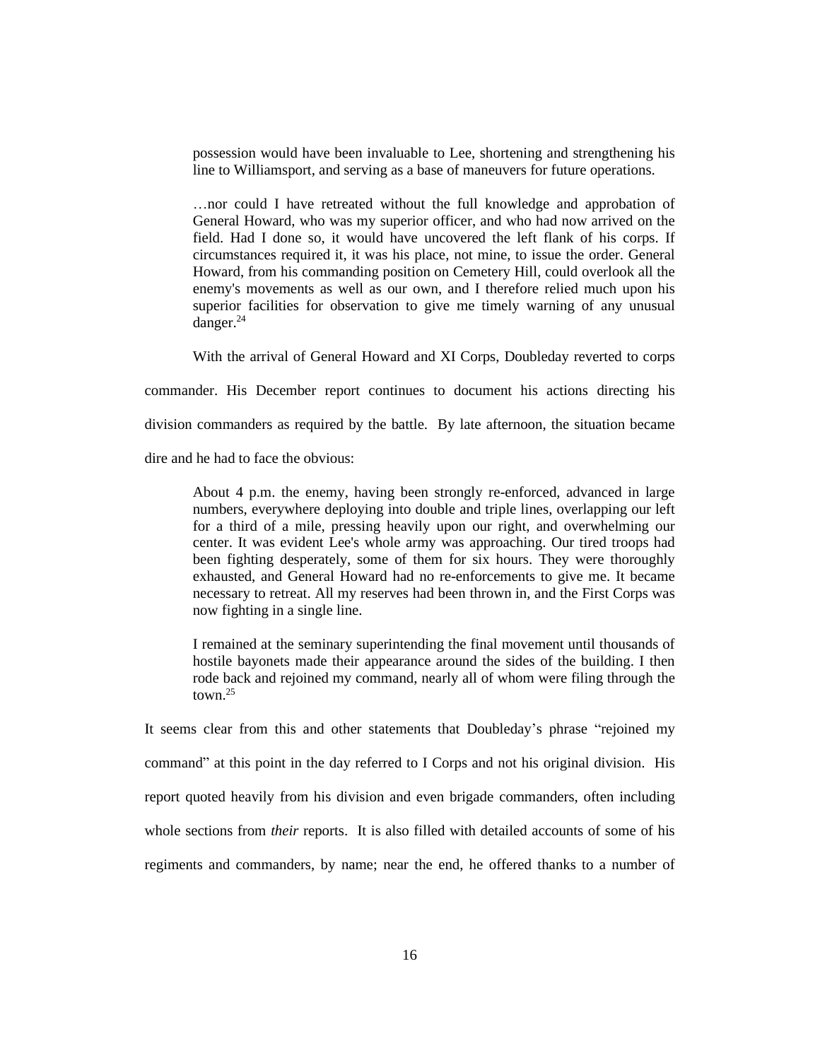> possession would have been invaluable to Lee, shortening and strengthening his line to Williamsport, and serving as a base of maneuvers for future operations.
>
> …nor could I have retreated without the full knowledge and approbation of General Howard, who was my superior officer, and who had now arrived on the field. Had I done so, it would have uncovered the left flank of his corps. If circumstances required it, it was his place, not mine, to issue the order. General Howard, from his commanding position on Cemetery Hill, could overlook all the enemy's movements as well as our own, and I therefore relied much upon his superior facilities for observation to give me timely warning of any unusual danger.[24]

With the arrival of General Howard and XI Corps, Doubleday reverted to corps commander. His December report continues to document his actions directing his division commanders as required by the battle. By late afternoon, the situation became dire and he had to face the obvious:

> About 4 p.m. the enemy, having been strongly re-enforced, advanced in large numbers, everywhere deploying into double and triple lines, overlapping our left for a third of a mile, pressing heavily upon our right, and overwhelming our center. It was evident Lee's whole army was approaching. Our tired troops had been fighting desperately, some of them for six hours. They were thoroughly exhausted, and General Howard had no re-enforcements to give me. It became necessary to retreat. All my reserves had been thrown in, and the First Corps was now fighting in a single line.
>
> I remained at the seminary superintending the final movement until thousands of hostile bayonets made their appearance around the sides of the building. I then rode back and rejoined my command, nearly all of whom were filing through the town.[25]

It seems clear from this and other statements that Doubleday's phrase "rejoined my command" at this point in the day referred to I Corps and not his original division. His report quoted heavily from his division and even brigade commanders, often including whole sections from *their* reports. It is also filled with detailed accounts of some of his regiments and commanders, by name; near the end, he offered thanks to a number of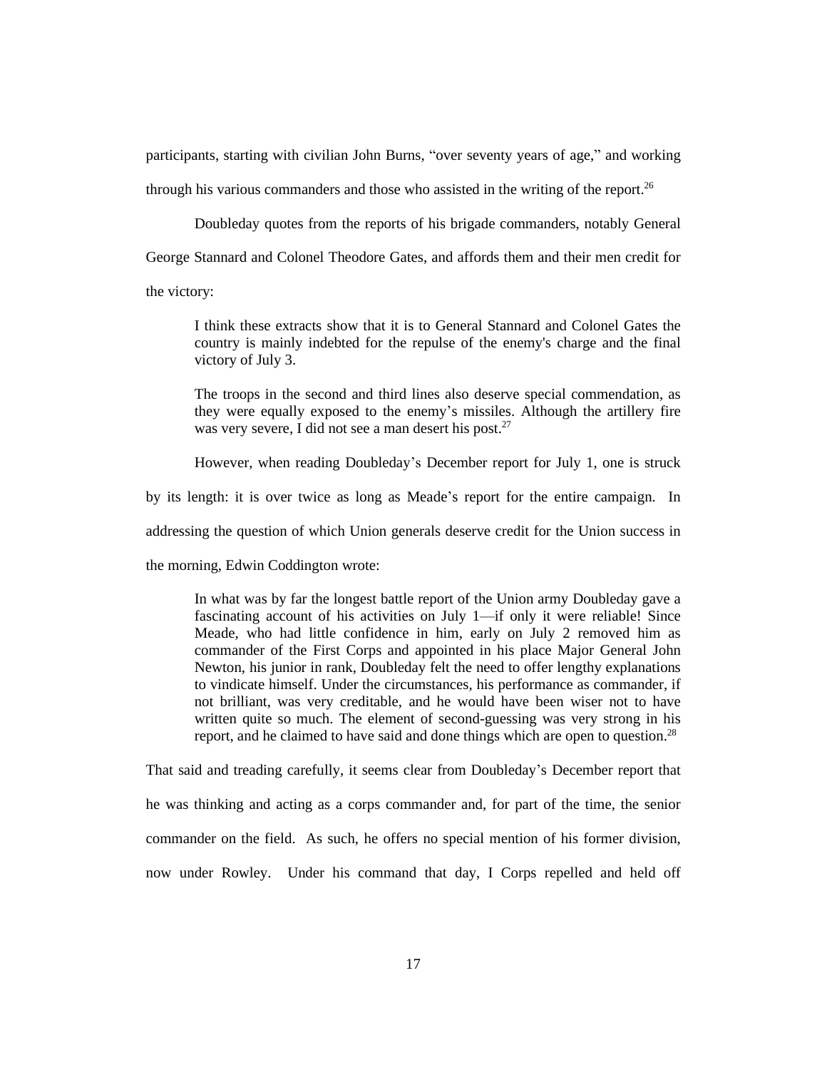participants, starting with civilian John Burns, "over seventy years of age," and working through his various commanders and those who assisted in the writing of the report.[26]

Doubleday quotes from the reports of his brigade commanders, notably General George Stannard and Colonel Theodore Gates, and affords them and their men credit for the victory:

> I think these extracts show that it is to General Stannard and Colonel Gates the country is mainly indebted for the repulse of the enemy's charge and the final victory of July 3.
>
> The troops in the second and third lines also deserve special commendation, as they were equally exposed to the enemy's missiles. Although the artillery fire was very severe, I did not see a man desert his post.[27]

However, when reading Doubleday's December report for July 1, one is struck by its length: it is over twice as long as Meade's report for the entire campaign. In addressing the question of which Union generals deserve credit for the Union success in the morning, Edwin Coddington wrote:

> In what was by far the longest battle report of the Union army Doubleday gave a fascinating account of his activities on July 1—if only it were reliable! Since Meade, who had little confidence in him, early on July 2 removed him as commander of the First Corps and appointed in his place Major General John Newton, his junior in rank, Doubleday felt the need to offer lengthy explanations to vindicate himself. Under the circumstances, his performance as commander, if not brilliant, was very creditable, and he would have been wiser not to have written quite so much. The element of second-guessing was very strong in his report, and he claimed to have said and done things which are open to question.[28]

That said and treading carefully, it seems clear from Doubleday's December report that he was thinking and acting as a corps commander and, for part of the time, the senior commander on the field. As such, he offers no special mention of his former division, now under Rowley. Under his command that day, I Corps repelled and held off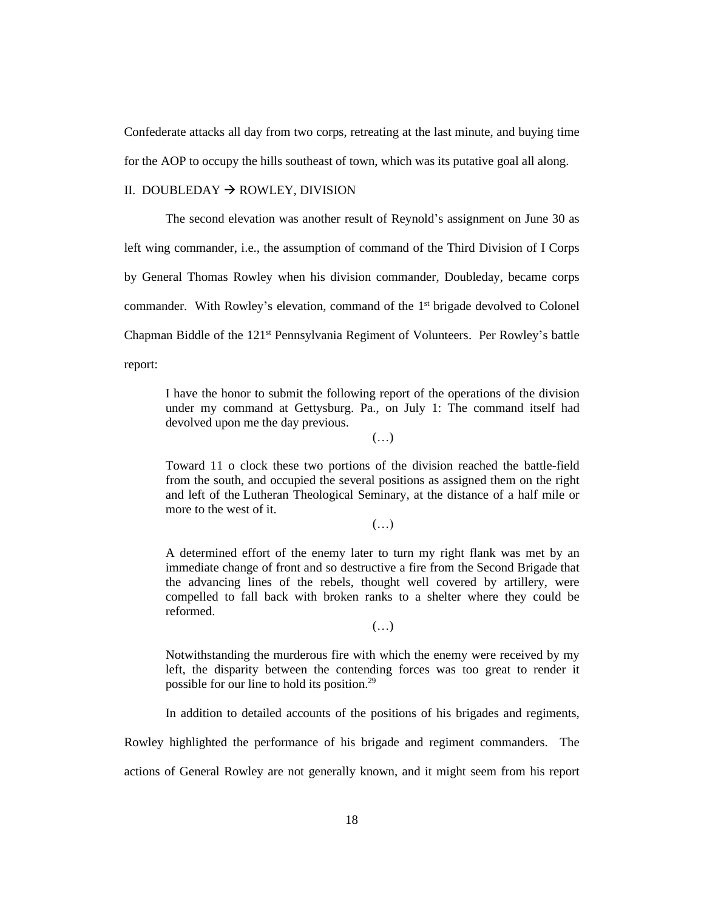Confederate attacks all day from two corps, retreating at the last minute, and buying time for the AOP to occupy the hills southeast of town, which was its putative goal all along.

## II. DOUBLEDAY → ROWLEY, DIVISION

The second elevation was another result of Reynold's assignment on June 30 as left wing commander, i.e., the assumption of command of the Third Division of I Corps by General Thomas Rowley when his division commander, Doubleday, became corps commander. With Rowley's elevation, command of the 1st brigade devolved to Colonel Chapman Biddle of the 121st Pennsylvania Regiment of Volunteers. Per Rowley's battle report:

> I have the honor to submit the following report of the operations of the division under my command at Gettysburg. Pa., on July 1: The command itself had devolved upon me the day previous.
>
> (…)
>
> Toward 11 o clock these two portions of the division reached the battle-field from the south, and occupied the several positions as assigned them on the right and left of the Lutheran Theological Seminary, at the distance of a half mile or more to the west of it.
>
> (…)
>
> A determined effort of the enemy later to turn my right flank was met by an immediate change of front and so destructive a fire from the Second Brigade that the advancing lines of the rebels, thought well covered by artillery, were compelled to fall back with broken ranks to a shelter where they could be reformed.
>
> (…)
>
> Notwithstanding the murderous fire with which the enemy were received by my left, the disparity between the contending forces was too great to render it possible for our line to hold its position.[29]

In addition to detailed accounts of the positions of his brigades and regiments, Rowley highlighted the performance of his brigade and regiment commanders. The actions of General Rowley are not generally known, and it might seem from his report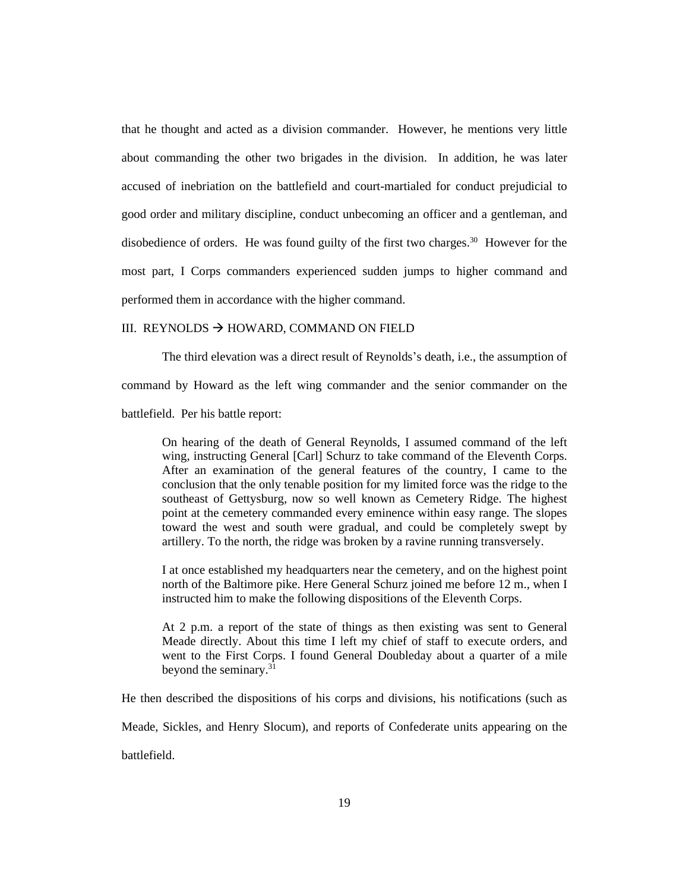that he thought and acted as a division commander. However, he mentions very little about commanding the other two brigades in the division. In addition, he was later accused of inebriation on the battlefield and court-martialed for conduct prejudicial to good order and military discipline, conduct unbecoming an officer and a gentleman, and disobedience of orders. He was found guilty of the first two charges.[30] However for the most part, I Corps commanders experienced sudden jumps to higher command and performed them in accordance with the higher command.

## III. REYNOLDS → HOWARD, COMMAND ON FIELD

The third elevation was a direct result of Reynolds's death, i.e., the assumption of command by Howard as the left wing commander and the senior commander on the battlefield. Per his battle report:

> On hearing of the death of General Reynolds, I assumed command of the left wing, instructing General [Carl] Schurz to take command of the Eleventh Corps. After an examination of the general features of the country, I came to the conclusion that the only tenable position for my limited force was the ridge to the southeast of Gettysburg, now so well known as Cemetery Ridge. The highest point at the cemetery commanded every eminence within easy range. The slopes toward the west and south were gradual, and could be completely swept by artillery. To the north, the ridge was broken by a ravine running transversely.
>
> I at once established my headquarters near the cemetery, and on the highest point north of the Baltimore pike. Here General Schurz joined me before 12 m., when I instructed him to make the following dispositions of the Eleventh Corps.
>
> At 2 p.m. a report of the state of things as then existing was sent to General Meade directly. About this time I left my chief of staff to execute orders, and went to the First Corps. I found General Doubleday about a quarter of a mile beyond the seminary.[31]

He then described the dispositions of his corps and divisions, his notifications (such as Meade, Sickles, and Henry Slocum), and reports of Confederate units appearing on the battlefield.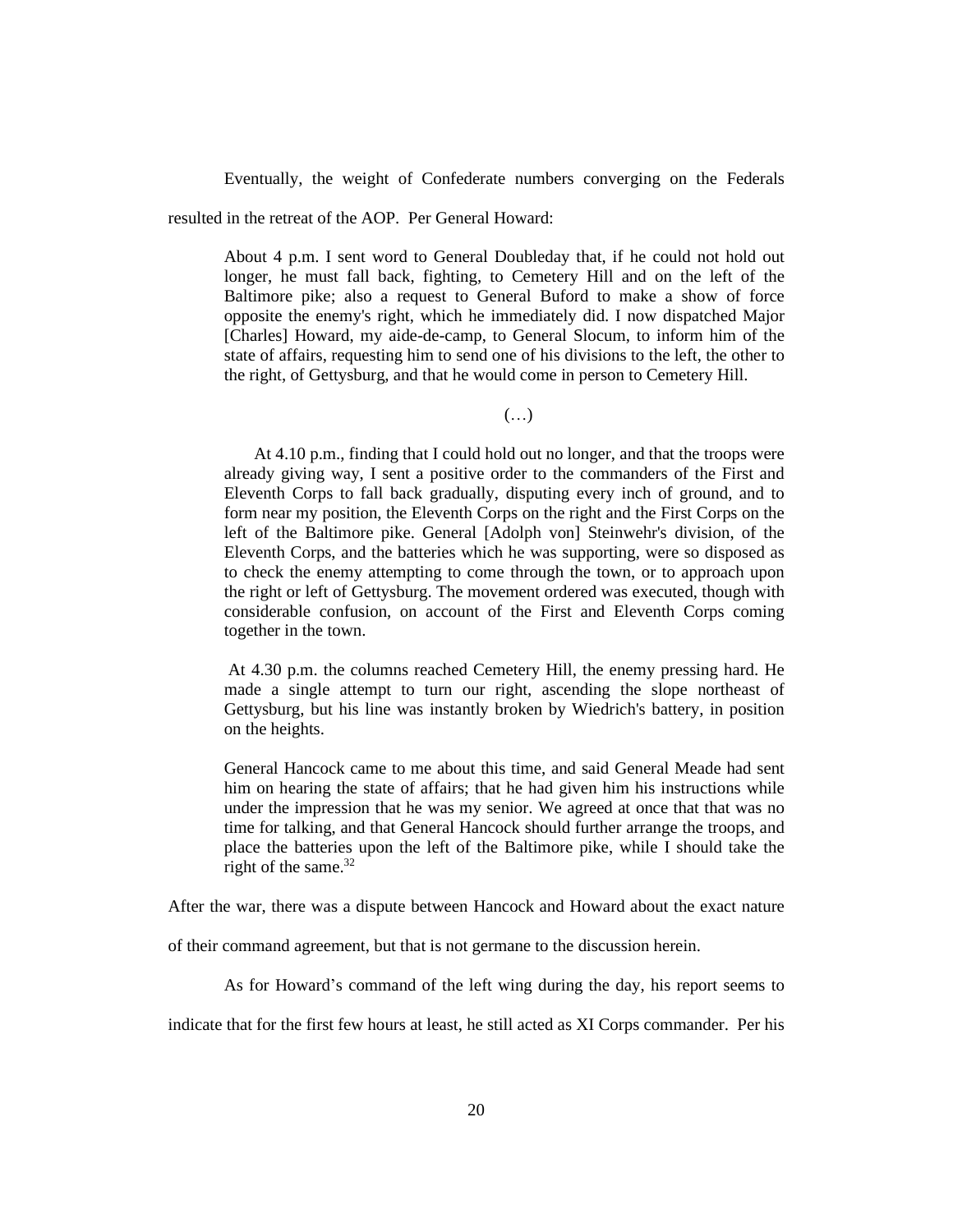Eventually, the weight of Confederate numbers converging on the Federals resulted in the retreat of the AOP. Per General Howard:

> About 4 p.m. I sent word to General Doubleday that, if he could not hold out longer, he must fall back, fighting, to Cemetery Hill and on the left of the Baltimore pike; also a request to General Buford to make a show of force opposite the enemy's right, which he immediately did. I now dispatched Major [Charles] Howard, my aide-de-camp, to General Slocum, to inform him of the state of affairs, requesting him to send one of his divisions to the left, the other to the right, of Gettysburg, and that he would come in person to Cemetery Hill.
>
> (…)
>
> At 4.10 p.m., finding that I could hold out no longer, and that the troops were already giving way, I sent a positive order to the commanders of the First and Eleventh Corps to fall back gradually, disputing every inch of ground, and to form near my position, the Eleventh Corps on the right and the First Corps on the left of the Baltimore pike. General [Adolph von] Steinwehr's division, of the Eleventh Corps, and the batteries which he was supporting, were so disposed as to check the enemy attempting to come through the town, or to approach upon the right or left of Gettysburg. The movement ordered was executed, though with considerable confusion, on account of the First and Eleventh Corps coming together in the town.
>
> At 4.30 p.m. the columns reached Cemetery Hill, the enemy pressing hard. He made a single attempt to turn our right, ascending the slope northeast of Gettysburg, but his line was instantly broken by Wiedrich's battery, in position on the heights.
>
> General Hancock came to me about this time, and said General Meade had sent him on hearing the state of affairs; that he had given him his instructions while under the impression that he was my senior. We agreed at once that that was no time for talking, and that General Hancock should further arrange the troops, and place the batteries upon the left of the Baltimore pike, while I should take the right of the same.[32]

After the war, there was a dispute between Hancock and Howard about the exact nature of their command agreement, but that is not germane to the discussion herein.

As for Howard's command of the left wing during the day, his report seems to indicate that for the first few hours at least, he still acted as XI Corps commander. Per his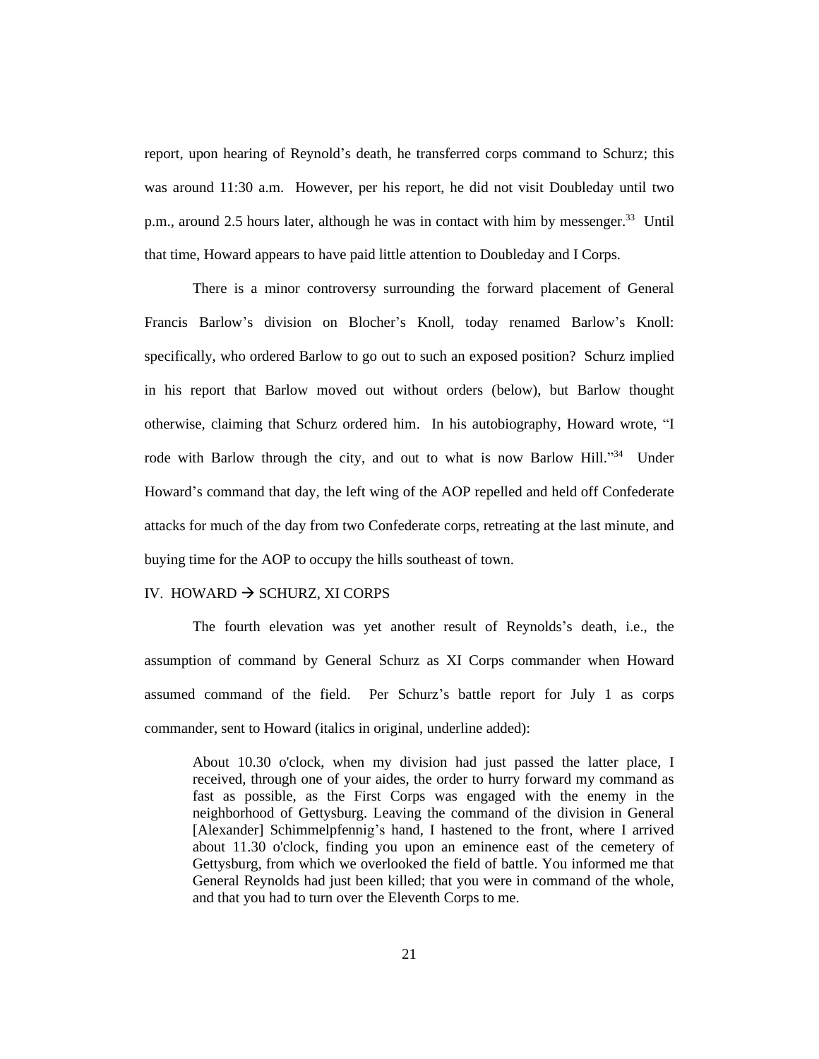report, upon hearing of Reynold's death, he transferred corps command to Schurz; this was around 11:30 a.m. However, per his report, he did not visit Doubleday until two p.m., around 2.5 hours later, although he was in contact with him by messenger.[33] Until that time, Howard appears to have paid little attention to Doubleday and I Corps.

There is a minor controversy surrounding the forward placement of General Francis Barlow's division on Blocher's Knoll, today renamed Barlow's Knoll: specifically, who ordered Barlow to go out to such an exposed position? Schurz implied in his report that Barlow moved out without orders (below), but Barlow thought otherwise, claiming that Schurz ordered him. In his autobiography, Howard wrote, "I rode with Barlow through the city, and out to what is now Barlow Hill."[34] Under Howard's command that day, the left wing of the AOP repelled and held off Confederate attacks for much of the day from two Confederate corps, retreating at the last minute, and buying time for the AOP to occupy the hills southeast of town.

## IV. HOWARD → SCHURZ, XI CORPS

The fourth elevation was yet another result of Reynolds's death, i.e., the assumption of command by General Schurz as XI Corps commander when Howard assumed command of the field. Per Schurz's battle report for July 1 as corps commander, sent to Howard (italics in original, underline added):

> About 10.30 o'clock, when my division had just passed the latter place, I received, through one of your aides, the order to hurry forward my command as fast as possible, as the First Corps was engaged with the enemy in the neighborhood of Gettysburg. Leaving the command of the division in General [Alexander] Schimmelpfennig's hand, I hastened to the front, where I arrived about 11.30 o'clock, finding you upon an eminence east of the cemetery of Gettysburg, from which we overlooked the field of battle. You informed me that General Reynolds had just been killed; that you were in command of the whole, and that you had to turn over the Eleventh Corps to me.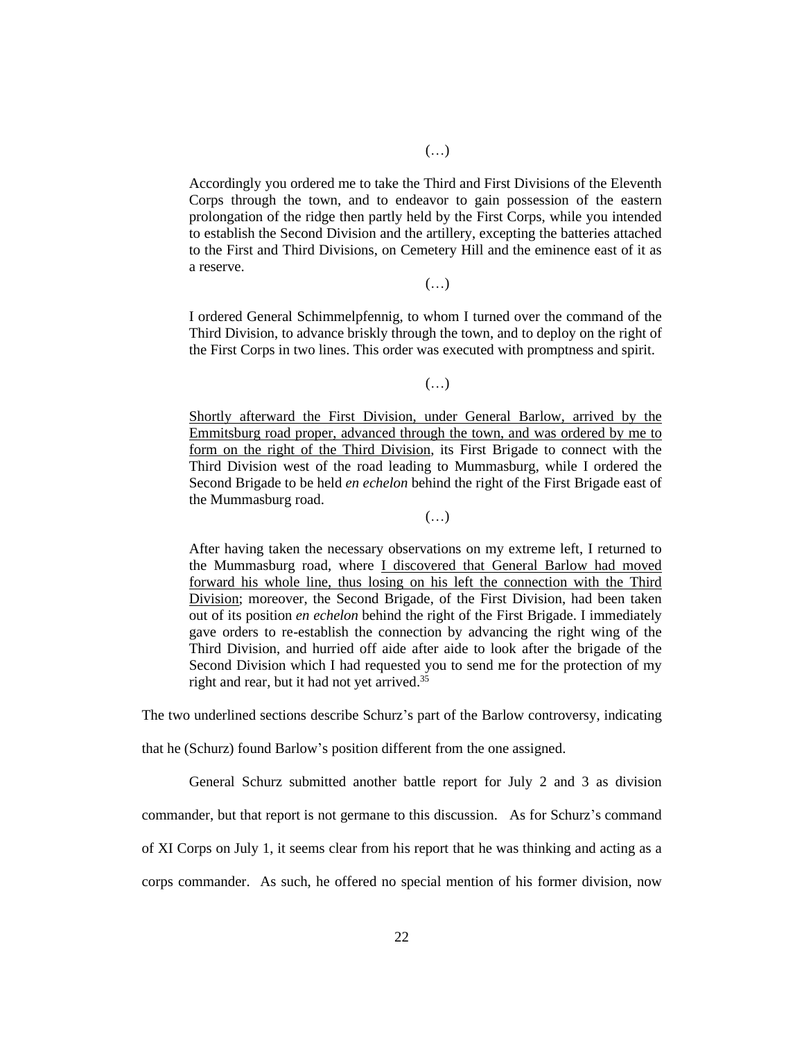(…)

> Accordingly you ordered me to take the Third and First Divisions of the Eleventh Corps through the town, and to endeavor to gain possession of the eastern prolongation of the ridge then partly held by the First Corps, while you intended to establish the Second Division and the artillery, excepting the batteries attached to the First and Third Divisions, on Cemetery Hill and the eminence east of it as a reserve.
>
> (…)
>
> I ordered General Schimmelpfennig, to whom I turned over the command of the Third Division, to advance briskly through the town, and to deploy on the right of the First Corps in two lines. This order was executed with promptness and spirit.
>
> (…)
>
> <u>Shortly afterward the First Division, under General Barlow, arrived by the Emmitsburg road proper, advanced through the town, and was ordered by me to form on the right of the Third Division</u>, its First Brigade to connect with the Third Division west of the road leading to Mummasburg, while I ordered the Second Brigade to be held *en echelon* behind the right of the First Brigade east of the Mummasburg road.
>
> (…)
>
> After having taken the necessary observations on my extreme left, I returned to the Mummasburg road, where <u>I discovered that General Barlow had moved forward his whole line, thus losing on his left the connection with the Third Division</u>; moreover, the Second Brigade, of the First Division, had been taken out of its position *en echelon* behind the right of the First Brigade. I immediately gave orders to re-establish the connection by advancing the right wing of the Third Division, and hurried off aide after aide to look after the brigade of the Second Division which I had requested you to send me for the protection of my right and rear, but it had not yet arrived.[35]

The two underlined sections describe Schurz's part of the Barlow controversy, indicating that he (Schurz) found Barlow's position different from the one assigned.

General Schurz submitted another battle report for July 2 and 3 as division commander, but that report is not germane to this discussion. As for Schurz's command of XI Corps on July 1, it seems clear from his report that he was thinking and acting as a corps commander. As such, he offered no special mention of his former division, now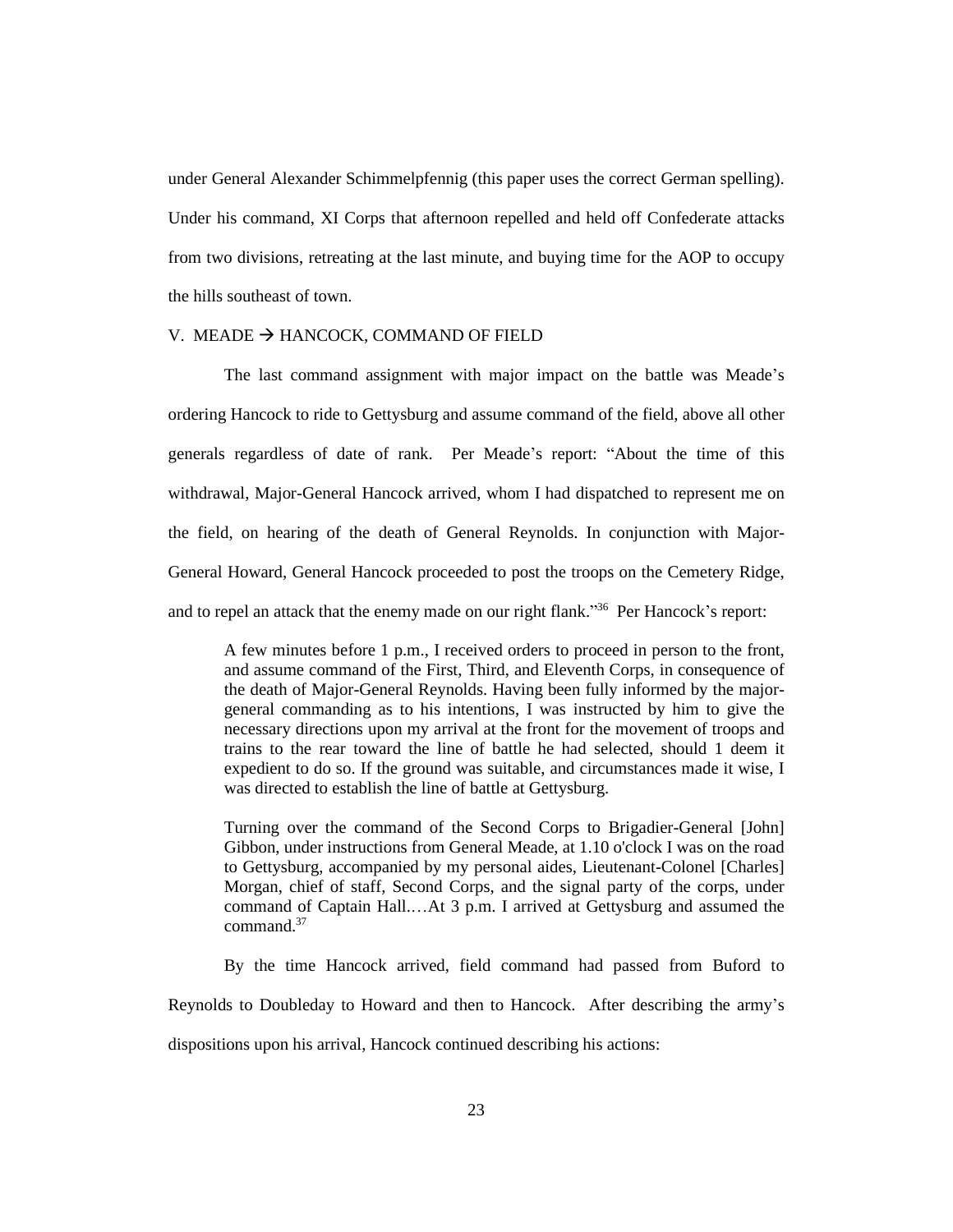under General Alexander Schimmelpfennig (this paper uses the correct German spelling). Under his command, XI Corps that afternoon repelled and held off Confederate attacks from two divisions, retreating at the last minute, and buying time for the AOP to occupy the hills southeast of town.

## V. MEADE → HANCOCK, COMMAND OF FIELD

The last command assignment with major impact on the battle was Meade's ordering Hancock to ride to Gettysburg and assume command of the field, above all other generals regardless of date of rank. Per Meade's report: "About the time of this withdrawal, Major-General Hancock arrived, whom I had dispatched to represent me on the field, on hearing of the death of General Reynolds. In conjunction with Major-General Howard, General Hancock proceeded to post the troops on the Cemetery Ridge, and to repel an attack that the enemy made on our right flank."[36] Per Hancock's report:

> A few minutes before 1 p.m., I received orders to proceed in person to the front, and assume command of the First, Third, and Eleventh Corps, in consequence of the death of Major-General Reynolds. Having been fully informed by the major-general commanding as to his intentions, I was instructed by him to give the necessary directions upon my arrival at the front for the movement of troops and trains to the rear toward the line of battle he had selected, should 1 deem it expedient to do so. If the ground was suitable, and circumstances made it wise, I was directed to establish the line of battle at Gettysburg.
>
> Turning over the command of the Second Corps to Brigadier-General [John] Gibbon, under instructions from General Meade, at 1.10 o'clock I was on the road to Gettysburg, accompanied by my personal aides, Lieutenant-Colonel [Charles] Morgan, chief of staff, Second Corps, and the signal party of the corps, under command of Captain Hall.…At 3 p.m. I arrived at Gettysburg and assumed the command.[37]

By the time Hancock arrived, field command had passed from Buford to Reynolds to Doubleday to Howard and then to Hancock. After describing the army's dispositions upon his arrival, Hancock continued describing his actions: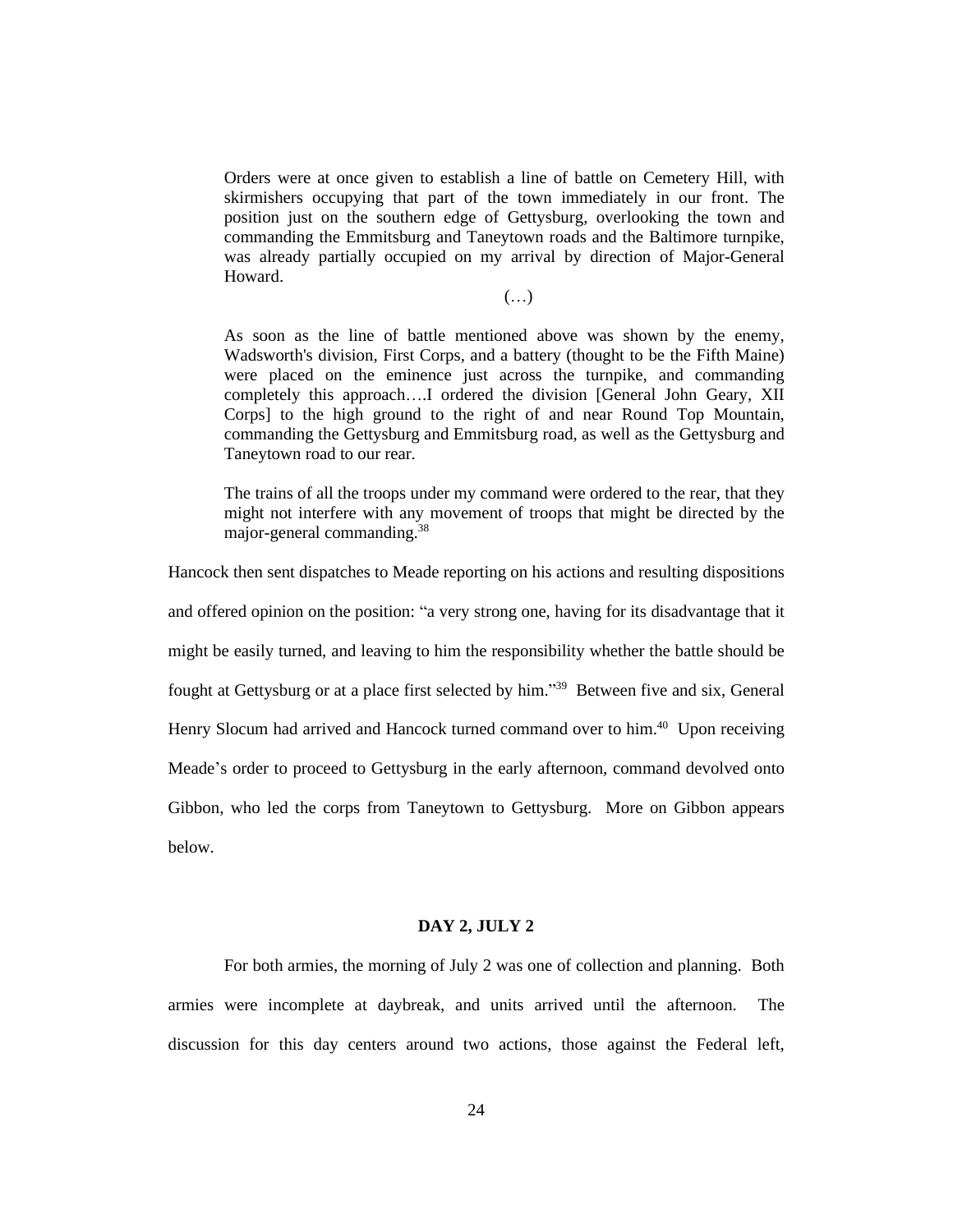> Orders were at once given to establish a line of battle on Cemetery Hill, with skirmishers occupying that part of the town immediately in our front. The position just on the southern edge of Gettysburg, overlooking the town and commanding the Emmitsburg and Taneytown roads and the Baltimore turnpike, was already partially occupied on my arrival by direction of Major-General Howard.
>
> (…)
>
> As soon as the line of battle mentioned above was shown by the enemy, Wadsworth's division, First Corps, and a battery (thought to be the Fifth Maine) were placed on the eminence just across the turnpike, and commanding completely this approach….I ordered the division [General John Geary, XII Corps] to the high ground to the right of and near Round Top Mountain, commanding the Gettysburg and Emmitsburg road, as well as the Gettysburg and Taneytown road to our rear.
>
> The trains of all the troops under my command were ordered to the rear, that they might not interfere with any movement of troops that might be directed by the major-general commanding.[38]

Hancock then sent dispatches to Meade reporting on his actions and resulting dispositions and offered opinion on the position: "a very strong one, having for its disadvantage that it might be easily turned, and leaving to him the responsibility whether the battle should be fought at Gettysburg or at a place first selected by him."[39] Between five and six, General Henry Slocum had arrived and Hancock turned command over to him.[40] Upon receiving Meade's order to proceed to Gettysburg in the early afternoon, command devolved onto Gibbon, who led the corps from Taneytown to Gettysburg. More on Gibbon appears below.

## DAY 2, JULY 2

For both armies, the morning of July 2 was one of collection and planning. Both armies were incomplete at daybreak, and units arrived until the afternoon. The discussion for this day centers around two actions, those against the Federal left,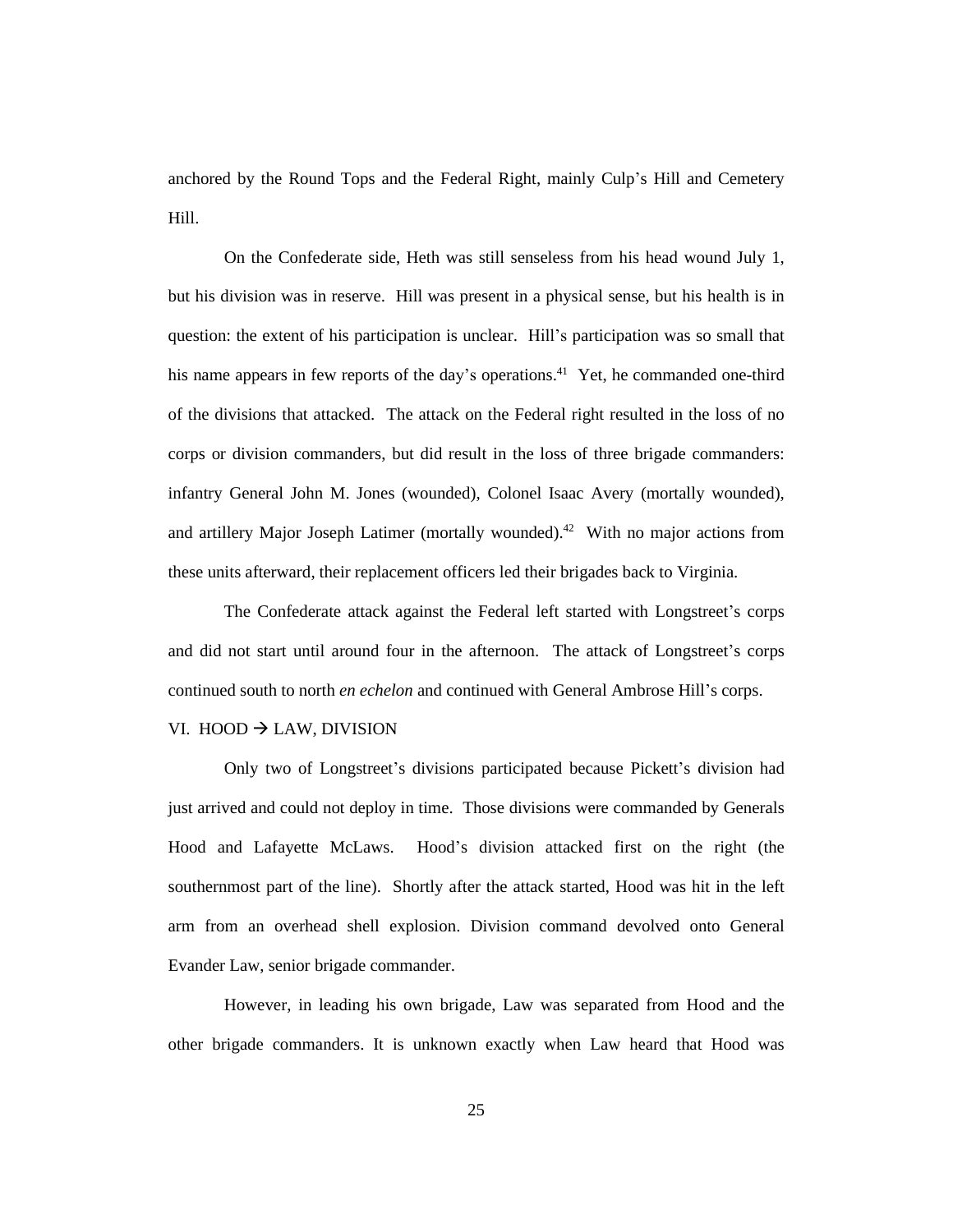anchored by the Round Tops and the Federal Right, mainly Culp's Hill and Cemetery Hill.

On the Confederate side, Heth was still senseless from his head wound July 1, but his division was in reserve. Hill was present in a physical sense, but his health is in question: the extent of his participation is unclear. Hill's participation was so small that his name appears in few reports of the day's operations.[41] Yet, he commanded one-third of the divisions that attacked. The attack on the Federal right resulted in the loss of no corps or division commanders, but did result in the loss of three brigade commanders: infantry General John M. Jones (wounded), Colonel Isaac Avery (mortally wounded), and artillery Major Joseph Latimer (mortally wounded).[42] With no major actions from these units afterward, their replacement officers led their brigades back to Virginia.

The Confederate attack against the Federal left started with Longstreet's corps and did not start until around four in the afternoon. The attack of Longstreet's corps continued south to north *en echelon* and continued with General Ambrose Hill's corps.

## VI. HOOD → LAW, DIVISION

Only two of Longstreet's divisions participated because Pickett's division had just arrived and could not deploy in time. Those divisions were commanded by Generals Hood and Lafayette McLaws. Hood's division attacked first on the right (the southernmost part of the line). Shortly after the attack started, Hood was hit in the left arm from an overhead shell explosion. Division command devolved onto General Evander Law, senior brigade commander.

However, in leading his own brigade, Law was separated from Hood and the other brigade commanders. It is unknown exactly when Law heard that Hood was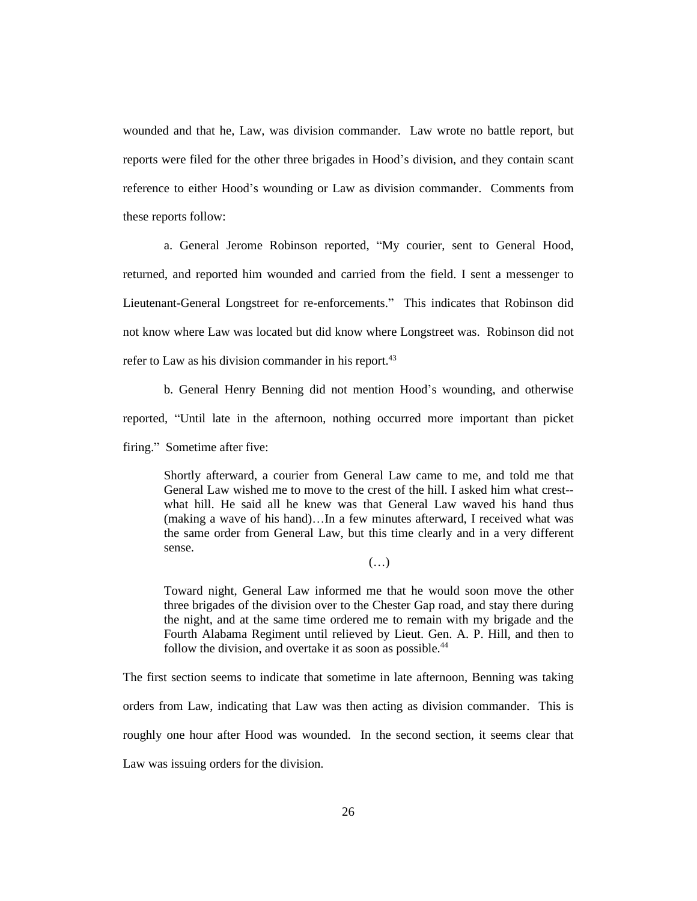wounded and that he, Law, was division commander. Law wrote no battle report, but reports were filed for the other three brigades in Hood's division, and they contain scant reference to either Hood's wounding or Law as division commander. Comments from these reports follow:

a. General Jerome Robinson reported, "My courier, sent to General Hood, returned, and reported him wounded and carried from the field. I sent a messenger to Lieutenant-General Longstreet for re-enforcements." This indicates that Robinson did not know where Law was located but did know where Longstreet was. Robinson did not refer to Law as his division commander in his report.[43]

b. General Henry Benning did not mention Hood's wounding, and otherwise reported, "Until late in the afternoon, nothing occurred more important than picket firing." Sometime after five:

> Shortly afterward, a courier from General Law came to me, and told me that General Law wished me to move to the crest of the hill. I asked him what crest--what hill. He said all he knew was that General Law waved his hand thus (making a wave of his hand)…In a few minutes afterward, I received what was the same order from General Law, but this time clearly and in a very different sense.
>
> (…)
>
> Toward night, General Law informed me that he would soon move the other three brigades of the division over to the Chester Gap road, and stay there during the night, and at the same time ordered me to remain with my brigade and the Fourth Alabama Regiment until relieved by Lieut. Gen. A. P. Hill, and then to follow the division, and overtake it as soon as possible.[44]

The first section seems to indicate that sometime in late afternoon, Benning was taking orders from Law, indicating that Law was then acting as division commander. This is roughly one hour after Hood was wounded. In the second section, it seems clear that Law was issuing orders for the division.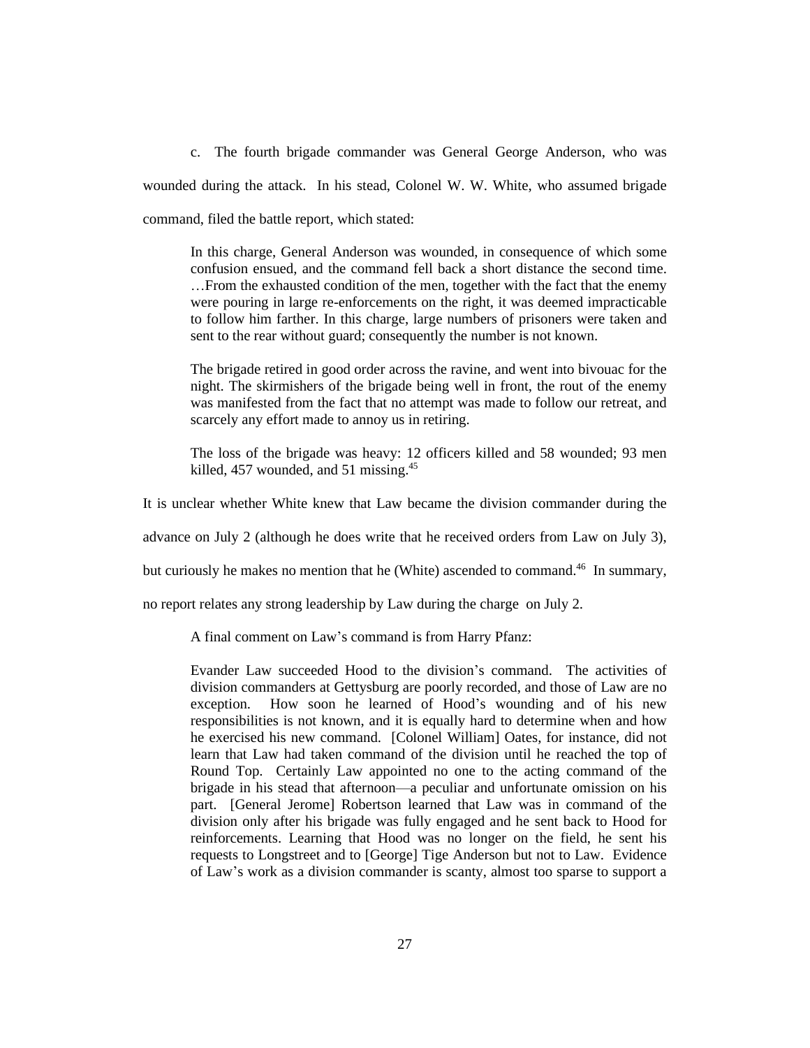c. The fourth brigade commander was General George Anderson, who was wounded during the attack. In his stead, Colonel W. W. White, who assumed brigade command, filed the battle report, which stated:

> In this charge, General Anderson was wounded, in consequence of which some confusion ensued, and the command fell back a short distance the second time. …From the exhausted condition of the men, together with the fact that the enemy were pouring in large re-enforcements on the right, it was deemed impracticable to follow him farther. In this charge, large numbers of prisoners were taken and sent to the rear without guard; consequently the number is not known.
>
> The brigade retired in good order across the ravine, and went into bivouac for the night. The skirmishers of the brigade being well in front, the rout of the enemy was manifested from the fact that no attempt was made to follow our retreat, and scarcely any effort made to annoy us in retiring.
>
> The loss of the brigade was heavy: 12 officers killed and 58 wounded; 93 men killed, 457 wounded, and 51 missing.[45]

It is unclear whether White knew that Law became the division commander during the advance on July 2 (although he does write that he received orders from Law on July 3), but curiously he makes no mention that he (White) ascended to command.[46] In summary, no report relates any strong leadership by Law during the charge on July 2.

A final comment on Law's command is from Harry Pfanz:

> Evander Law succeeded Hood to the division's command. The activities of division commanders at Gettysburg are poorly recorded, and those of Law are no exception. How soon he learned of Hood's wounding and of his new responsibilities is not known, and it is equally hard to determine when and how he exercised his new command. [Colonel William] Oates, for instance, did not learn that Law had taken command of the division until he reached the top of Round Top. Certainly Law appointed no one to the acting command of the brigade in his stead that afternoon—a peculiar and unfortunate omission on his part. [General Jerome] Robertson learned that Law was in command of the division only after his brigade was fully engaged and he sent back to Hood for reinforcements. Learning that Hood was no longer on the field, he sent his requests to Longstreet and to [George] Tige Anderson but not to Law. Evidence of Law's work as a division commander is scanty, almost too sparse to support a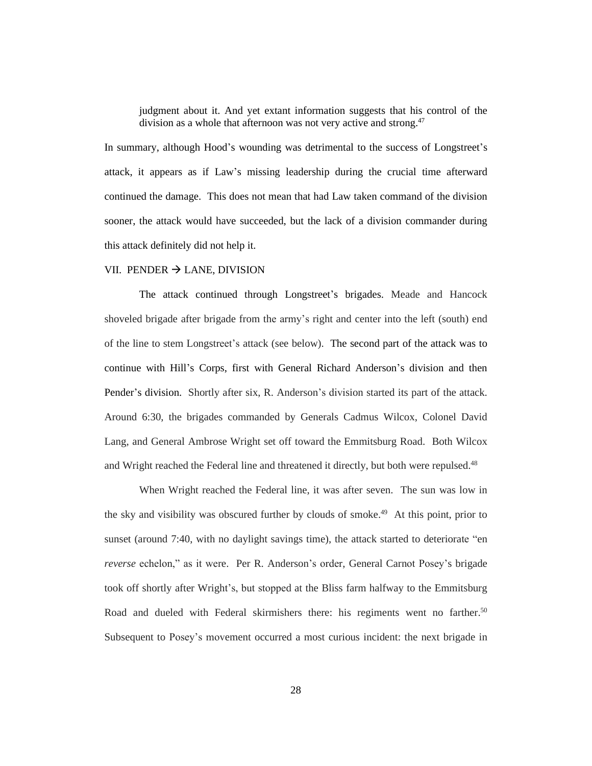> judgment about it. And yet extant information suggests that his control of the division as a whole that afternoon was not very active and strong.[47]

In summary, although Hood's wounding was detrimental to the success of Longstreet's attack, it appears as if Law's missing leadership during the crucial time afterward continued the damage. This does not mean that had Law taken command of the division sooner, the attack would have succeeded, but the lack of a division commander during this attack definitely did not help it.

## VII. PENDER → LANE, DIVISION

The attack continued through Longstreet's brigades. Meade and Hancock shoveled brigade after brigade from the army's right and center into the left (south) end of the line to stem Longstreet's attack (see below). The second part of the attack was to continue with Hill's Corps, first with General Richard Anderson's division and then Pender's division. Shortly after six, R. Anderson's division started its part of the attack. Around 6:30, the brigades commanded by Generals Cadmus Wilcox, Colonel David Lang, and General Ambrose Wright set off toward the Emmitsburg Road. Both Wilcox and Wright reached the Federal line and threatened it directly, but both were repulsed.[48]

When Wright reached the Federal line, it was after seven. The sun was low in the sky and visibility was obscured further by clouds of smoke.[49] At this point, prior to sunset (around 7:40, with no daylight savings time), the attack started to deteriorate "en *reverse* echelon," as it were. Per R. Anderson's order, General Carnot Posey's brigade took off shortly after Wright's, but stopped at the Bliss farm halfway to the Emmitsburg Road and dueled with Federal skirmishers there: his regiments went no farther.[50] Subsequent to Posey's movement occurred a most curious incident: the next brigade in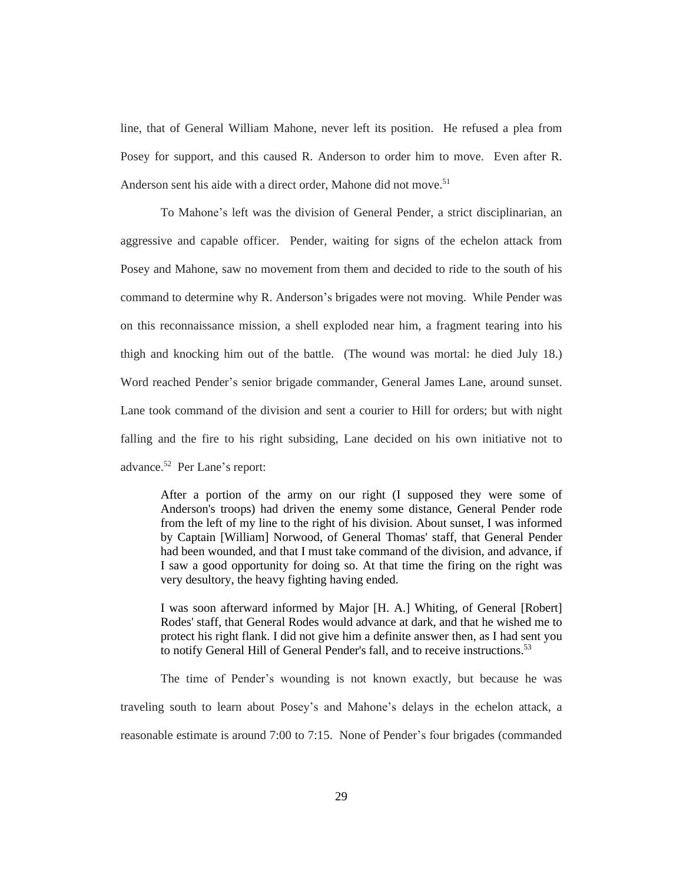line, that of General William Mahone, never left its position. He refused a plea from Posey for support, and this caused R. Anderson to order him to move. Even after R. Anderson sent his aide with a direct order, Mahone did not move.[51]

To Mahone's left was the division of General Pender, a strict disciplinarian, an aggressive and capable officer. Pender, waiting for signs of the echelon attack from Posey and Mahone, saw no movement from them and decided to ride to the south of his command to determine why R. Anderson's brigades were not moving. While Pender was on this reconnaissance mission, a shell exploded near him, a fragment tearing into his thigh and knocking him out of the battle. (The wound was mortal: he died July 18.) Word reached Pender's senior brigade commander, General James Lane, around sunset. Lane took command of the division and sent a courier to Hill for orders; but with night falling and the fire to his right subsiding, Lane decided on his own initiative not to advance.[52] Per Lane's report:

> After a portion of the army on our right (I supposed they were some of Anderson's troops) had driven the enemy some distance, General Pender rode from the left of my line to the right of his division. About sunset, I was informed by Captain [William] Norwood, of General Thomas' staff, that General Pender had been wounded, and that I must take command of the division, and advance, if I saw a good opportunity for doing so. At that time the firing on the right was very desultory, the heavy fighting having ended.
>
> I was soon afterward informed by Major [H. A.] Whiting, of General [Robert] Rodes' staff, that General Rodes would advance at dark, and that he wished me to protect his right flank. I did not give him a definite answer then, as I had sent you to notify General Hill of General Pender's fall, and to receive instructions.[53]

The time of Pender's wounding is not known exactly, but because he was traveling south to learn about Posey's and Mahone's delays in the echelon attack, a reasonable estimate is around 7:00 to 7:15. None of Pender's four brigades (commanded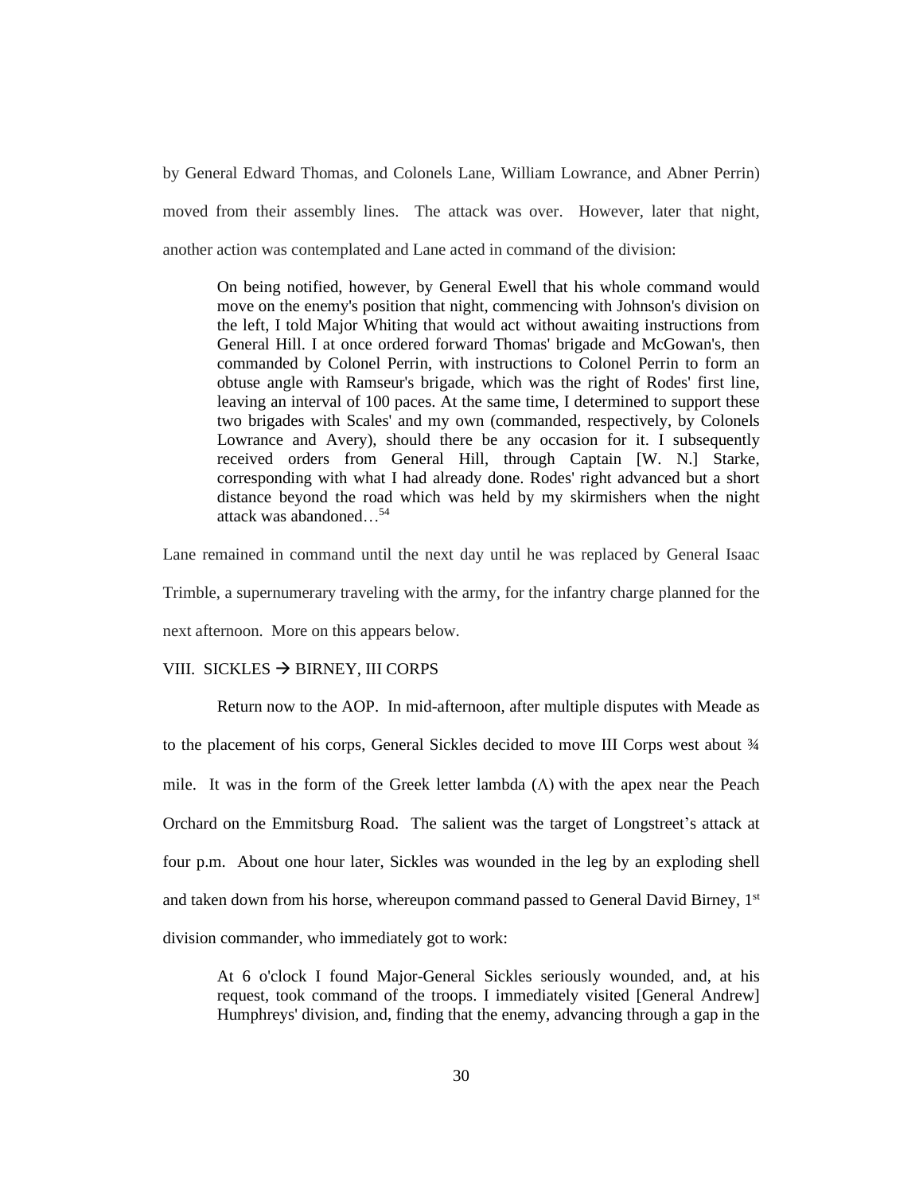by General Edward Thomas, and Colonels Lane, William Lowrance, and Abner Perrin) moved from their assembly lines. The attack was over. However, later that night, another action was contemplated and Lane acted in command of the division:

> On being notified, however, by General Ewell that his whole command would move on the enemy's position that night, commencing with Johnson's division on the left, I told Major Whiting that would act without awaiting instructions from General Hill. I at once ordered forward Thomas' brigade and McGowan's, then commanded by Colonel Perrin, with instructions to Colonel Perrin to form an obtuse angle with Ramseur's brigade, which was the right of Rodes' first line, leaving an interval of 100 paces. At the same time, I determined to support these two brigades with Scales' and my own (commanded, respectively, by Colonels Lowrance and Avery), should there be any occasion for it. I subsequently received orders from General Hill, through Captain [W. N.] Starke, corresponding with what I had already done. Rodes' right advanced but a short distance beyond the road which was held by my skirmishers when the night attack was abandoned…[54]

Lane remained in command until the next day until he was replaced by General Isaac Trimble, a supernumerary traveling with the army, for the infantry charge planned for the next afternoon. More on this appears below.

## VIII. SICKLES → BIRNEY, III CORPS

Return now to the AOP. In mid-afternoon, after multiple disputes with Meade as to the placement of his corps, General Sickles decided to move III Corps west about ¾ mile. It was in the form of the Greek letter lambda (Λ) with the apex near the Peach Orchard on the Emmitsburg Road. The salient was the target of Longstreet's attack at four p.m. About one hour later, Sickles was wounded in the leg by an exploding shell and taken down from his horse, whereupon command passed to General David Birney, 1st division commander, who immediately got to work:

> At 6 o'clock I found Major-General Sickles seriously wounded, and, at his request, took command of the troops. I immediately visited [General Andrew] Humphreys' division, and, finding that the enemy, advancing through a gap in the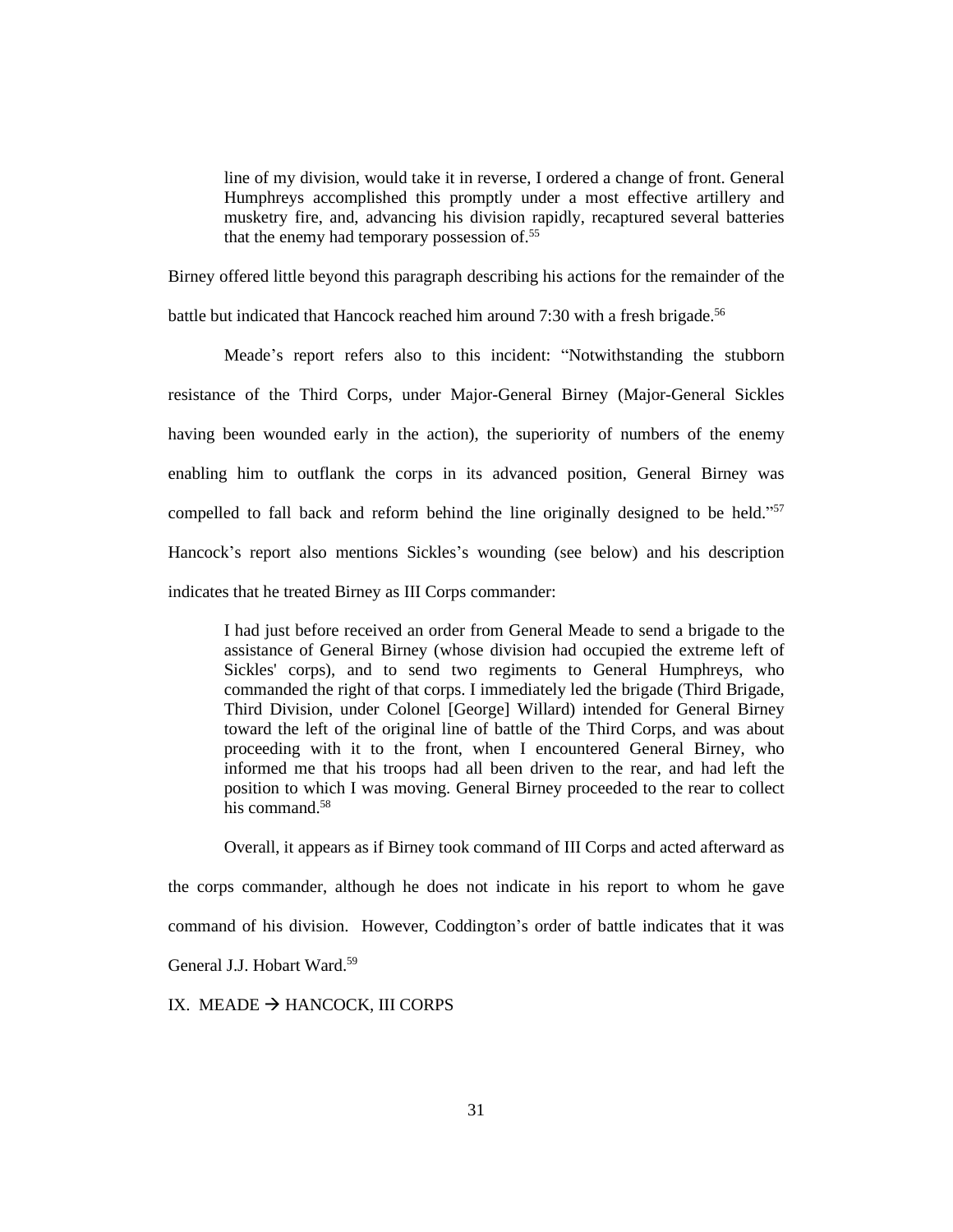> line of my division, would take it in reverse, I ordered a change of front. General Humphreys accomplished this promptly under a most effective artillery and musketry fire, and, advancing his division rapidly, recaptured several batteries that the enemy had temporary possession of.[55]

Birney offered little beyond this paragraph describing his actions for the remainder of the battle but indicated that Hancock reached him around 7:30 with a fresh brigade.[56]

Meade's report refers also to this incident: "Notwithstanding the stubborn resistance of the Third Corps, under Major-General Birney (Major-General Sickles having been wounded early in the action), the superiority of numbers of the enemy enabling him to outflank the corps in its advanced position, General Birney was compelled to fall back and reform behind the line originally designed to be held."[57] Hancock's report also mentions Sickles's wounding (see below) and his description indicates that he treated Birney as III Corps commander:

> I had just before received an order from General Meade to send a brigade to the assistance of General Birney (whose division had occupied the extreme left of Sickles' corps), and to send two regiments to General Humphreys, who commanded the right of that corps. I immediately led the brigade (Third Brigade, Third Division, under Colonel [George] Willard) intended for General Birney toward the left of the original line of battle of the Third Corps, and was about proceeding with it to the front, when I encountered General Birney, who informed me that his troops had all been driven to the rear, and had left the position to which I was moving. General Birney proceeded to the rear to collect his command.[58]

Overall, it appears as if Birney took command of III Corps and acted afterward as the corps commander, although he does not indicate in his report to whom he gave command of his division. However, Coddington's order of battle indicates that it was General J.J. Hobart Ward.[59]

## IX. MEADE → HANCOCK, III CORPS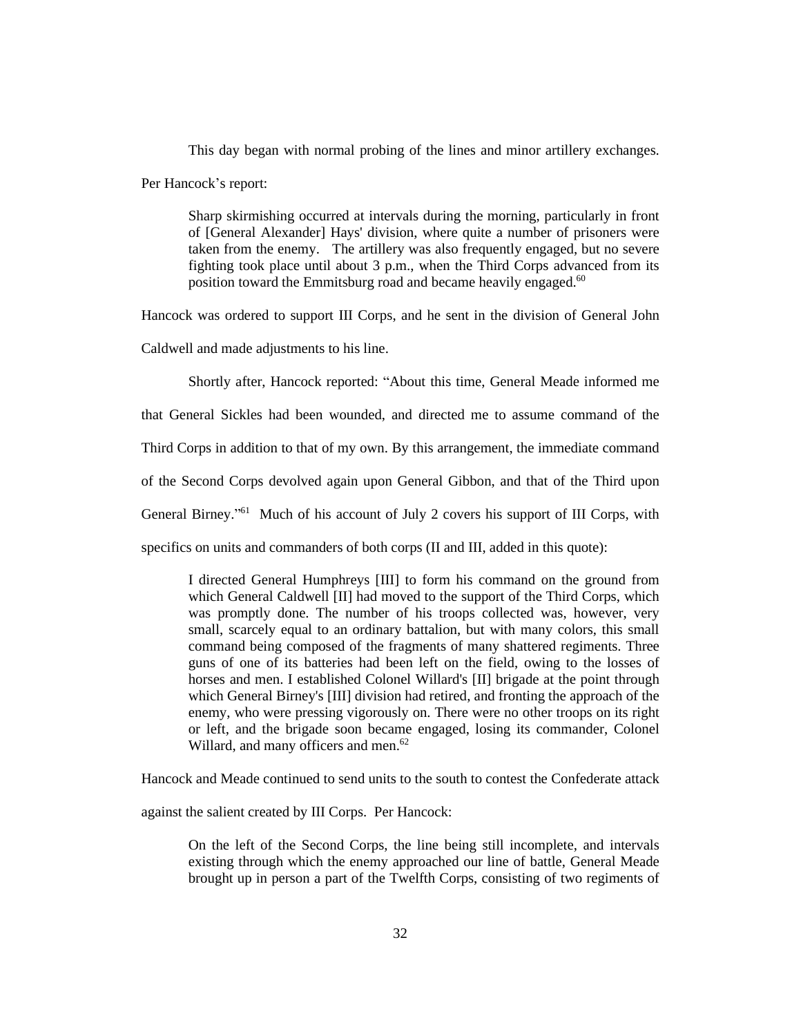This day began with normal probing of the lines and minor artillery exchanges. Per Hancock's report:

> Sharp skirmishing occurred at intervals during the morning, particularly in front of [General Alexander] Hays' division, where quite a number of prisoners were taken from the enemy. The artillery was also frequently engaged, but no severe fighting took place until about 3 p.m., when the Third Corps advanced from its position toward the Emmitsburg road and became heavily engaged.[60]

Hancock was ordered to support III Corps, and he sent in the division of General John Caldwell and made adjustments to his line.

Shortly after, Hancock reported: "About this time, General Meade informed me that General Sickles had been wounded, and directed me to assume command of the Third Corps in addition to that of my own. By this arrangement, the immediate command of the Second Corps devolved again upon General Gibbon, and that of the Third upon General Birney."[61] Much of his account of July 2 covers his support of III Corps, with specifics on units and commanders of both corps (II and III, added in this quote):

> I directed General Humphreys [III] to form his command on the ground from which General Caldwell [II] had moved to the support of the Third Corps, which was promptly done. The number of his troops collected was, however, very small, scarcely equal to an ordinary battalion, but with many colors, this small command being composed of the fragments of many shattered regiments. Three guns of one of its batteries had been left on the field, owing to the losses of horses and men. I established Colonel Willard's [II] brigade at the point through which General Birney's [III] division had retired, and fronting the approach of the enemy, who were pressing vigorously on. There were no other troops on its right or left, and the brigade soon became engaged, losing its commander, Colonel Willard, and many officers and men.[62]

Hancock and Meade continued to send units to the south to contest the Confederate attack against the salient created by III Corps. Per Hancock:

> On the left of the Second Corps, the line being still incomplete, and intervals existing through which the enemy approached our line of battle, General Meade brought up in person a part of the Twelfth Corps, consisting of two regiments of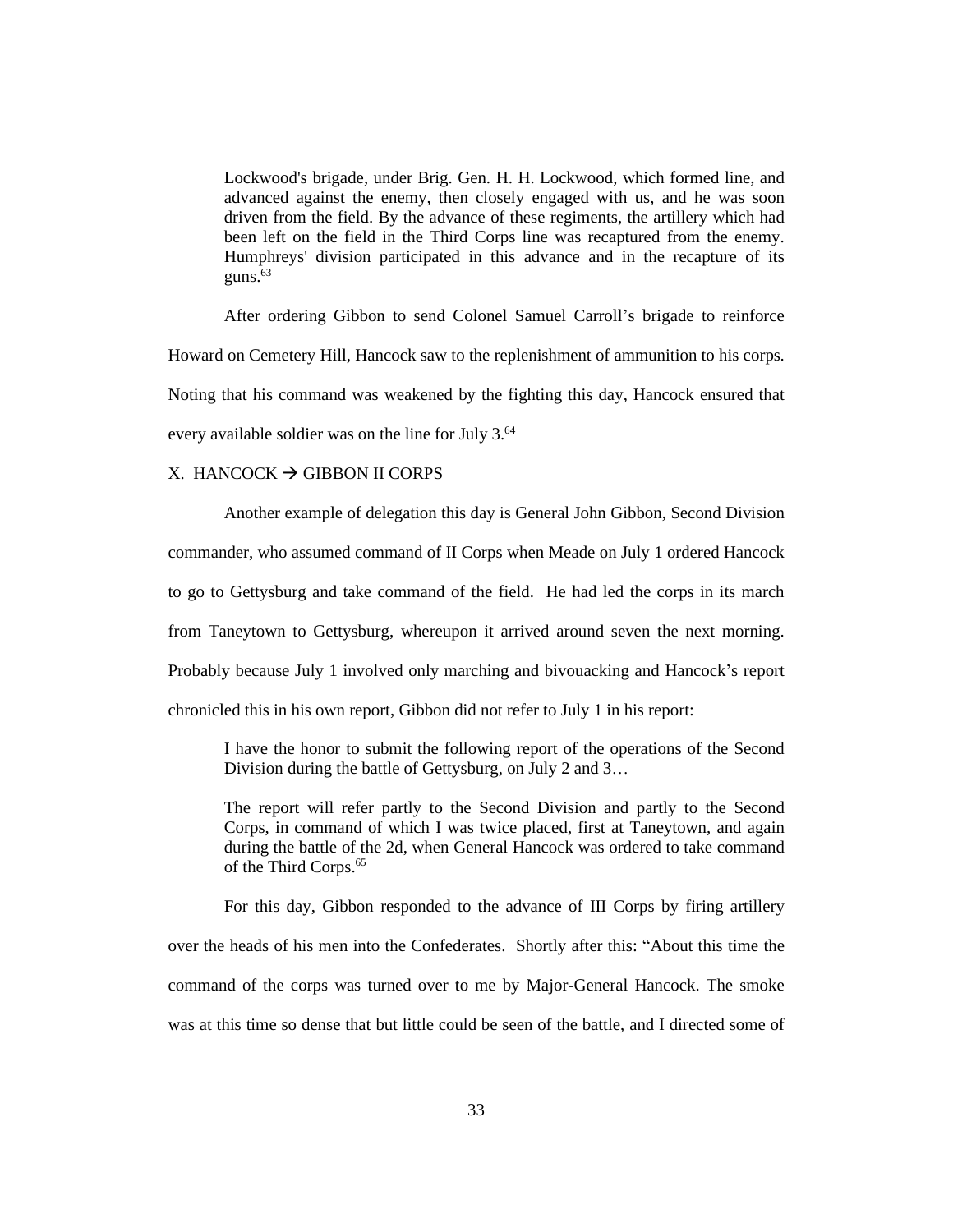> Lockwood's brigade, under Brig. Gen. H. H. Lockwood, which formed line, and advanced against the enemy, then closely engaged with us, and he was soon driven from the field. By the advance of these regiments, the artillery which had been left on the field in the Third Corps line was recaptured from the enemy. Humphreys' division participated in this advance and in the recapture of its guns.[63]

After ordering Gibbon to send Colonel Samuel Carroll's brigade to reinforce Howard on Cemetery Hill, Hancock saw to the replenishment of ammunition to his corps. Noting that his command was weakened by the fighting this day, Hancock ensured that every available soldier was on the line for July 3.[64]

## X. HANCOCK → GIBBON II CORPS

Another example of delegation this day is General John Gibbon, Second Division commander, who assumed command of II Corps when Meade on July 1 ordered Hancock to go to Gettysburg and take command of the field. He had led the corps in its march from Taneytown to Gettysburg, whereupon it arrived around seven the next morning. Probably because July 1 involved only marching and bivouacking and Hancock's report chronicled this in his own report, Gibbon did not refer to July 1 in his report:

> I have the honor to submit the following report of the operations of the Second Division during the battle of Gettysburg, on July 2 and 3…
>
> The report will refer partly to the Second Division and partly to the Second Corps, in command of which I was twice placed, first at Taneytown, and again during the battle of the 2d, when General Hancock was ordered to take command of the Third Corps.[65]

For this day, Gibbon responded to the advance of III Corps by firing artillery over the heads of his men into the Confederates. Shortly after this: "About this time the command of the corps was turned over to me by Major-General Hancock. The smoke was at this time so dense that but little could be seen of the battle, and I directed some of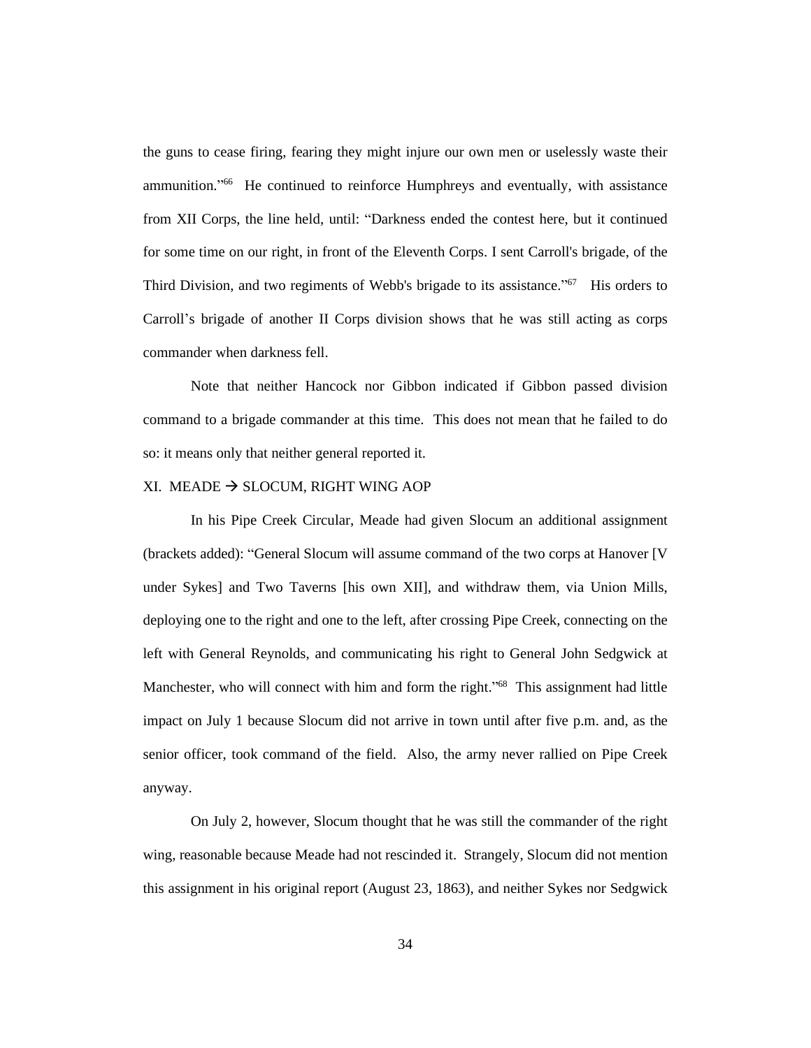the guns to cease firing, fearing they might injure our own men or uselessly waste their ammunition."[66] He continued to reinforce Humphreys and eventually, with assistance from XII Corps, the line held, until: "Darkness ended the contest here, but it continued for some time on our right, in front of the Eleventh Corps. I sent Carroll's brigade, of the Third Division, and two regiments of Webb's brigade to its assistance."[67] His orders to Carroll's brigade of another II Corps division shows that he was still acting as corps commander when darkness fell.

Note that neither Hancock nor Gibbon indicated if Gibbon passed division command to a brigade commander at this time. This does not mean that he failed to do so: it means only that neither general reported it.

## XI. MEADE → SLOCUM, RIGHT WING AOP

In his Pipe Creek Circular, Meade had given Slocum an additional assignment (brackets added): "General Slocum will assume command of the two corps at Hanover [V under Sykes] and Two Taverns [his own XII], and withdraw them, via Union Mills, deploying one to the right and one to the left, after crossing Pipe Creek, connecting on the left with General Reynolds, and communicating his right to General John Sedgwick at Manchester, who will connect with him and form the right."[68] This assignment had little impact on July 1 because Slocum did not arrive in town until after five p.m. and, as the senior officer, took command of the field. Also, the army never rallied on Pipe Creek anyway.

On July 2, however, Slocum thought that he was still the commander of the right wing, reasonable because Meade had not rescinded it. Strangely, Slocum did not mention this assignment in his original report (August 23, 1863), and neither Sykes nor Sedgwick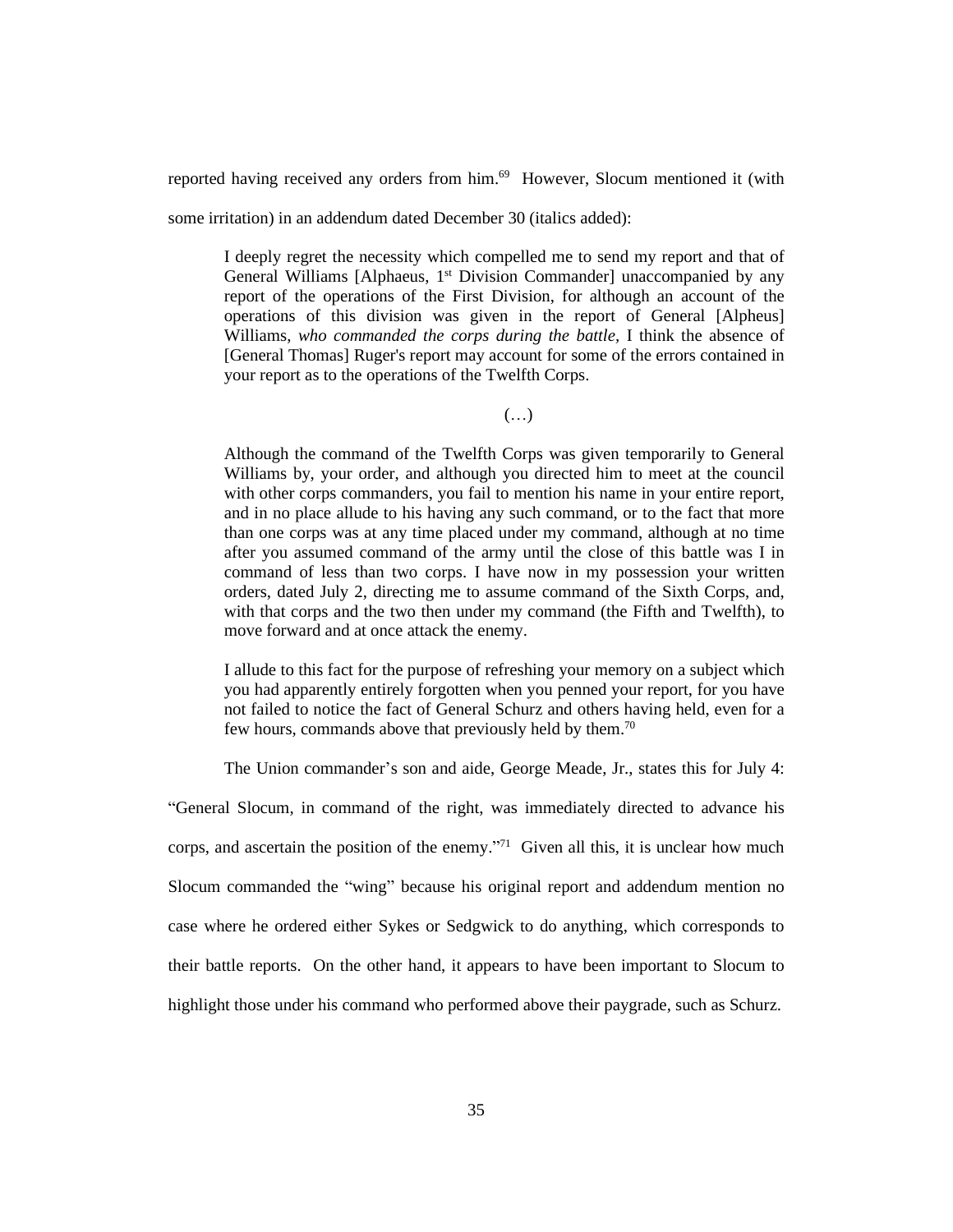reported having received any orders from him.[69] However, Slocum mentioned it (with some irritation) in an addendum dated December 30 (italics added):

> I deeply regret the necessity which compelled me to send my report and that of General Williams [Alphaeus, 1st Division Commander] unaccompanied by any report of the operations of the First Division, for although an account of the operations of this division was given in the report of General [Alpheus] Williams, *who commanded the corps during the battle*, I think the absence of [General Thomas] Ruger's report may account for some of the errors contained in your report as to the operations of the Twelfth Corps.
>
> (…)
>
> Although the command of the Twelfth Corps was given temporarily to General Williams by, your order, and although you directed him to meet at the council with other corps commanders, you fail to mention his name in your entire report, and in no place allude to his having any such command, or to the fact that more than one corps was at any time placed under my command, although at no time after you assumed command of the army until the close of this battle was I in command of less than two corps. I have now in my possession your written orders, dated July 2, directing me to assume command of the Sixth Corps, and, with that corps and the two then under my command (the Fifth and Twelfth), to move forward and at once attack the enemy.
>
> I allude to this fact for the purpose of refreshing your memory on a subject which you had apparently entirely forgotten when you penned your report, for you have not failed to notice the fact of General Schurz and others having held, even for a few hours, commands above that previously held by them.[70]

The Union commander's son and aide, George Meade, Jr., states this for July 4: "General Slocum, in command of the right, was immediately directed to advance his corps, and ascertain the position of the enemy."[71] Given all this, it is unclear how much Slocum commanded the "wing" because his original report and addendum mention no case where he ordered either Sykes or Sedgwick to do anything, which corresponds to their battle reports. On the other hand, it appears to have been important to Slocum to highlight those under his command who performed above their paygrade, such as Schurz.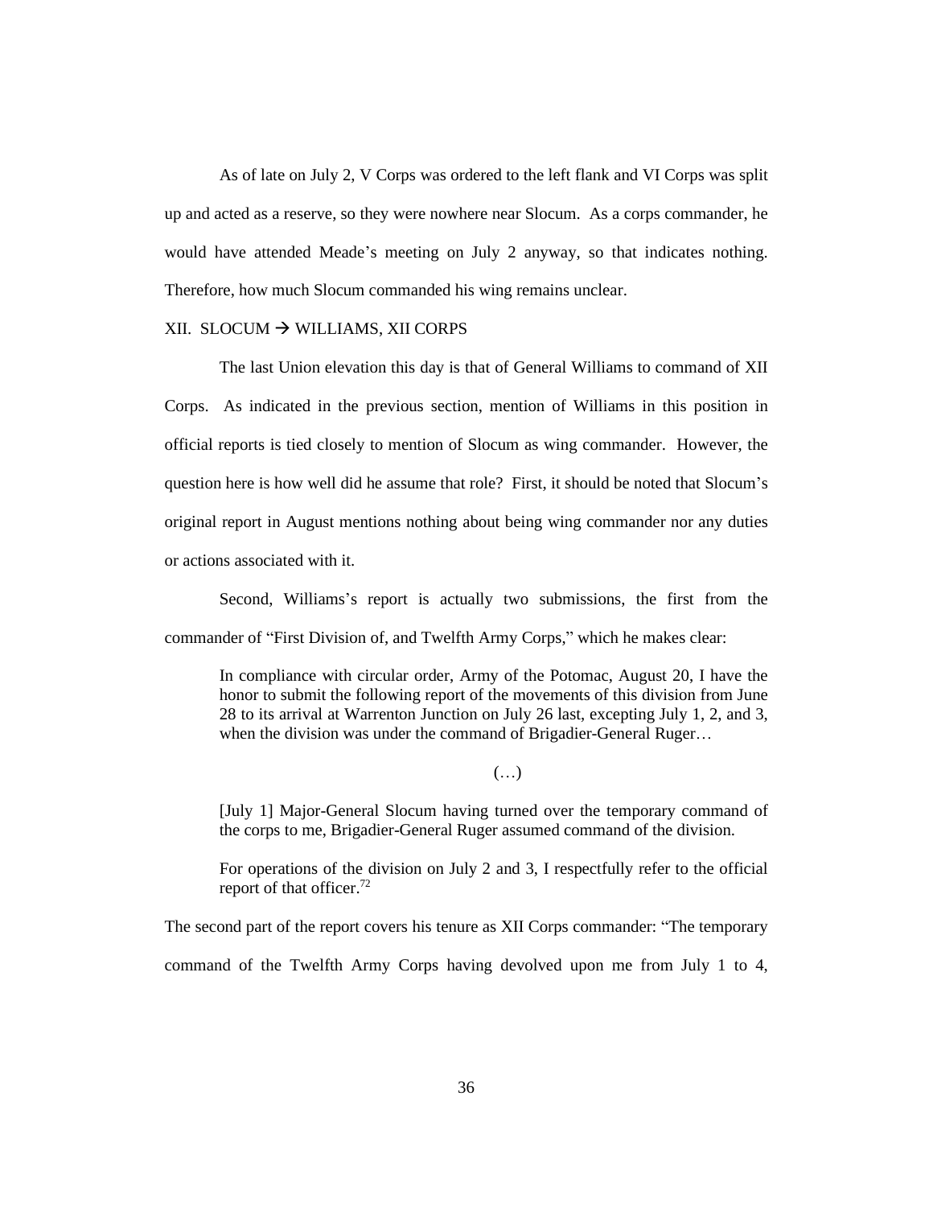As of late on July 2, V Corps was ordered to the left flank and VI Corps was split up and acted as a reserve, so they were nowhere near Slocum. As a corps commander, he would have attended Meade's meeting on July 2 anyway, so that indicates nothing. Therefore, how much Slocum commanded his wing remains unclear.

## XII. SLOCUM → WILLIAMS, XII CORPS

The last Union elevation this day is that of General Williams to command of XII Corps. As indicated in the previous section, mention of Williams in this position in official reports is tied closely to mention of Slocum as wing commander. However, the question here is how well did he assume that role? First, it should be noted that Slocum's original report in August mentions nothing about being wing commander nor any duties or actions associated with it.

Second, Williams's report is actually two submissions, the first from the commander of "First Division of, and Twelfth Army Corps," which he makes clear:

> In compliance with circular order, Army of the Potomac, August 20, I have the honor to submit the following report of the movements of this division from June 28 to its arrival at Warrenton Junction on July 26 last, excepting July 1, 2, and 3, when the division was under the command of Brigadier-General Ruger…
>
> (…)
>
> [July 1] Major-General Slocum having turned over the temporary command of the corps to me, Brigadier-General Ruger assumed command of the division.
>
> For operations of the division on July 2 and 3, I respectfully refer to the official report of that officer.[72]

The second part of the report covers his tenure as XII Corps commander: "The temporary command of the Twelfth Army Corps having devolved upon me from July 1 to 4,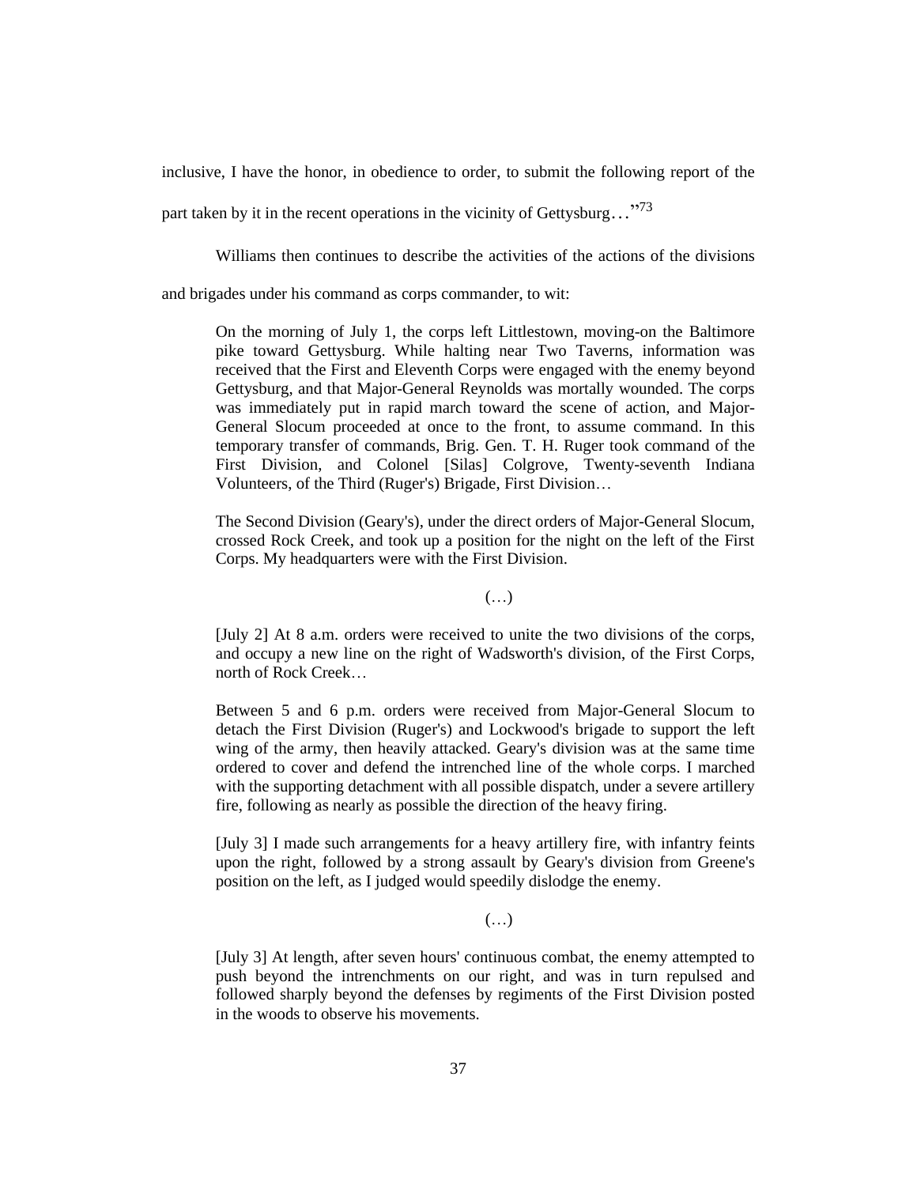inclusive, I have the honor, in obedience to order, to submit the following report of the part taken by it in the recent operations in the vicinity of Gettysburg…"[73]

Williams then continues to describe the activities of the actions of the divisions and brigades under his command as corps commander, to wit:

> On the morning of July 1, the corps left Littlestown, moving-on the Baltimore pike toward Gettysburg. While halting near Two Taverns, information was received that the First and Eleventh Corps were engaged with the enemy beyond Gettysburg, and that Major-General Reynolds was mortally wounded. The corps was immediately put in rapid march toward the scene of action, and Major-General Slocum proceeded at once to the front, to assume command. In this temporary transfer of commands, Brig. Gen. T. H. Ruger took command of the First Division, and Colonel [Silas] Colgrove, Twenty-seventh Indiana Volunteers, of the Third (Ruger's) Brigade, First Division…
>
> The Second Division (Geary's), under the direct orders of Major-General Slocum, crossed Rock Creek, and took up a position for the night on the left of the First Corps. My headquarters were with the First Division.
>
> (…)
>
> [July 2] At 8 a.m. orders were received to unite the two divisions of the corps, and occupy a new line on the right of Wadsworth's division, of the First Corps, north of Rock Creek…
>
> Between 5 and 6 p.m. orders were received from Major-General Slocum to detach the First Division (Ruger's) and Lockwood's brigade to support the left wing of the army, then heavily attacked. Geary's division was at the same time ordered to cover and defend the intrenched line of the whole corps. I marched with the supporting detachment with all possible dispatch, under a severe artillery fire, following as nearly as possible the direction of the heavy firing.
>
> [July 3] I made such arrangements for a heavy artillery fire, with infantry feints upon the right, followed by a strong assault by Geary's division from Greene's position on the left, as I judged would speedily dislodge the enemy.
>
> (…)
>
> [July 3] At length, after seven hours' continuous combat, the enemy attempted to push beyond the intrenchments on our right, and was in turn repulsed and followed sharply beyond the defenses by regiments of the First Division posted in the woods to observe his movements.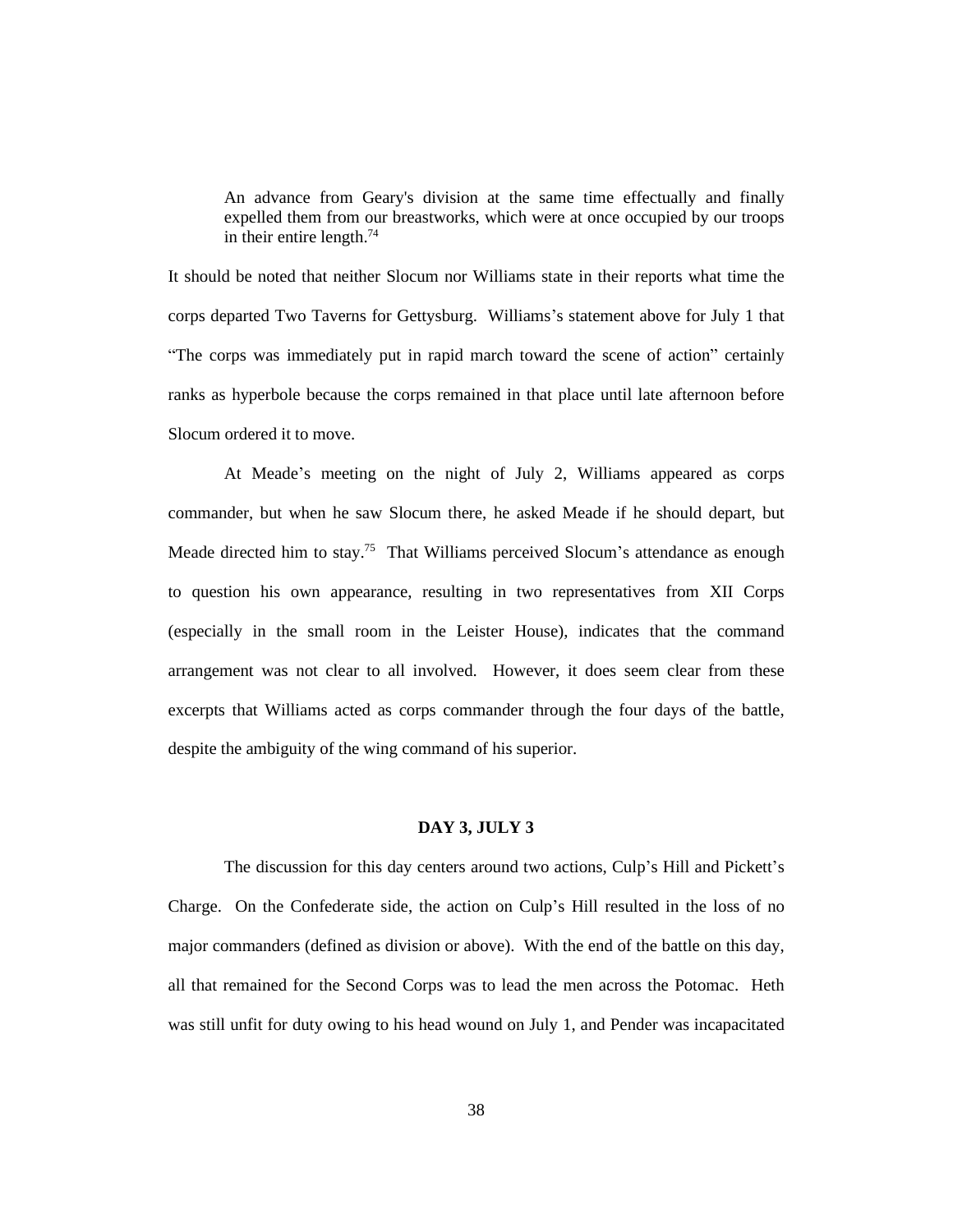> An advance from Geary's division at the same time effectually and finally expelled them from our breastworks, which were at once occupied by our troops in their entire length.[74]

It should be noted that neither Slocum nor Williams state in their reports what time the corps departed Two Taverns for Gettysburg. Williams's statement above for July 1 that "The corps was immediately put in rapid march toward the scene of action" certainly ranks as hyperbole because the corps remained in that place until late afternoon before Slocum ordered it to move.

At Meade's meeting on the night of July 2, Williams appeared as corps commander, but when he saw Slocum there, he asked Meade if he should depart, but Meade directed him to stay.[75] That Williams perceived Slocum's attendance as enough to question his own appearance, resulting in two representatives from XII Corps (especially in the small room in the Leister House), indicates that the command arrangement was not clear to all involved. However, it does seem clear from these excerpts that Williams acted as corps commander through the four days of the battle, despite the ambiguity of the wing command of his superior.

## DAY 3, JULY 3

The discussion for this day centers around two actions, Culp's Hill and Pickett's Charge. On the Confederate side, the action on Culp's Hill resulted in the loss of no major commanders (defined as division or above). With the end of the battle on this day, all that remained for the Second Corps was to lead the men across the Potomac. Heth was still unfit for duty owing to his head wound on July 1, and Pender was incapacitated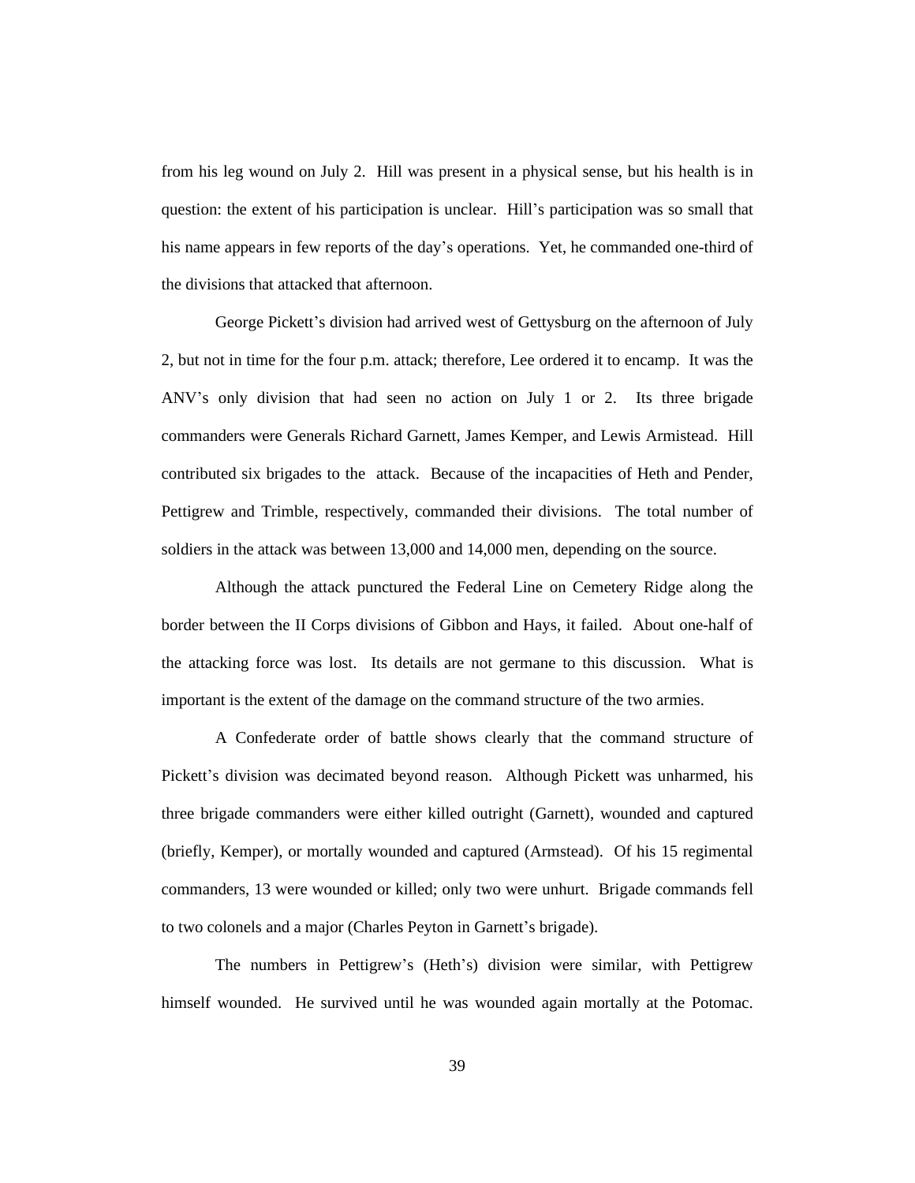from his leg wound on July 2. Hill was present in a physical sense, but his health is in question: the extent of his participation is unclear. Hill's participation was so small that his name appears in few reports of the day's operations. Yet, he commanded one-third of the divisions that attacked that afternoon.

George Pickett's division had arrived west of Gettysburg on the afternoon of July 2, but not in time for the four p.m. attack; therefore, Lee ordered it to encamp. It was the ANV's only division that had seen no action on July 1 or 2. Its three brigade commanders were Generals Richard Garnett, James Kemper, and Lewis Armistead. Hill contributed six brigades to the attack. Because of the incapacities of Heth and Pender, Pettigrew and Trimble, respectively, commanded their divisions. The total number of soldiers in the attack was between 13,000 and 14,000 men, depending on the source.

Although the attack punctured the Federal Line on Cemetery Ridge along the border between the II Corps divisions of Gibbon and Hays, it failed. About one-half of the attacking force was lost. Its details are not germane to this discussion. What is important is the extent of the damage on the command structure of the two armies.

A Confederate order of battle shows clearly that the command structure of Pickett's division was decimated beyond reason. Although Pickett was unharmed, his three brigade commanders were either killed outright (Garnett), wounded and captured (briefly, Kemper), or mortally wounded and captured (Armstead). Of his 15 regimental commanders, 13 were wounded or killed; only two were unhurt. Brigade commands fell to two colonels and a major (Charles Peyton in Garnett's brigade).

The numbers in Pettigrew's (Heth's) division were similar, with Pettigrew himself wounded. He survived until he was wounded again mortally at the Potomac.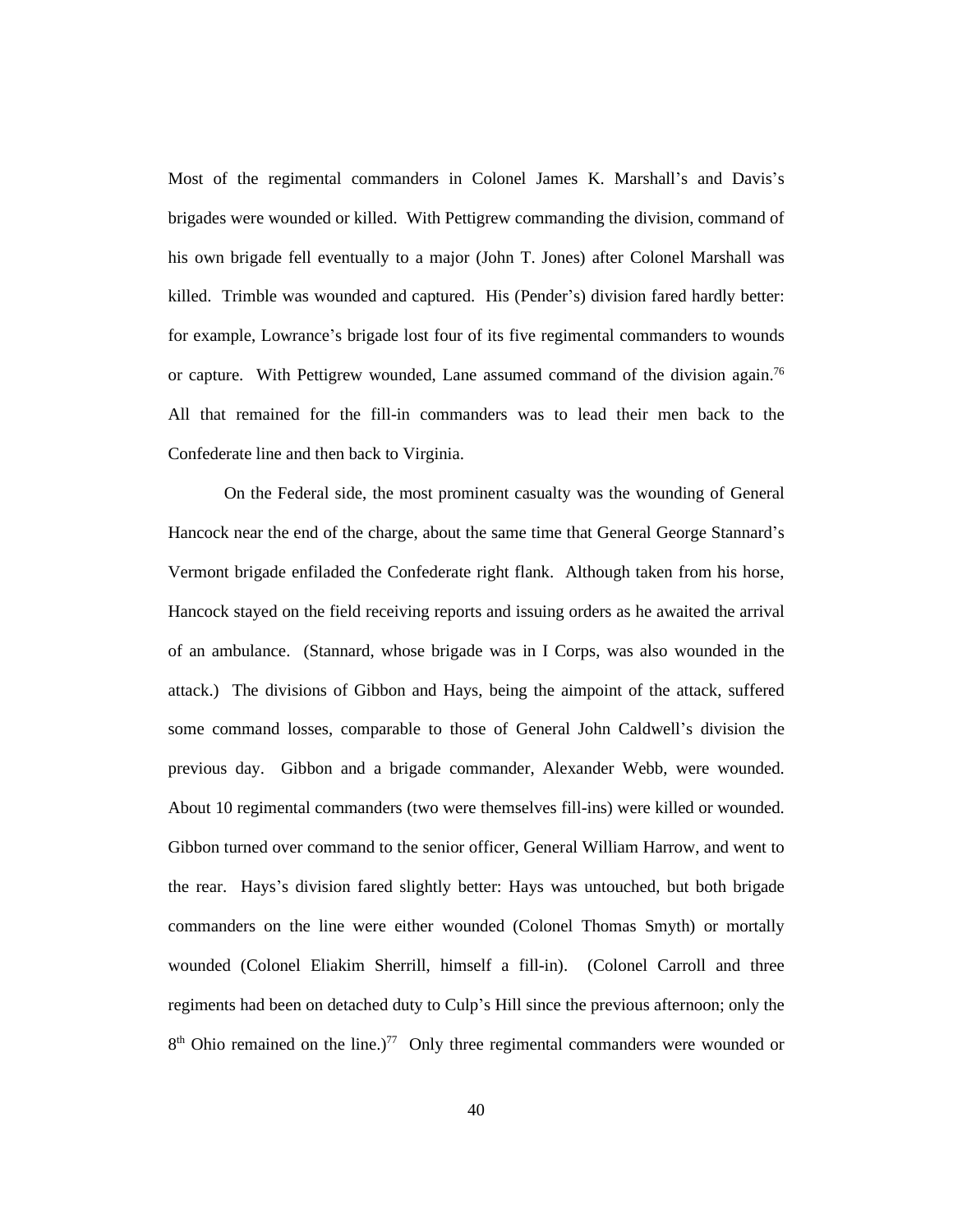Most of the regimental commanders in Colonel James K. Marshall's and Davis's brigades were wounded or killed. With Pettigrew commanding the division, command of his own brigade fell eventually to a major (John T. Jones) after Colonel Marshall was killed. Trimble was wounded and captured. His (Pender's) division fared hardly better: for example, Lowrance's brigade lost four of its five regimental commanders to wounds or capture. With Pettigrew wounded, Lane assumed command of the division again.[76] All that remained for the fill-in commanders was to lead their men back to the Confederate line and then back to Virginia.

On the Federal side, the most prominent casualty was the wounding of General Hancock near the end of the charge, about the same time that General George Stannard's Vermont brigade enfiladed the Confederate right flank. Although taken from his horse, Hancock stayed on the field receiving reports and issuing orders as he awaited the arrival of an ambulance. (Stannard, whose brigade was in I Corps, was also wounded in the attack.) The divisions of Gibbon and Hays, being the aimpoint of the attack, suffered some command losses, comparable to those of General John Caldwell's division the previous day. Gibbon and a brigade commander, Alexander Webb, were wounded. About 10 regimental commanders (two were themselves fill-ins) were killed or wounded. Gibbon turned over command to the senior officer, General William Harrow, and went to the rear. Hays's division fared slightly better: Hays was untouched, but both brigade commanders on the line were either wounded (Colonel Thomas Smyth) or mortally wounded (Colonel Eliakim Sherrill, himself a fill-in). (Colonel Carroll and three regiments had been on detached duty to Culp's Hill since the previous afternoon; only the 8th Ohio remained on the line.)[77] Only three regimental commanders were wounded or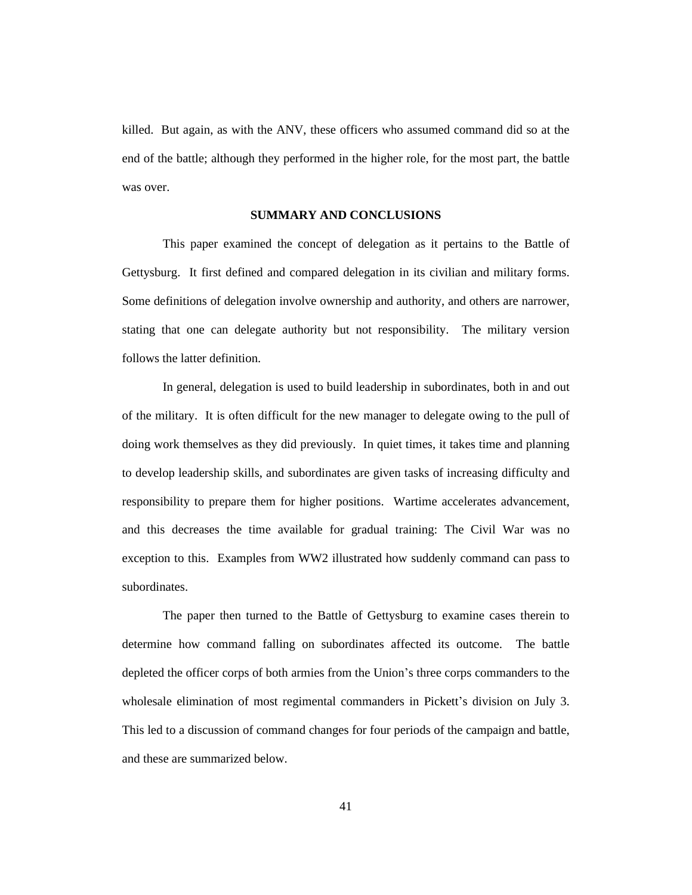killed. But again, as with the ANV, these officers who assumed command did so at the end of the battle; although they performed in the higher role, for the most part, the battle was over.

## SUMMARY AND CONCLUSIONS

This paper examined the concept of delegation as it pertains to the Battle of Gettysburg. It first defined and compared delegation in its civilian and military forms. Some definitions of delegation involve ownership and authority, and others are narrower, stating that one can delegate authority but not responsibility. The military version follows the latter definition.

In general, delegation is used to build leadership in subordinates, both in and out of the military. It is often difficult for the new manager to delegate owing to the pull of doing work themselves as they did previously. In quiet times, it takes time and planning to develop leadership skills, and subordinates are given tasks of increasing difficulty and responsibility to prepare them for higher positions. Wartime accelerates advancement, and this decreases the time available for gradual training: The Civil War was no exception to this. Examples from WW2 illustrated how suddenly command can pass to subordinates.

The paper then turned to the Battle of Gettysburg to examine cases therein to determine how command falling on subordinates affected its outcome. The battle depleted the officer corps of both armies from the Union's three corps commanders to the wholesale elimination of most regimental commanders in Pickett's division on July 3. This led to a discussion of command changes for four periods of the campaign and battle, and these are summarized below.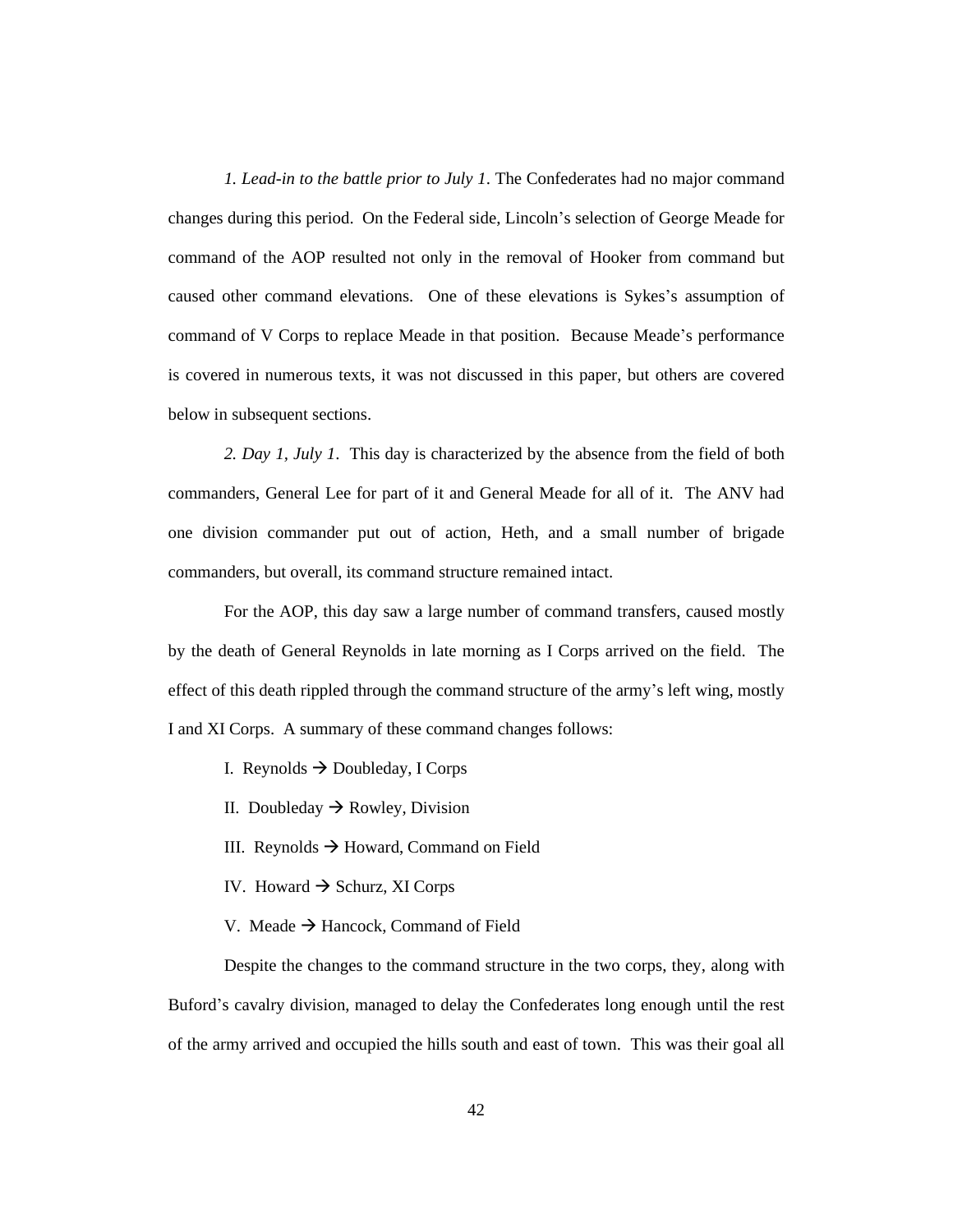*1. Lead-in to the battle prior to July 1*. The Confederates had no major command changes during this period. On the Federal side, Lincoln's selection of George Meade for command of the AOP resulted not only in the removal of Hooker from command but caused other command elevations. One of these elevations is Sykes's assumption of command of V Corps to replace Meade in that position. Because Meade's performance is covered in numerous texts, it was not discussed in this paper, but others are covered below in subsequent sections.

*2. Day 1, July 1*. This day is characterized by the absence from the field of both commanders, General Lee for part of it and General Meade for all of it. The ANV had one division commander put out of action, Heth, and a small number of brigade commanders, but overall, its command structure remained intact.

For the AOP, this day saw a large number of command transfers, caused mostly by the death of General Reynolds in late morning as I Corps arrived on the field. The effect of this death rippled through the command structure of the army's left wing, mostly I and XI Corps. A summary of these command changes follows:

I. Reynolds → Doubleday, I Corps

II. Doubleday → Rowley, Division

III. Reynolds → Howard, Command on Field

IV. Howard → Schurz, XI Corps

V. Meade → Hancock, Command of Field

Despite the changes to the command structure in the two corps, they, along with Buford's cavalry division, managed to delay the Confederates long enough until the rest of the army arrived and occupied the hills south and east of town. This was their goal all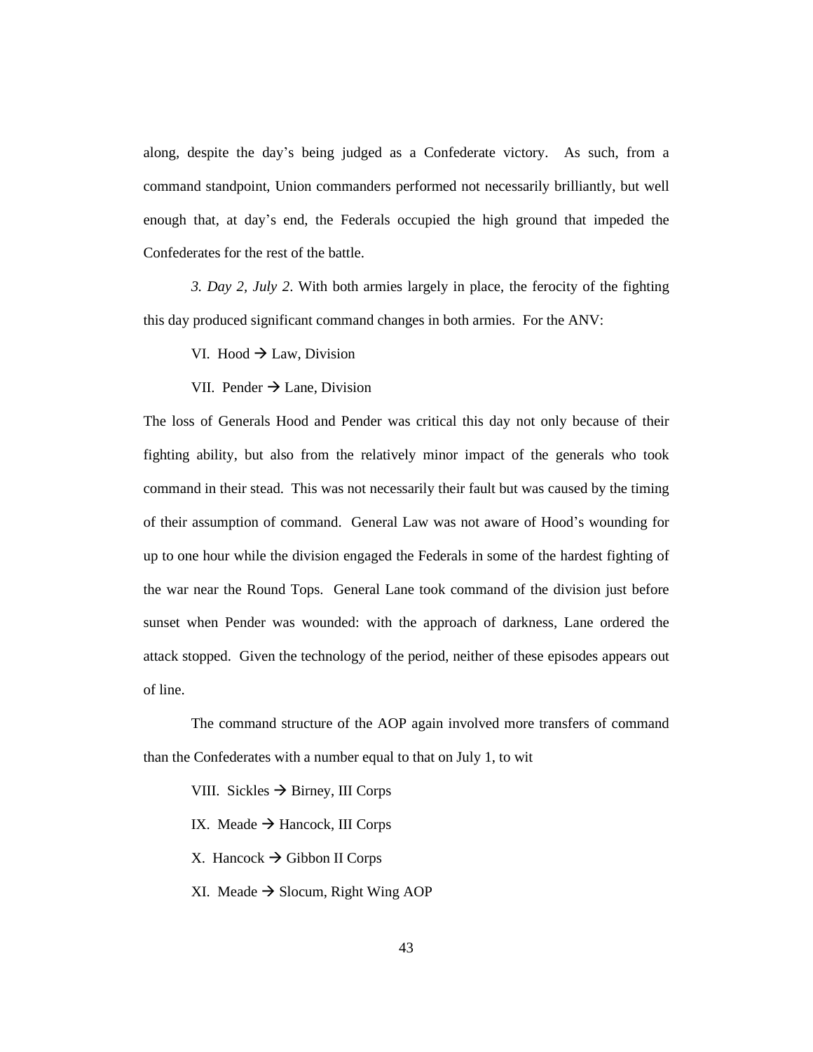along, despite the day's being judged as a Confederate victory. As such, from a command standpoint, Union commanders performed not necessarily brilliantly, but well enough that, at day's end, the Federals occupied the high ground that impeded the Confederates for the rest of the battle.

*3. Day 2, July 2*. With both armies largely in place, the ferocity of the fighting this day produced significant command changes in both armies. For the ANV:

VI. Hood → Law, Division

VII. Pender → Lane, Division

The loss of Generals Hood and Pender was critical this day not only because of their fighting ability, but also from the relatively minor impact of the generals who took command in their stead. This was not necessarily their fault but was caused by the timing of their assumption of command. General Law was not aware of Hood's wounding for up to one hour while the division engaged the Federals in some of the hardest fighting of the war near the Round Tops. General Lane took command of the division just before sunset when Pender was wounded: with the approach of darkness, Lane ordered the attack stopped. Given the technology of the period, neither of these episodes appears out of line.

The command structure of the AOP again involved more transfers of command than the Confederates with a number equal to that on July 1, to wit

VIII. Sickles → Birney, III Corps

IX. Meade → Hancock, III Corps

X. Hancock → Gibbon II Corps

XI. Meade → Slocum, Right Wing AOP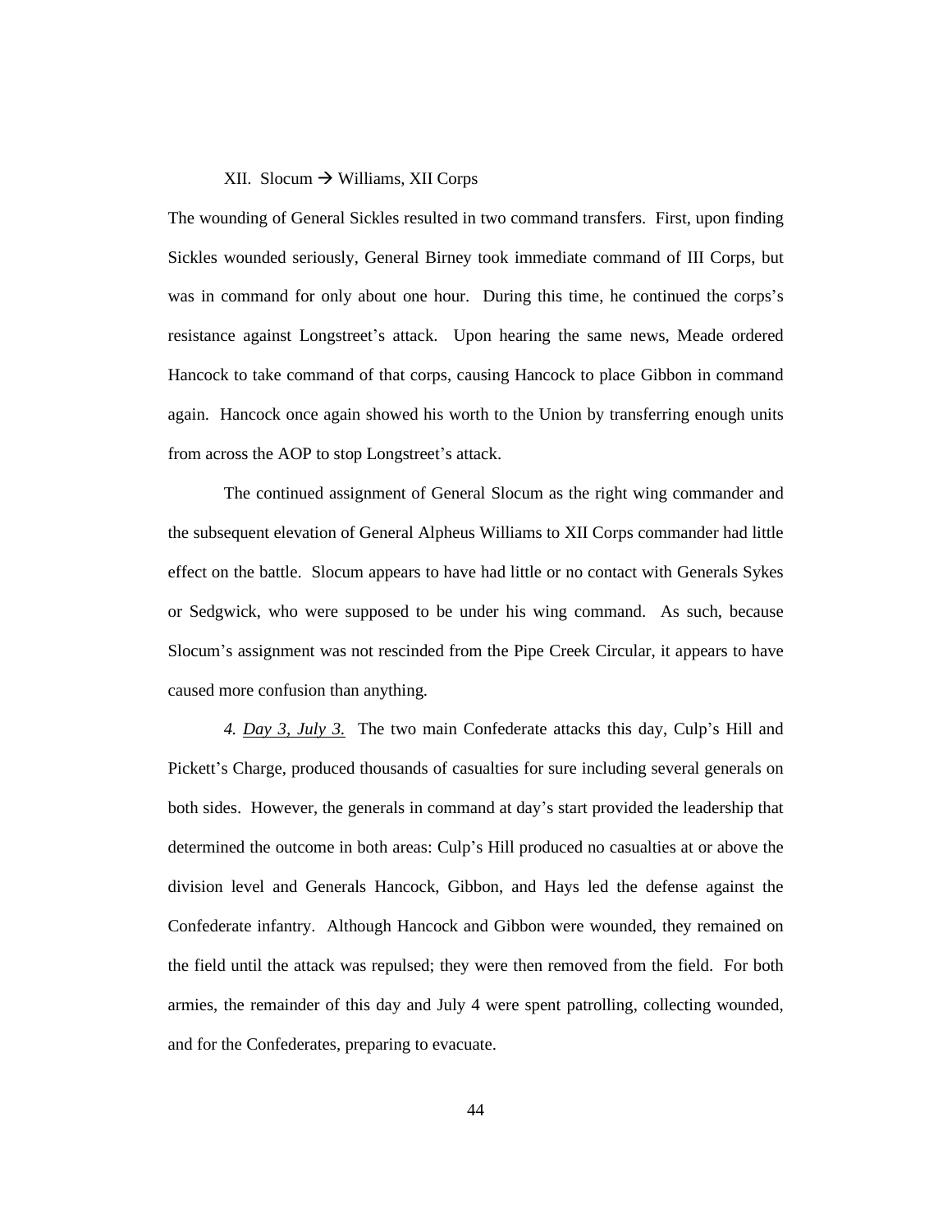XII. Slocum → Williams, XII Corps

The wounding of General Sickles resulted in two command transfers. First, upon finding Sickles wounded seriously, General Birney took immediate command of III Corps, but was in command for only about one hour. During this time, he continued the corps's resistance against Longstreet's attack. Upon hearing the same news, Meade ordered Hancock to take command of that corps, causing Hancock to place Gibbon in command again. Hancock once again showed his worth to the Union by transferring enough units from across the AOP to stop Longstreet's attack.

The continued assignment of General Slocum as the right wing commander and the subsequent elevation of General Alpheus Williams to XII Corps commander had little effect on the battle. Slocum appears to have had little or no contact with Generals Sykes or Sedgwick, who were supposed to be under his wing command. As such, because Slocum's assignment was not rescinded from the Pipe Creek Circular, it appears to have caused more confusion than anything.

*4. <u>Day 3, July 3.</u>* The two main Confederate attacks this day, Culp's Hill and Pickett's Charge, produced thousands of casualties for sure including several generals on both sides. However, the generals in command at day's start provided the leadership that determined the outcome in both areas: Culp's Hill produced no casualties at or above the division level and Generals Hancock, Gibbon, and Hays led the defense against the Confederate infantry. Although Hancock and Gibbon were wounded, they remained on the field until the attack was repulsed; they were then removed from the field. For both armies, the remainder of this day and July 4 were spent patrolling, collecting wounded, and for the Confederates, preparing to evacuate.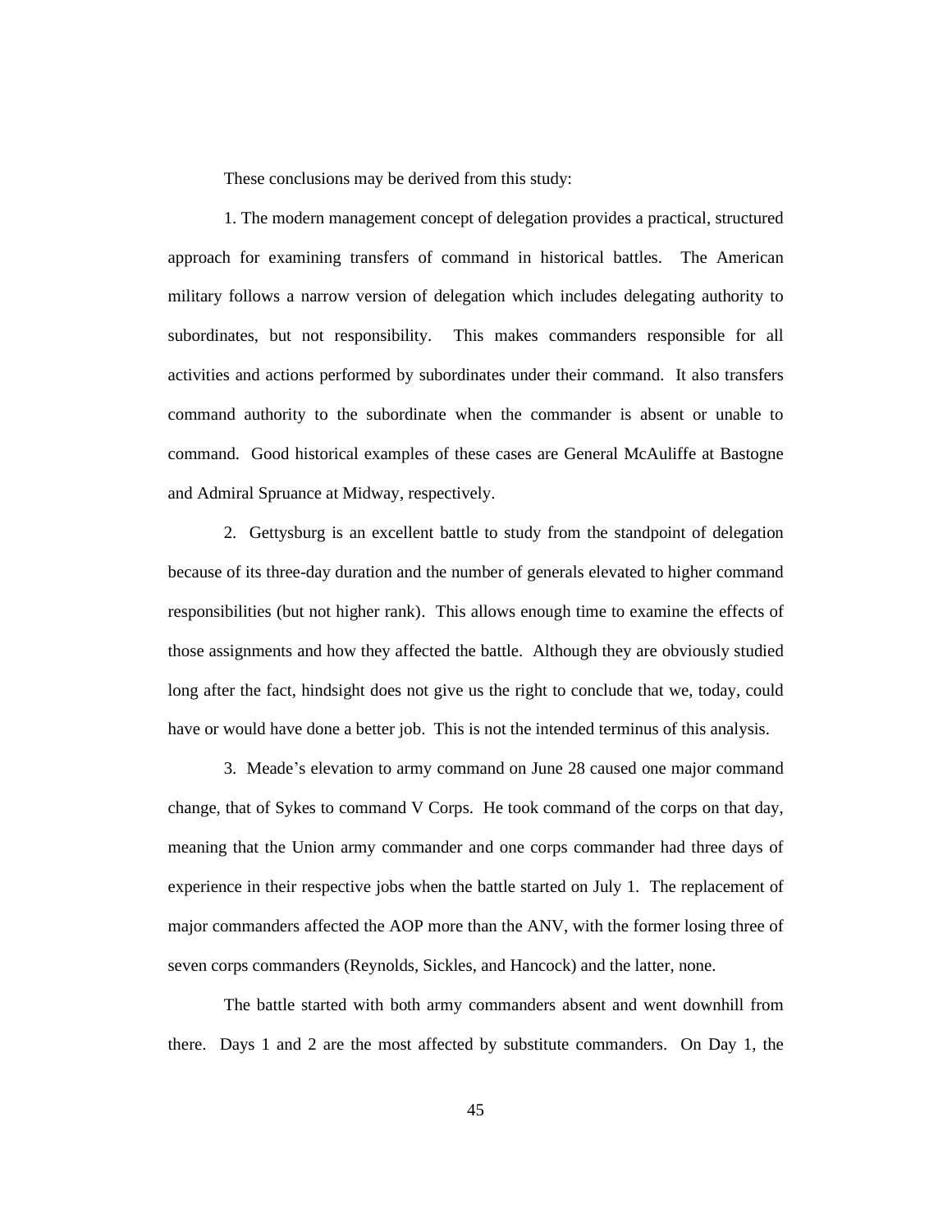These conclusions may be derived from this study:

1. The modern management concept of delegation provides a practical, structured approach for examining transfers of command in historical battles. The American military follows a narrow version of delegation which includes delegating authority to subordinates, but not responsibility. This makes commanders responsible for all activities and actions performed by subordinates under their command. It also transfers command authority to the subordinate when the commander is absent or unable to command. Good historical examples of these cases are General McAuliffe at Bastogne and Admiral Spruance at Midway, respectively.

2. Gettysburg is an excellent battle to study from the standpoint of delegation because of its three-day duration and the number of generals elevated to higher command responsibilities (but not higher rank). This allows enough time to examine the effects of those assignments and how they affected the battle. Although they are obviously studied long after the fact, hindsight does not give us the right to conclude that we, today, could have or would have done a better job. This is not the intended terminus of this analysis.

3. Meade's elevation to army command on June 28 caused one major command change, that of Sykes to command V Corps. He took command of the corps on that day, meaning that the Union army commander and one corps commander had three days of experience in their respective jobs when the battle started on July 1. The replacement of major commanders affected the AOP more than the ANV, with the former losing three of seven corps commanders (Reynolds, Sickles, and Hancock) and the latter, none.

The battle started with both army commanders absent and went downhill from there. Days 1 and 2 are the most affected by substitute commanders. On Day 1, the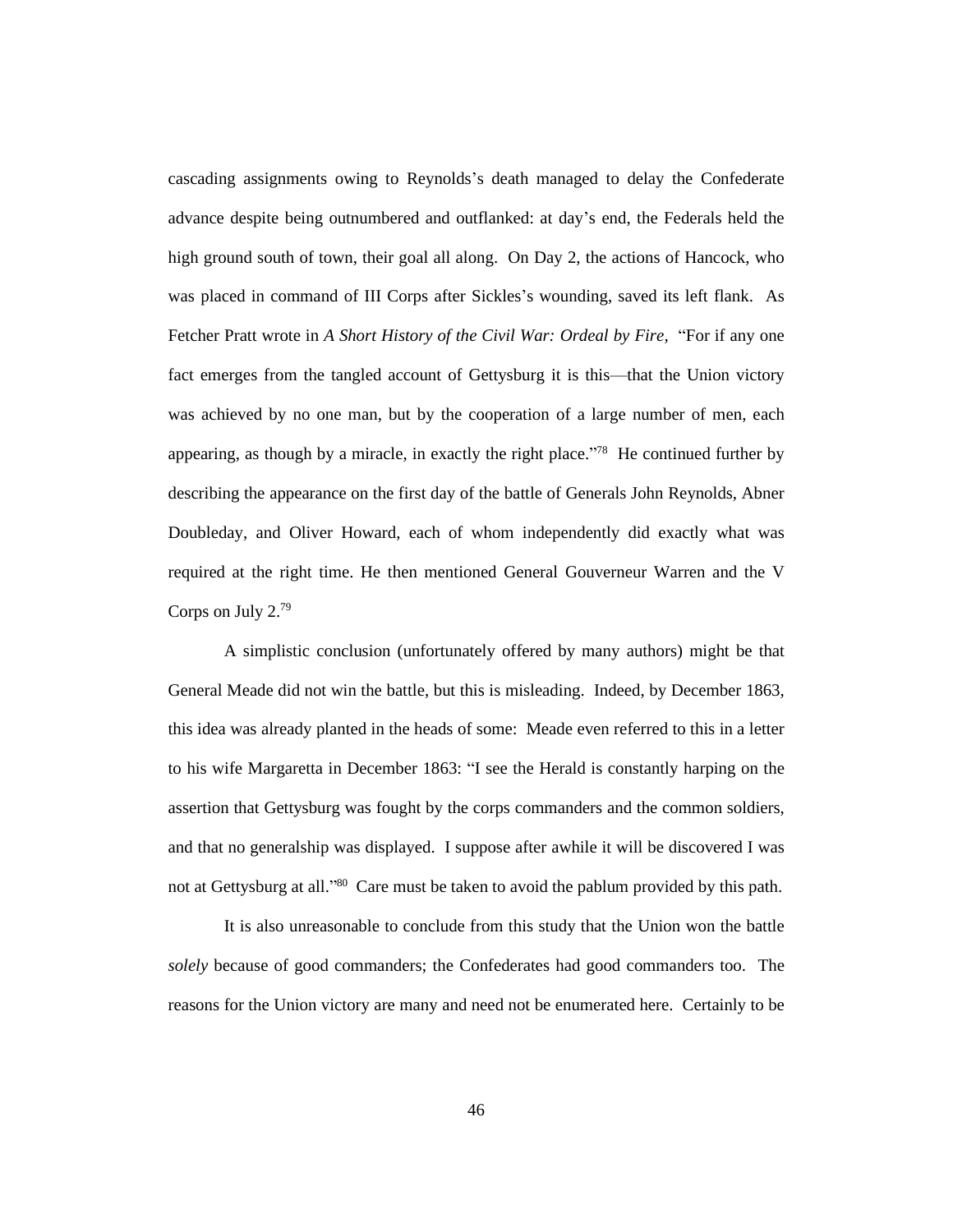cascading assignments owing to Reynolds's death managed to delay the Confederate advance despite being outnumbered and outflanked: at day's end, the Federals held the high ground south of town, their goal all along. On Day 2, the actions of Hancock, who was placed in command of III Corps after Sickles's wounding, saved its left flank. As Fetcher Pratt wrote in *A Short History of the Civil War: Ordeal by Fire,* "For if any one fact emerges from the tangled account of Gettysburg it is this—that the Union victory was achieved by no one man, but by the cooperation of a large number of men, each appearing, as though by a miracle, in exactly the right place."[78] He continued further by describing the appearance on the first day of the battle of Generals John Reynolds, Abner Doubleday, and Oliver Howard, each of whom independently did exactly what was required at the right time. He then mentioned General Gouverneur Warren and the V Corps on July 2.[79]

A simplistic conclusion (unfortunately offered by many authors) might be that General Meade did not win the battle, but this is misleading. Indeed, by December 1863, this idea was already planted in the heads of some: Meade even referred to this in a letter to his wife Margaretta in December 1863: "I see the Herald is constantly harping on the assertion that Gettysburg was fought by the corps commanders and the common soldiers, and that no generalship was displayed. I suppose after awhile it will be discovered I was not at Gettysburg at all."[80] Care must be taken to avoid the pablum provided by this path.

It is also unreasonable to conclude from this study that the Union won the battle *solely* because of good commanders; the Confederates had good commanders too. The reasons for the Union victory are many and need not be enumerated here. Certainly to be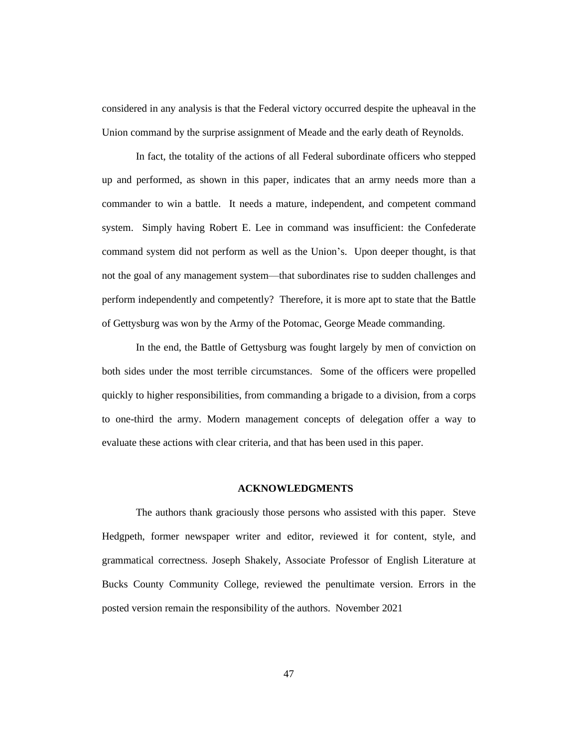considered in any analysis is that the Federal victory occurred despite the upheaval in the Union command by the surprise assignment of Meade and the early death of Reynolds.

In fact, the totality of the actions of all Federal subordinate officers who stepped up and performed, as shown in this paper, indicates that an army needs more than a commander to win a battle. It needs a mature, independent, and competent command system. Simply having Robert E. Lee in command was insufficient: the Confederate command system did not perform as well as the Union's. Upon deeper thought, is that not the goal of any management system—that subordinates rise to sudden challenges and perform independently and competently? Therefore, it is more apt to state that the Battle of Gettysburg was won by the Army of the Potomac, George Meade commanding.

In the end, the Battle of Gettysburg was fought largely by men of conviction on both sides under the most terrible circumstances. Some of the officers were propelled quickly to higher responsibilities, from commanding a brigade to a division, from a corps to one-third the army. Modern management concepts of delegation offer a way to evaluate these actions with clear criteria, and that has been used in this paper.

## ACKNOWLEDGMENTS

The authors thank graciously those persons who assisted with this paper. Steve Hedgpeth, former newspaper writer and editor, reviewed it for content, style, and grammatical correctness. Joseph Shakely, Associate Professor of English Literature at Bucks County Community College, reviewed the penultimate version. Errors in the posted version remain the responsibility of the authors. November 2021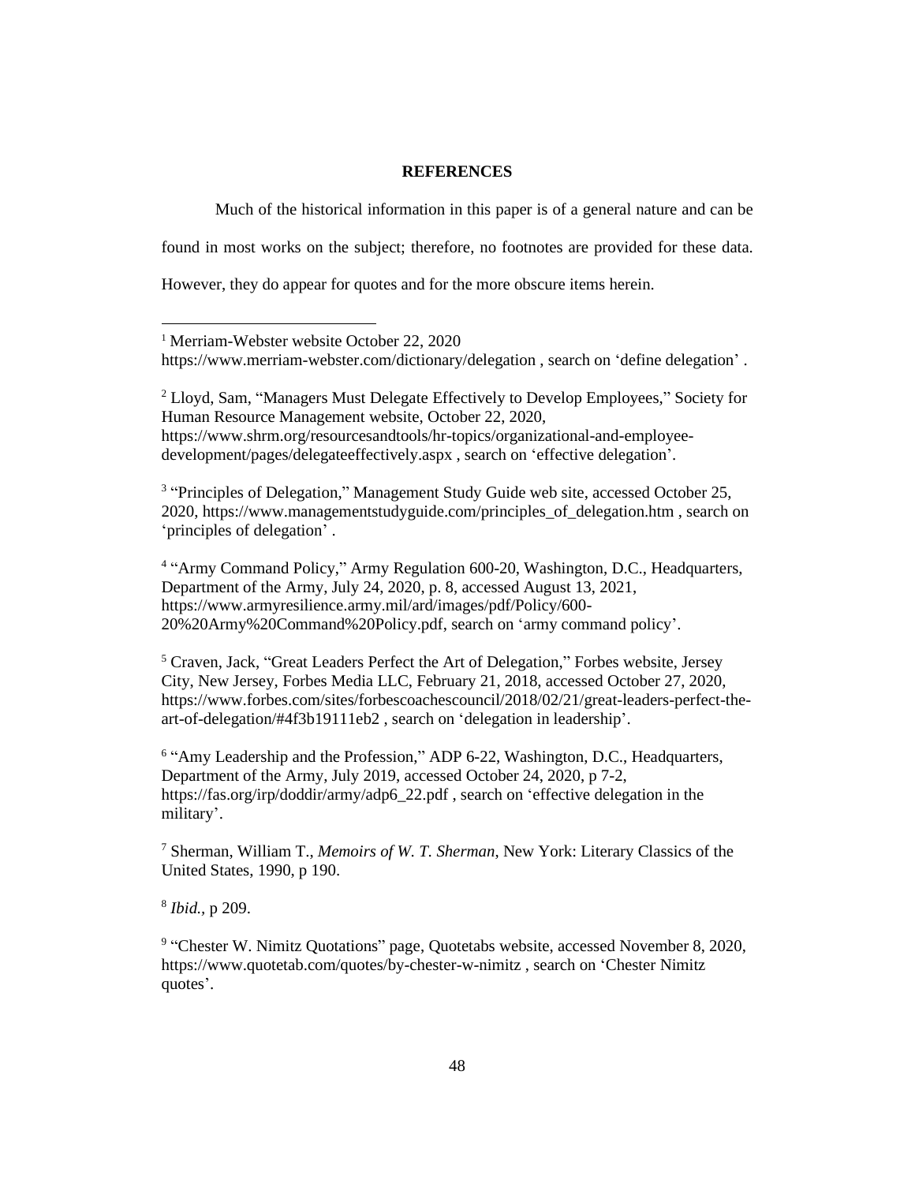## REFERENCES

Much of the historical information in this paper is of a general nature and can be found in most works on the subject; therefore, no footnotes are provided for these data. However, they do appear for quotes and for the more obscure items herein.

---

[1] Merriam-Webster website October 22, 2020 https://www.merriam-webster.com/dictionary/delegation , search on 'define delegation' .

[2] Lloyd, Sam, "Managers Must Delegate Effectively to Develop Employees," Society for Human Resource Management website, October 22, 2020, https://www.shrm.org/resourcesandtools/hr-topics/organizational-and-employee-development/pages/delegateeffectively.aspx , search on 'effective delegation'.

[3] "Principles of Delegation," Management Study Guide web site, accessed October 25, 2020, https://www.managementstudyguide.com/principles_of_delegation.htm , search on 'principles of delegation' .

[4] "Army Command Policy," Army Regulation 600-20, Washington, D.C., Headquarters, Department of the Army, July 24, 2020, p. 8, accessed August 13, 2021, https://www.armyresilience.army.mil/ard/images/pdf/Policy/600-20%20Army%20Command%20Policy.pdf, search on 'army command policy'.

[5] Craven, Jack, "Great Leaders Perfect the Art of Delegation," Forbes website, Jersey City, New Jersey, Forbes Media LLC, February 21, 2018, accessed October 27, 2020, https://www.forbes.com/sites/forbescoachescouncil/2018/02/21/great-leaders-perfect-the-art-of-delegation/#4f3b19111eb2 , search on 'delegation in leadership'.

[6] "Amy Leadership and the Profession," ADP 6-22, Washington, D.C., Headquarters, Department of the Army, July 2019, accessed October 24, 2020, p 7-2, https://fas.org/irp/doddir/army/adp6_22.pdf , search on 'effective delegation in the military'.

[7] Sherman, William T., *Memoirs of W. T. Sherman*, New York: Literary Classics of the United States, 1990, p 190.

[8] *Ibid.*, p 209.

[9] "Chester W. Nimitz Quotations" page, Quotetabs website, accessed November 8, 2020, https://www.quotetab.com/quotes/by-chester-w-nimitz , search on 'Chester Nimitz quotes'.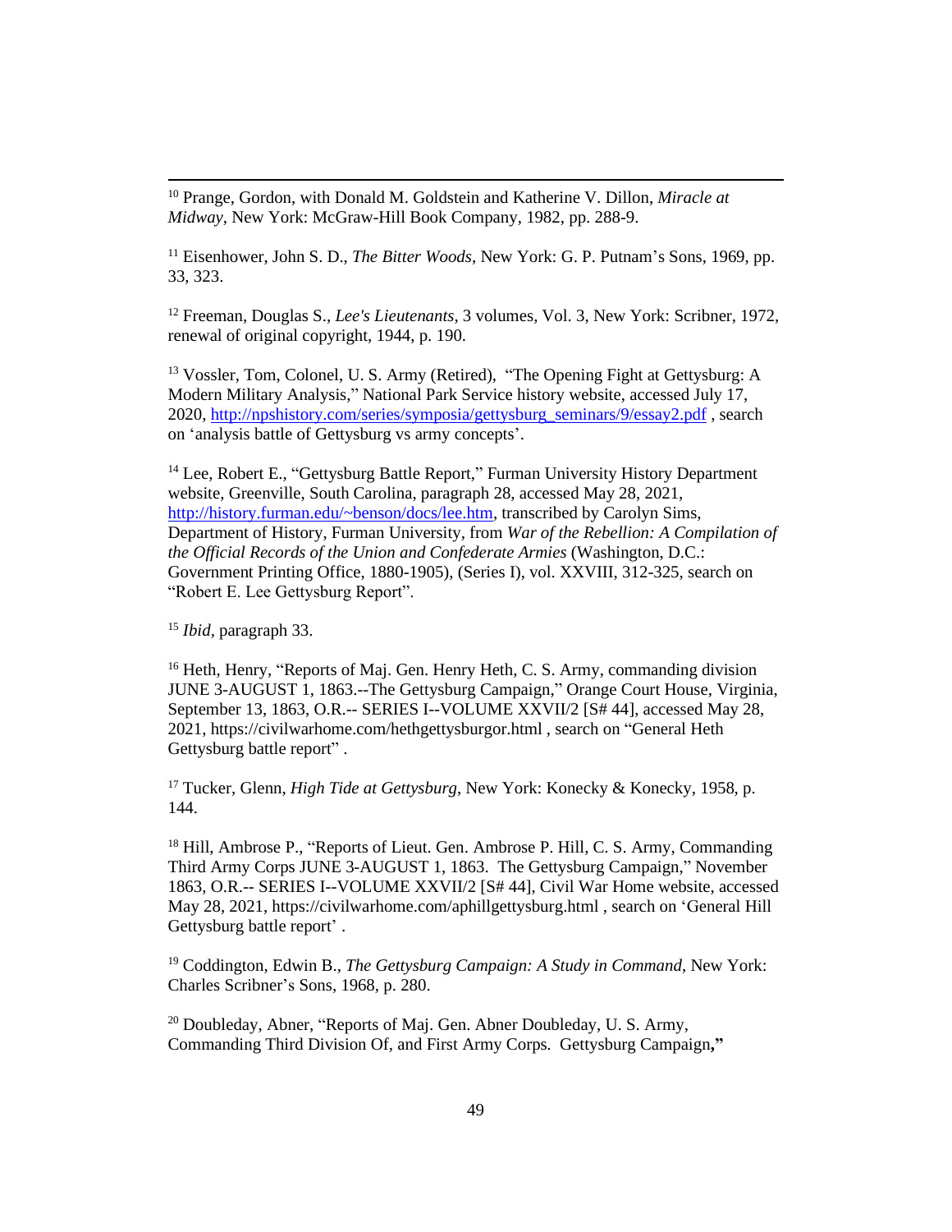[10] Prange, Gordon, with Donald M. Goldstein and Katherine V. Dillon, *Miracle at Midway*, New York: McGraw-Hill Book Company, 1982, pp. 288-9.

[11] Eisenhower, John S. D., *The Bitter Woods*, New York: G. P. Putnam's Sons, 1969, pp. 33, 323.

[12] Freeman, Douglas S., *Lee's Lieutenants*, 3 volumes, Vol. 3, New York: Scribner, 1972, renewal of original copyright, 1944, p. 190.

[13] Vossler, Tom, Colonel, U. S. Army (Retired), "The Opening Fight at Gettysburg: A Modern Military Analysis," National Park Service history website, accessed July 17, 2020, http://npshistory.com/series/symposia/gettysburg_seminars/9/essay2.pdf , search on 'analysis battle of Gettysburg vs army concepts'.

[14] Lee, Robert E., "Gettysburg Battle Report," Furman University History Department website, Greenville, South Carolina, paragraph 28, accessed May 28, 2021, http://history.furman.edu/~benson/docs/lee.htm, transcribed by Carolyn Sims, Department of History, Furman University, from *War of the Rebellion: A Compilation of the Official Records of the Union and Confederate Armies* (Washington, D.C.: Government Printing Office, 1880-1905), (Series I), vol. XXVIII, 312-325, search on "Robert E. Lee Gettysburg Report".

[15] *Ibid*, paragraph 33.

[16] Heth, Henry, "Reports of Maj. Gen. Henry Heth, C. S. Army, commanding division JUNE 3-AUGUST 1, 1863.--The Gettysburg Campaign," Orange Court House, Virginia, September 13, 1863, O.R.-- SERIES I--VOLUME XXVII/2 [S# 44], accessed May 28, 2021, https://civilwarhome.com/hethgettysburgor.html , search on "General Heth Gettysburg battle report" .

[17] Tucker, Glenn, *High Tide at Gettysburg*, New York: Konecky & Konecky, 1958, p. 144.

[18] Hill, Ambrose P., "Reports of Lieut. Gen. Ambrose P. Hill, C. S. Army, Commanding Third Army Corps JUNE 3-AUGUST 1, 1863. The Gettysburg Campaign," November 1863, O.R.-- SERIES I--VOLUME XXVII/2 [S# 44], Civil War Home website, accessed May 28, 2021, https://civilwarhome.com/aphillgettysburg.html , search on 'General Hill Gettysburg battle report' .

[19] Coddington, Edwin B., *The Gettysburg Campaign: A Study in Command*, New York: Charles Scribner's Sons, 1968, p. 280.

[20] Doubleday, Abner, "Reports of Maj. Gen. Abner Doubleday, U. S. Army, Commanding Third Division Of, and First Army Corps. Gettysburg Campaign**,"**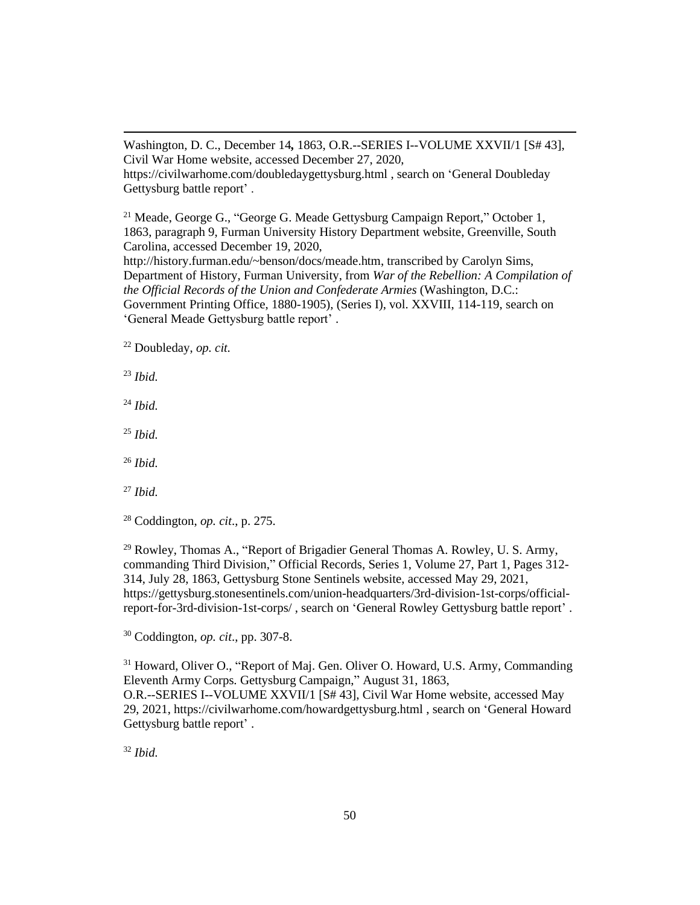Washington, D. C., December 14**,** 1863, O.R.--SERIES I--VOLUME XXVII/1 [S# 43], Civil War Home website, accessed December 27, 2020, https://civilwarhome.com/doubledaygettysburg.html , search on 'General Doubleday Gettysburg battle report' .

[21] Meade, George G., "George G. Meade Gettysburg Campaign Report," October 1, 1863, paragraph 9, Furman University History Department website, Greenville, South Carolina, accessed December 19, 2020, http://history.furman.edu/~benson/docs/meade.htm, transcribed by Carolyn Sims, Department of History, Furman University, from *War of the Rebellion: A Compilation of the Official Records of the Union and Confederate Armies* (Washington, D.C.: Government Printing Office, 1880-1905), (Series I), vol. XXVIII, 114-119, search on 'General Meade Gettysburg battle report' .

[22] Doubleday, *op. cit.*

[23] *Ibid.*

[24] *Ibid.*

[25] *Ibid.*

[26] *Ibid.*

[27] *Ibid.*

[28] Coddington, *op. cit*., p. 275.

[29] Rowley, Thomas A., "Report of Brigadier General Thomas A. Rowley, U. S. Army, commanding Third Division," Official Records, Series 1, Volume 27, Part 1, Pages 312-314, July 28, 1863, Gettysburg Stone Sentinels website, accessed May 29, 2021, https://gettysburg.stonesentinels.com/union-headquarters/3rd-division-1st-corps/official-report-for-3rd-division-1st-corps/ , search on 'General Rowley Gettysburg battle report' .

[30] Coddington, *op. cit*., pp. 307-8.

[31] Howard, Oliver O., "Report of Maj. Gen. Oliver O. Howard, U.S. Army, Commanding Eleventh Army Corps. Gettysburg Campaign," August 31, 1863, O.R.--SERIES I--VOLUME XXVII/1 [S# 43], Civil War Home website, accessed May 29, 2021, https://civilwarhome.com/howardgettysburg.html , search on 'General Howard Gettysburg battle report' .

[32] *Ibid.*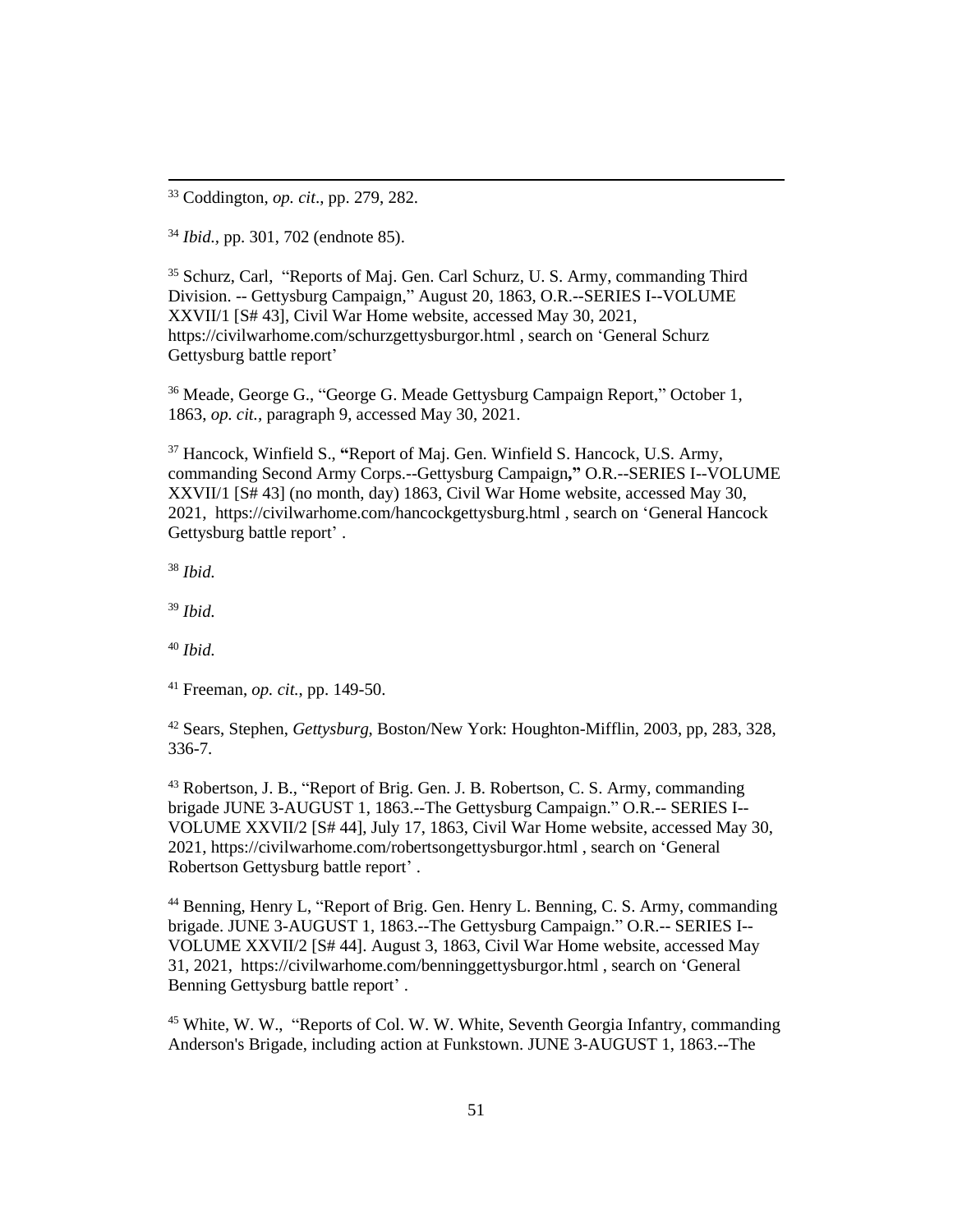[33] Coddington, *op. cit*., pp. 279, 282.

[34] *Ibid.*, pp. 301, 702 (endnote 85).

[35] Schurz, Carl, "Reports of Maj. Gen. Carl Schurz, U. S. Army, commanding Third Division. -- Gettysburg Campaign," August 20, 1863, O.R.--SERIES I--VOLUME XXVII/1 [S# 43], Civil War Home website, accessed May 30, 2021, https://civilwarhome.com/schurzgettysburgor.html , search on 'General Schurz Gettysburg battle report'

[36] Meade, George G., "George G. Meade Gettysburg Campaign Report," October 1, 1863, *op. cit.*, paragraph 9, accessed May 30, 2021.

[37] Hancock, Winfield S., **"**Report of Maj. Gen. Winfield S. Hancock, U.S. Army, commanding Second Army Corps.--Gettysburg Campaign**,"** O.R.--SERIES I--VOLUME XXVII/1 [S# 43] (no month, day) 1863, Civil War Home website, accessed May 30, 2021, https://civilwarhome.com/hancockgettysburg.html , search on 'General Hancock Gettysburg battle report' .

[38] *Ibid.*

[39] *Ibid.*

[40] *Ibid.*

[41] Freeman, *op. cit.*, pp. 149-50.

[42] Sears, Stephen, *Gettysburg*, Boston/New York: Houghton-Mifflin, 2003, pp, 283, 328, 336-7.

[43] Robertson, J. B., "Report of Brig. Gen. J. B. Robertson, C. S. Army, commanding brigade JUNE 3-AUGUST 1, 1863.--The Gettysburg Campaign." O.R.-- SERIES I--VOLUME XXVII/2 [S# 44], July 17, 1863, Civil War Home website, accessed May 30, 2021, https://civilwarhome.com/robertsongettysburgor.html , search on 'General Robertson Gettysburg battle report' .

[44] Benning, Henry L, "Report of Brig. Gen. Henry L. Benning, C. S. Army, commanding brigade. JUNE 3-AUGUST 1, 1863.--The Gettysburg Campaign." O.R.-- SERIES I--VOLUME XXVII/2 [S# 44]. August 3, 1863, Civil War Home website, accessed May 31, 2021, https://civilwarhome.com/benninggettysburgor.html , search on 'General Benning Gettysburg battle report' .

[45] White, W. W., "Reports of Col. W. W. White, Seventh Georgia Infantry, commanding Anderson's Brigade, including action at Funkstown. JUNE 3-AUGUST 1, 1863.--The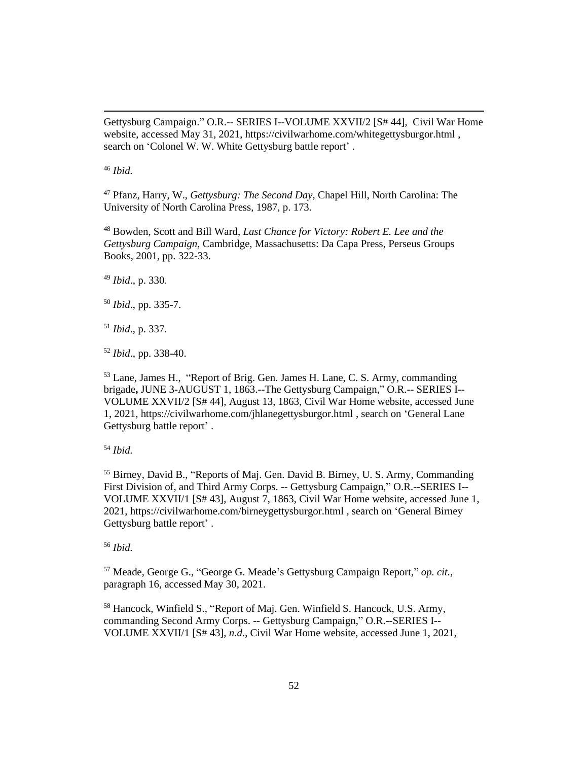Gettysburg Campaign." O.R.-- SERIES I--VOLUME XXVII/2 [S# 44], Civil War Home website, accessed May 31, 2021, https://civilwarhome.com/whitegettysburgor.html , search on 'Colonel W. W. White Gettysburg battle report' .

[46] *Ibid.*

[47] Pfanz, Harry, W., *Gettysburg: The Second Day*, Chapel Hill, North Carolina: The University of North Carolina Press, 1987, p. 173.

[48] Bowden, Scott and Bill Ward, *Last Chance for Victory: Robert E. Lee and the Gettysburg Campaign*, Cambridge, Massachusetts: Da Capa Press, Perseus Groups Books, 2001, pp. 322-33.

[49] *Ibid*., p. 330.

[50] *Ibid*., pp. 335-7.

[51] *Ibid*., p. 337.

[52] *Ibid*., pp. 338-40.

[53] Lane, James H., "Report of Brig. Gen. James H. Lane, C. S. Army, commanding brigade**,** JUNE 3-AUGUST 1, 1863.--The Gettysburg Campaign," O.R.-- SERIES I--VOLUME XXVII/2 [S# 44], August 13, 1863, Civil War Home website, accessed June 1, 2021, https://civilwarhome.com/jhlanegettysburgor.html , search on 'General Lane Gettysburg battle report' .

[54] *Ibid.*

[55] Birney, David B., "Reports of Maj. Gen. David B. Birney, U. S. Army, Commanding First Division of, and Third Army Corps. -- Gettysburg Campaign," O.R.--SERIES I--VOLUME XXVII/1 [S# 43], August 7, 1863, Civil War Home website, accessed June 1, 2021, https://civilwarhome.com/birneygettysburgor.html , search on 'General Birney Gettysburg battle report' .

[56] *Ibid.*

[57] Meade, George G., "George G. Meade's Gettysburg Campaign Report," *op. cit.*, paragraph 16, accessed May 30, 2021.

[58] Hancock, Winfield S., "Report of Maj. Gen. Winfield S. Hancock, U.S. Army, commanding Second Army Corps. -- Gettysburg Campaign," O.R.--SERIES I--VOLUME XXVII/1 [S# 43], *n.d*., Civil War Home website, accessed June 1, 2021,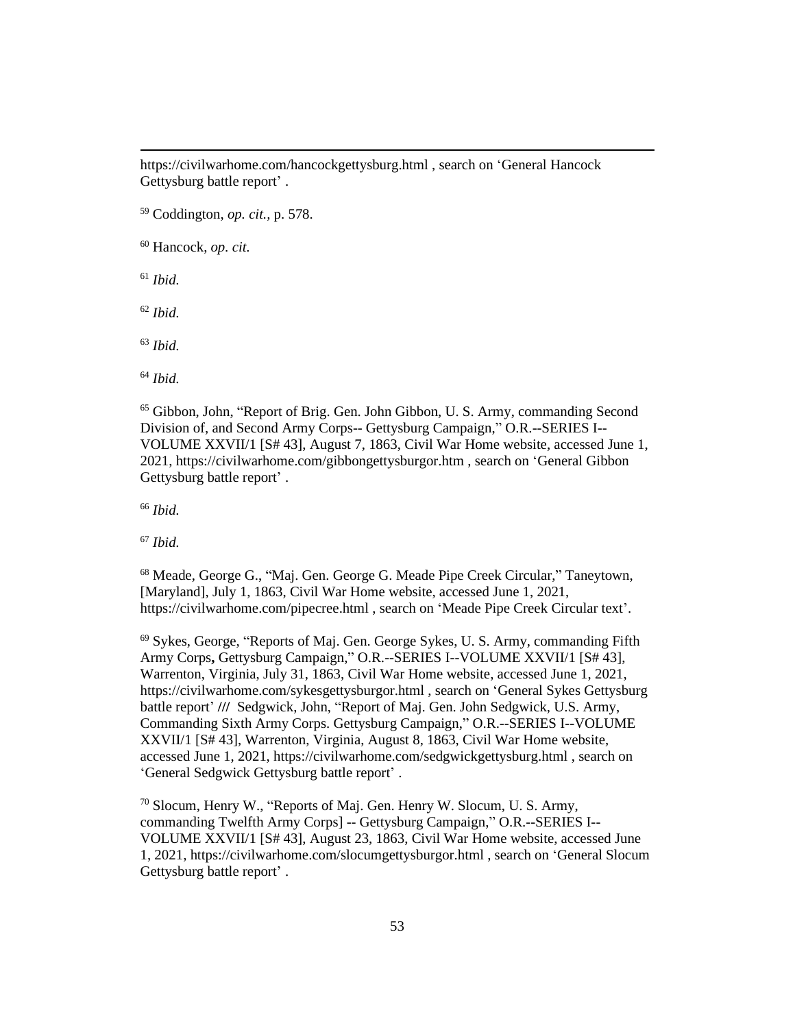https://civilwarhome.com/hancockgettysburg.html , search on ‘General Hancock Gettysburg battle report’ .

[59] Coddington, *op. cit.*, p. 578.

[60] Hancock, *op. cit.*

[61] *Ibid.*

[62] *Ibid.*

[63] *Ibid.*

[64] *Ibid.*

[65] Gibbon, John, “Report of Brig. Gen. John Gibbon, U. S. Army, commanding Second Division of, and Second Army Corps-- Gettysburg Campaign,” O.R.--SERIES I--VOLUME XXVII/1 [S# 43], August 7, 1863, Civil War Home website, accessed June 1, 2021, https://civilwarhome.com/gibbongettysburgor.htm , search on ‘General Gibbon Gettysburg battle report’ .

[66] *Ibid.*

[67] *Ibid.*

[68] Meade, George G., “Maj. Gen. George G. Meade Pipe Creek Circular,” Taneytown, [Maryland], July 1, 1863, Civil War Home website, accessed June 1, 2021, https://civilwarhome.com/pipecree.html , search on ‘Meade Pipe Creek Circular text’.

[69] Sykes, George, “Reports of Maj. Gen. George Sykes, U. S. Army, commanding Fifth Army Corps**,** Gettysburg Campaign,” O.R.--SERIES I--VOLUME XXVII/1 [S# 43], Warrenton, Virginia, July 31, 1863, Civil War Home website, accessed June 1, 2021, https://civilwarhome.com/sykesgettysburgor.html , search on ‘General Sykes Gettysburg battle report’ **///** Sedgwick, John, “Report of Maj. Gen. John Sedgwick, U.S. Army, Commanding Sixth Army Corps. Gettysburg Campaign,” O.R.--SERIES I--VOLUME XXVII/1 [S# 43], Warrenton, Virginia, August 8, 1863, Civil War Home website, accessed June 1, 2021, https://civilwarhome.com/sedgwickgettysburg.html , search on ‘General Sedgwick Gettysburg battle report’ .

[70] Slocum, Henry W., “Reports of Maj. Gen. Henry W. Slocum, U. S. Army, commanding Twelfth Army Corps] -- Gettysburg Campaign,” O.R.--SERIES I--VOLUME XXVII/1 [S# 43], August 23, 1863, Civil War Home website, accessed June 1, 2021, https://civilwarhome.com/slocumgettysburgor.html , search on ‘General Slocum Gettysburg battle report’ .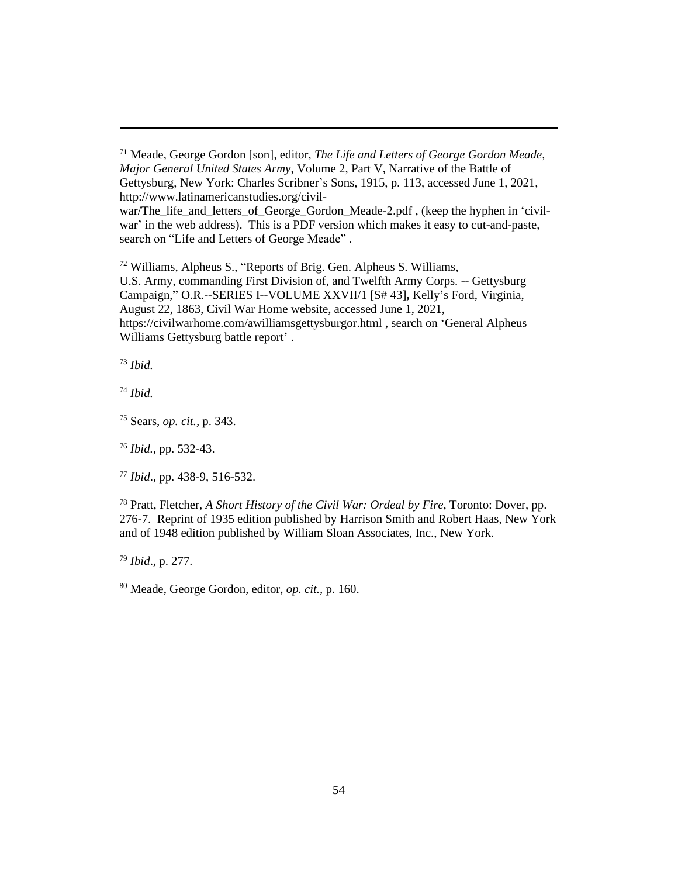[71] Meade, George Gordon [son], editor, *The Life and Letters of George Gordon Meade, Major General United States Army*, Volume 2, Part V, Narrative of the Battle of Gettysburg, New York: Charles Scribner's Sons, 1915, p. 113, accessed June 1, 2021, http://www.latinamericanstudies.org/civil-war/The_life_and_letters_of_George_Gordon_Meade-2.pdf , (keep the hyphen in 'civil-war' in the web address). This is a PDF version which makes it easy to cut-and-paste, search on "Life and Letters of George Meade" .

[72] Williams, Alpheus S., "Reports of Brig. Gen. Alpheus S. Williams, U.S. Army, commanding First Division of, and Twelfth Army Corps. -- Gettysburg Campaign," O.R.--SERIES I--VOLUME XXVII/1 [S# 43]**,** Kelly's Ford, Virginia, August 22, 1863, Civil War Home website, accessed June 1, 2021, https://civilwarhome.com/awilliamsgettysburgor.html , search on 'General Alpheus Williams Gettysburg battle report' .

[73] *Ibid.*

[74] *Ibid.*

[75] Sears, *op. cit.*, p. 343.

[76] *Ibid.*, pp. 532-43.

[77] *Ibid*., pp. 438-9, 516-532.

[78] Pratt, Fletcher, *A Short History of the Civil War: Ordeal by Fire*, Toronto: Dover, pp. 276-7. Reprint of 1935 edition published by Harrison Smith and Robert Haas, New York and of 1948 edition published by William Sloan Associates, Inc., New York.

[79] *Ibid*., p. 277.

[80] Meade, George Gordon, editor, *op. cit.*, p. 160.